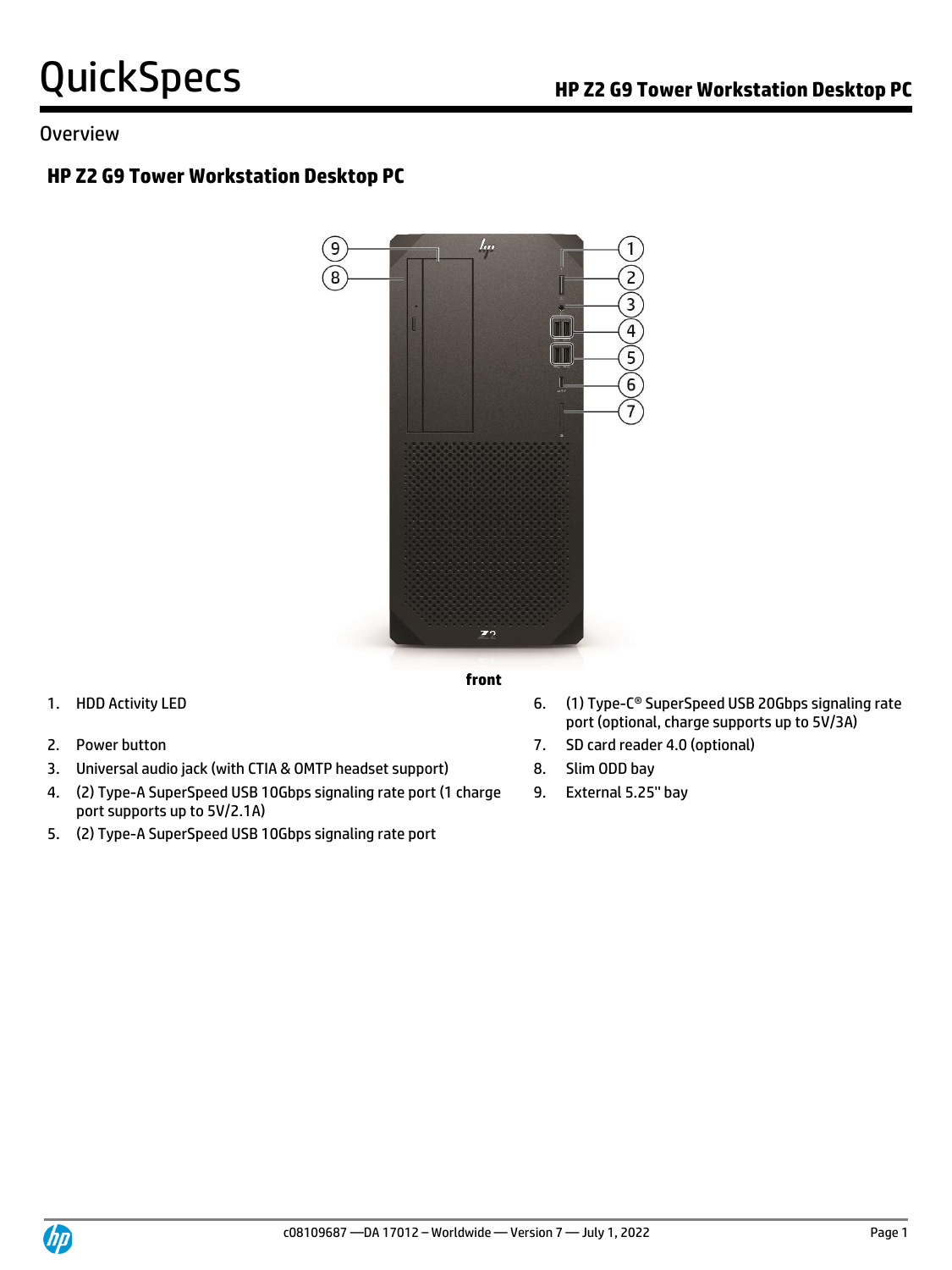# QuickSpecs

## Overview

### HP Z2 G9 Tower Workstation Desktop PC

front

1. HDD Activity LED
2. Power button
3. Universal audio jack (with CTIA & OMTP headset support)
4. (2) Type-A SuperSpeed USB 10Gbps signaling rate port (1 charge port supports up to 5V/2.1A)
5. (2) Type-A SuperSpeed USB 10Gbps signaling rate port
6. (1) Type-C® SuperSpeed USB 20Gbps signaling rate port (optional, charge supports up to 5V/3A)
7. SD card reader 4.0 (optional)
8. Slim ODD bay
9. External 5.25" bay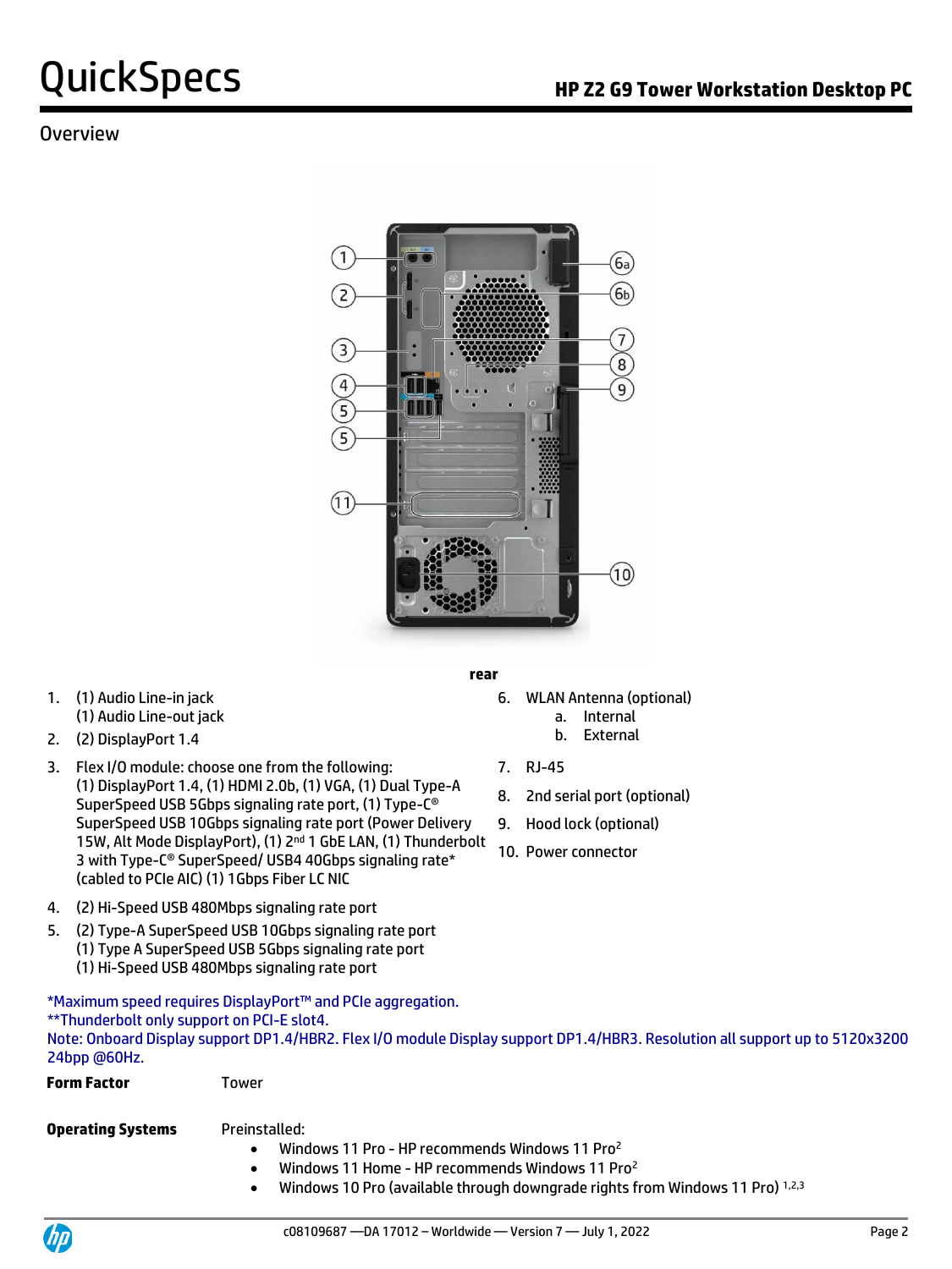## Overview

rear

1. (1) Audio Line-in jack
   (1) Audio Line-out jack
2. (2) DisplayPort 1.4
3. Flex I/O module: choose one from the following:
   (1) DisplayPort 1.4, (1) HDMI 2.0b, (1) VGA, (1) Dual Type-A SuperSpeed USB 5Gbps signaling rate port, (1) Type-C® SuperSpeed USB 10Gbps signaling rate port (Power Delivery 15W, Alt Mode DisplayPort), (1) 2nd 1 GbE LAN, (1) Thunderbolt 3 with Type-C® SuperSpeed/ USB4 40Gbps signaling rate* (cabled to PCIe AIC) (1) 1Gbps Fiber LC NIC
4. (2) Hi-Speed USB 480Mbps signaling rate port
5. (2) Type-A SuperSpeed USB 10Gbps signaling rate port
   (1) Type A SuperSpeed USB 5Gbps signaling rate port
   (1) Hi-Speed USB 480Mbps signaling rate port
6. WLAN Antenna (optional)
   a. Internal
   b. External
7. RJ-45
8. 2nd serial port (optional)
9. Hood lock (optional)
10. Power connector

*Maximum speed requires DisplayPort™ and PCIe aggregation.
**Thunderbolt only support on PCI-E slot4.
Note: Onboard Display support DP1.4/HBR2. Flex I/O module Display support DP1.4/HBR3. Resolution all support up to 5120x3200 24bpp @60Hz.

| **Form Factor** | Tower |
|---|---|
| **Operating Systems** | Preinstalled:<br>• Windows 11 Pro - HP recommends Windows 11 Pro[2]<br>• Windows 11 Home - HP recommends Windows 11 Pro[2]<br>• Windows 10 Pro (available through downgrade rights from Windows 11 Pro) [1,2,3] |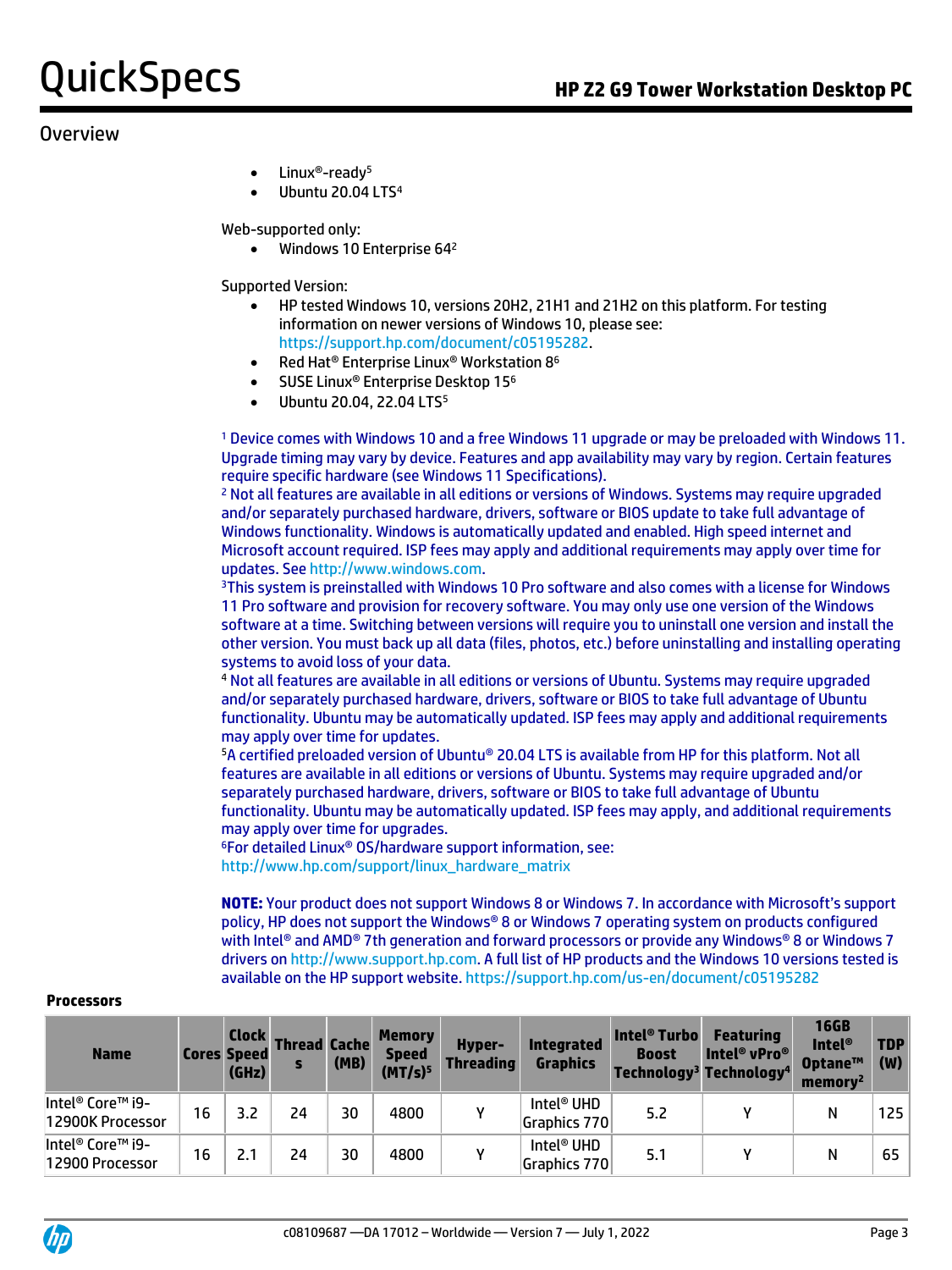## Overview

- Linux®-ready[5]
- Ubuntu 20.04 LTS[4]

Web-supported only:

- Windows 10 Enterprise 64[2]

Supported Version:

- HP tested Windows 10, versions 20H2, 21H1 and 21H2 on this platform. For testing information on newer versions of Windows 10, please see: https://support.hp.com/document/c05195282.
- Red Hat® Enterprise Linux® Workstation 8[6]
- SUSE Linux® Enterprise Desktop 15[6]
- Ubuntu 20.04, 22.04 LTS[5]

[1] Device comes with Windows 10 and a free Windows 11 upgrade or may be preloaded with Windows 11. Upgrade timing may vary by device. Features and app availability may vary by region. Certain features require specific hardware (see Windows 11 Specifications).
[2] Not all features are available in all editions or versions of Windows. Systems may require upgraded and/or separately purchased hardware, drivers, software or BIOS update to take full advantage of Windows functionality. Windows is automatically updated and enabled. High speed internet and Microsoft account required. ISP fees may apply and additional requirements may apply over time for updates. See http://www.windows.com.
[3] This system is preinstalled with Windows 10 Pro software and also comes with a license for Windows 11 Pro software and provision for recovery software. You may only use one version of the Windows software at a time. Switching between versions will require you to uninstall one version and install the other version. You must back up all data (files, photos, etc.) before uninstalling and installing operating systems to avoid loss of your data.
[4] Not all features are available in all editions or versions of Ubuntu. Systems may require upgraded and/or separately purchased hardware, drivers, software or BIOS to take full advantage of Ubuntu functionality. Ubuntu may be automatically updated. ISP fees may apply and additional requirements may apply over time for updates.
[5] A certified preloaded version of Ubuntu® 20.04 LTS is available from HP for this platform. Not all features are available in all editions or versions of Ubuntu. Systems may require upgraded and/or separately purchased hardware, drivers, software or BIOS to take full advantage of Ubuntu functionality. Ubuntu may be automatically updated. ISP fees may apply, and additional requirements may apply over time for upgrades.
[6] For detailed Linux® OS/hardware support information, see: http://www.hp.com/support/linux_hardware_matrix

**NOTE:** Your product does not support Windows 8 or Windows 7. In accordance with Microsoft's support policy, HP does not support the Windows® 8 or Windows 7 operating system on products configured with Intel® and AMD® 7th generation and forward processors or provide any Windows® 8 or Windows 7 drivers on http://www.support.hp.com. A full list of HP products and the Windows 10 versions tested is available on the HP support website. https://support.hp.com/us-en/document/c05195282

**Processors**

| Name | Cores | Clock Speed (GHz) | Threads | Cache (MB) | Memory Speed (MT/s)[5] | Hyper-Threading | Integrated Graphics | Intel® Turbo Boost Technology[3] | Featuring Intel® vPro® Technology[4] | 16GB Intel® Optane™ memory[2] | TDP (W) |
|---|---|---|---|---|---|---|---|---|---|---|---|
| Intel® Core™ i9-12900K Processor | 16 | 3.2 | 24 | 30 | 4800 | Y | Intel® UHD Graphics 770 | 5.2 | Y | N | 125 |
| Intel® Core™ i9-12900 Processor | 16 | 2.1 | 24 | 30 | 4800 | Y | Intel® UHD Graphics 770 | 5.1 | Y | N | 65 |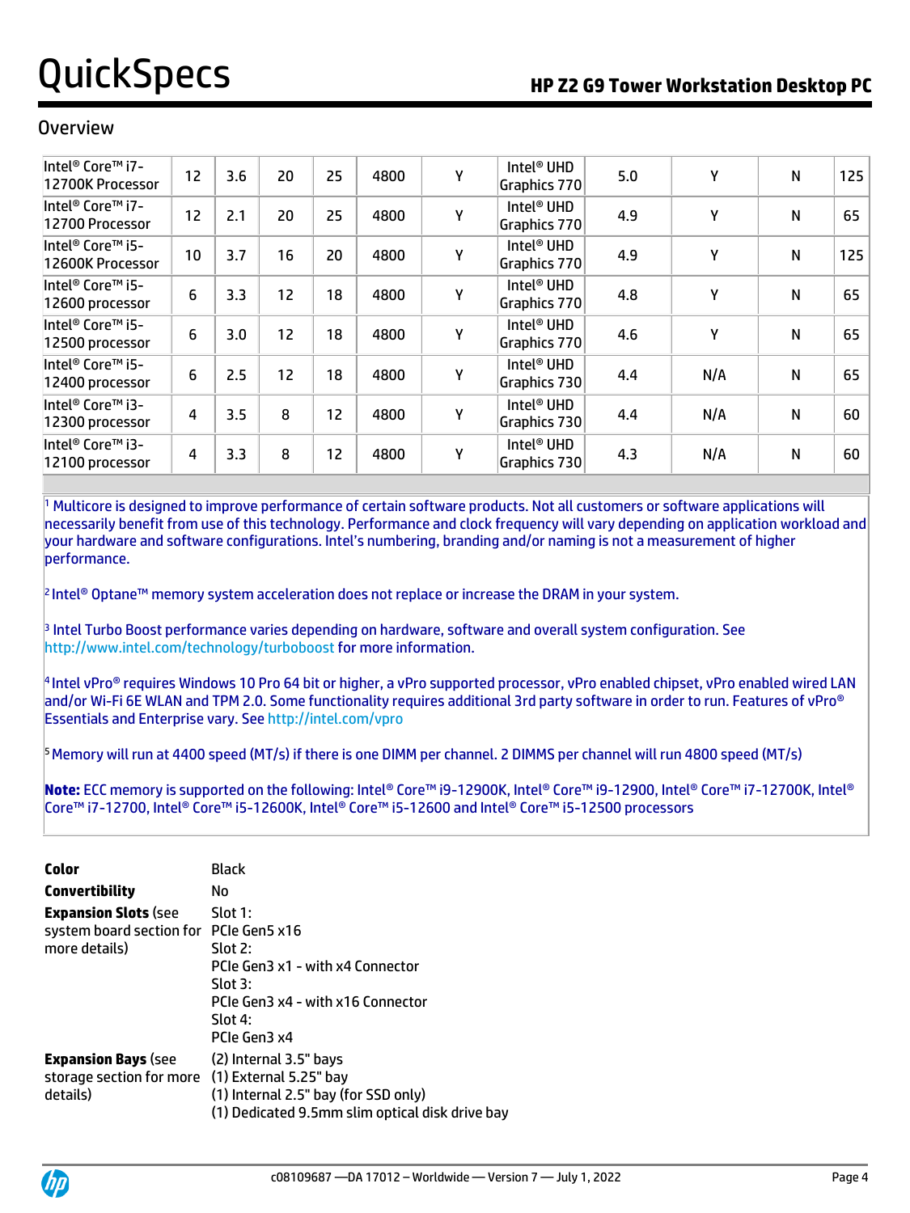## Overview

| | | | | | | | | | | | |
|---|---|---|---|---|---|---|---|---|---|---|---|
| Intel® Core™ i7-12700K Processor | 12 | 3.6 | 20 | 25 | 4800 | Y | Intel® UHD Graphics 770 | 5.0 | Y | N | 125 |
| Intel® Core™ i7-12700 Processor | 12 | 2.1 | 20 | 25 | 4800 | Y | Intel® UHD Graphics 770 | 4.9 | Y | N | 65 |
| Intel® Core™ i5-12600K Processor | 10 | 3.7 | 16 | 20 | 4800 | Y | Intel® UHD Graphics 770 | 4.9 | Y | N | 125 |
| Intel® Core™ i5-12600 processor | 6 | 3.3 | 12 | 18 | 4800 | Y | Intel® UHD Graphics 770 | 4.8 | Y | N | 65 |
| Intel® Core™ i5-12500 processor | 6 | 3.0 | 12 | 18 | 4800 | Y | Intel® UHD Graphics 770 | 4.6 | Y | N | 65 |
| Intel® Core™ i5-12400 processor | 6 | 2.5 | 12 | 18 | 4800 | Y | Intel® UHD Graphics 730 | 4.4 | N/A | N | 65 |
| Intel® Core™ i3-12300 processor | 4 | 3.5 | 8 | 12 | 4800 | Y | Intel® UHD Graphics 730 | 4.4 | N/A | N | 60 |
| Intel® Core™ i3-12100 processor | 4 | 3.3 | 8 | 12 | 4800 | Y | Intel® UHD Graphics 730 | 4.3 | N/A | N | 60 |

[1] Multicore is designed to improve performance of certain software products. Not all customers or software applications will necessarily benefit from use of this technology. Performance and clock frequency will vary depending on application workload and your hardware and software configurations. Intel's numbering, branding and/or naming is not a measurement of higher performance.

[2] Intel® Optane™ memory system acceleration does not replace or increase the DRAM in your system.

[3] Intel Turbo Boost performance varies depending on hardware, software and overall system configuration. See http://www.intel.com/technology/turboboost for more information.

[4] Intel vPro® requires Windows 10 Pro 64 bit or higher, a vPro supported processor, vPro enabled chipset, vPro enabled wired LAN and/or Wi-Fi 6E WLAN and TPM 2.0. Some functionality requires additional 3rd party software in order to run. Features of vPro® Essentials and Enterprise vary. See http://intel.com/vpro

[5] Memory will run at 4400 speed (MT/s) if there is one DIMM per channel. 2 DIMMS per channel will run 4800 speed (MT/s)

**Note:** ECC memory is supported on the following: Intel® Core™ i9-12900K, Intel® Core™ i9-12900, Intel® Core™ i7-12700K, Intel® Core™ i7-12700, Intel® Core™ i5-12600K, Intel® Core™ i5-12600 and Intel® Core™ i5-12500 processors

| | |
|---|---|
| **Color** | Black |
| **Convertibility** | No |
| **Expansion Slots** (see system board section for more details) | Slot 1:<br>PCIe Gen5 x16<br>Slot 2:<br>PCIe Gen3 x1 - with x4 Connector<br>Slot 3:<br>PCIe Gen3 x4 - with x16 Connector<br>Slot 4:<br>PCIe Gen3 x4 |
| **Expansion Bays** (see storage section for more details) | (2) Internal 3.5" bays<br>(1) External 5.25" bay<br>(1) Internal 2.5" bay (for SSD only)<br>(1) Dedicated 9.5mm slim optical disk drive bay |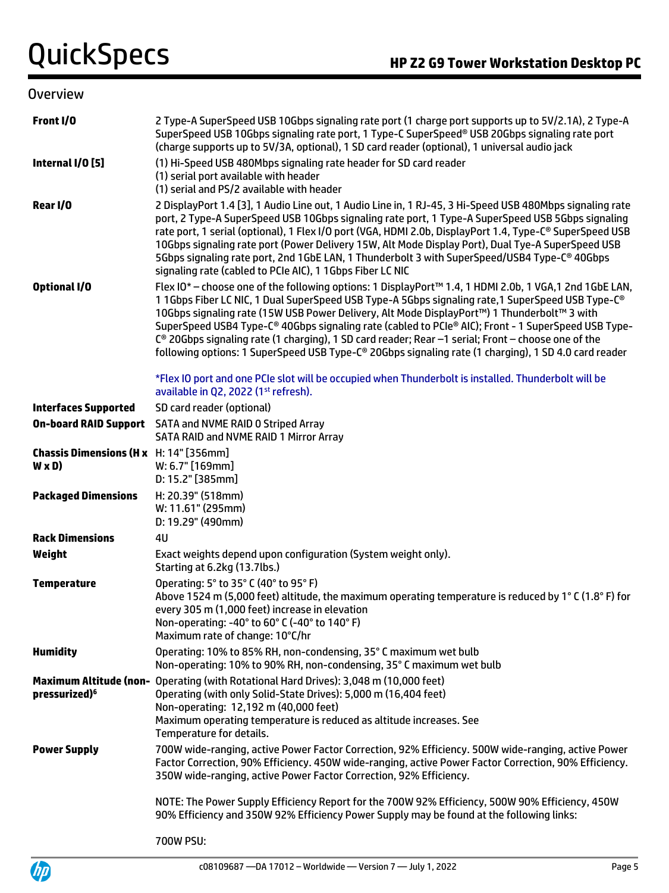## Overview

| | |
|---|---|
| **Front I/O** | 2 Type-A SuperSpeed USB 10Gbps signaling rate port (1 charge port supports up to 5V/2.1A), 2 Type-A SuperSpeed USB 10Gbps signaling rate port, 1 Type-C SuperSpeed® USB 20Gbps signaling rate port (charge supports up to 5V/3A, optional), 1 SD card reader (optional), 1 universal audio jack |
| **Internal I/O [5]** | (1) Hi-Speed USB 480Mbps signaling rate header for SD card reader<br>(1) serial port available with header<br>(1) serial and PS/2 available with header |
| **Rear I/O** | 2 DisplayPort 1.4 [3], 1 Audio Line out, 1 Audio Line in, 1 RJ-45, 3 Hi-Speed USB 480Mbps signaling rate port, 2 Type-A SuperSpeed USB 10Gbps signaling rate port, 1 Type-A SuperSpeed USB 5Gbps signaling rate port, 1 serial (optional), 1 Flex I/O port (VGA, HDMI 2.0b, DisplayPort 1.4, Type-C® SuperSpeed USB 10Gbps signaling rate port (Power Delivery 15W, Alt Mode Display Port), Dual Tye-A SuperSpeed USB 5Gbps signaling rate port, 2nd 1GbE LAN, 1 Thunderbolt 3 with SuperSpeed/USB4 Type-C® 40Gbps signaling rate (cabled to PCIe AIC), 1 1Gbps Fiber LC NIC |
| **Optional I/O** | Flex IO* – choose one of the following options: 1 DisplayPort™ 1.4, 1 HDMI 2.0b, 1 VGA,1 2nd 1GbE LAN, 1 1Gbps Fiber LC NIC, 1 Dual SuperSpeed USB Type-A 5Gbps signaling rate,1 SuperSpeed USB Type-C® 10Gbps signaling rate (15W USB Power Delivery, Alt Mode DisplayPort™) 1 Thunderbolt™ 3 with SuperSpeed USB4 Type-C® 40Gbps signaling rate (cabled to PCIe® AIC); Front - 1 SuperSpeed USB Type-C® 20Gbps signaling rate (1 charging), 1 SD card reader; Rear –1 serial; Front – choose one of the following options: 1 SuperSpeed USB Type-C® 20Gbps signaling rate (1 charging), 1 SD 4.0 card reader<br><br>*Flex IO port and one PCIe slot will be occupied when Thunderbolt is installed. Thunderbolt will be available in Q2, 2022 (1st refresh). |
| **Interfaces Supported** | SD card reader (optional) |
| **On-board RAID Support** | SATA and NVME RAID 0 Striped Array<br>SATA RAID and NVME RAID 1 Mirror Array |
| **Chassis Dimensions (H x W x D)** | H: 14" [356mm]<br>W: 6.7" [169mm]<br>D: 15.2" [385mm] |
| **Packaged Dimensions** | H: 20.39" (518mm)<br>W: 11.61" (295mm)<br>D: 19.29" (490mm) |
| **Rack Dimensions** | 4U |
| **Weight** | Exact weights depend upon configuration (System weight only).<br>Starting at 6.2kg (13.7lbs.) |
| **Temperature** | Operating: 5° to 35° C (40° to 95° F)<br>Above 1524 m (5,000 feet) altitude, the maximum operating temperature is reduced by 1° C (1.8° F) for every 305 m (1,000 feet) increase in elevation<br>Non-operating: -40° to 60° C (-40° to 140° F)<br>Maximum rate of change: 10°C/hr |
| **Humidity** | Operating: 10% to 85% RH, non-condensing, 35° C maximum wet bulb<br>Non-operating: 10% to 90% RH, non-condensing, 35° C maximum wet bulb |
| **Maximum Altitude (non-pressurized)[6]** | Operating (with Rotational Hard Drives): 3,048 m (10,000 feet)<br>Operating (with only Solid-State Drives): 5,000 m (16,404 feet)<br>Non-operating: 12,192 m (40,000 feet)<br>Maximum operating temperature is reduced as altitude increases. See Temperature for details. |
| **Power Supply** | 700W wide-ranging, active Power Factor Correction, 92% Efficiency. 500W wide-ranging, active Power Factor Correction, 90% Efficiency. 450W wide-ranging, active Power Factor Correction, 90% Efficiency. 350W wide-ranging, active Power Factor Correction, 92% Efficiency.<br><br>NOTE: The Power Supply Efficiency Report for the 700W 92% Efficiency, 500W 90% Efficiency, 450W 90% Efficiency and 350W 92% Efficiency Power Supply may be found at the following links:<br><br>700W PSU: |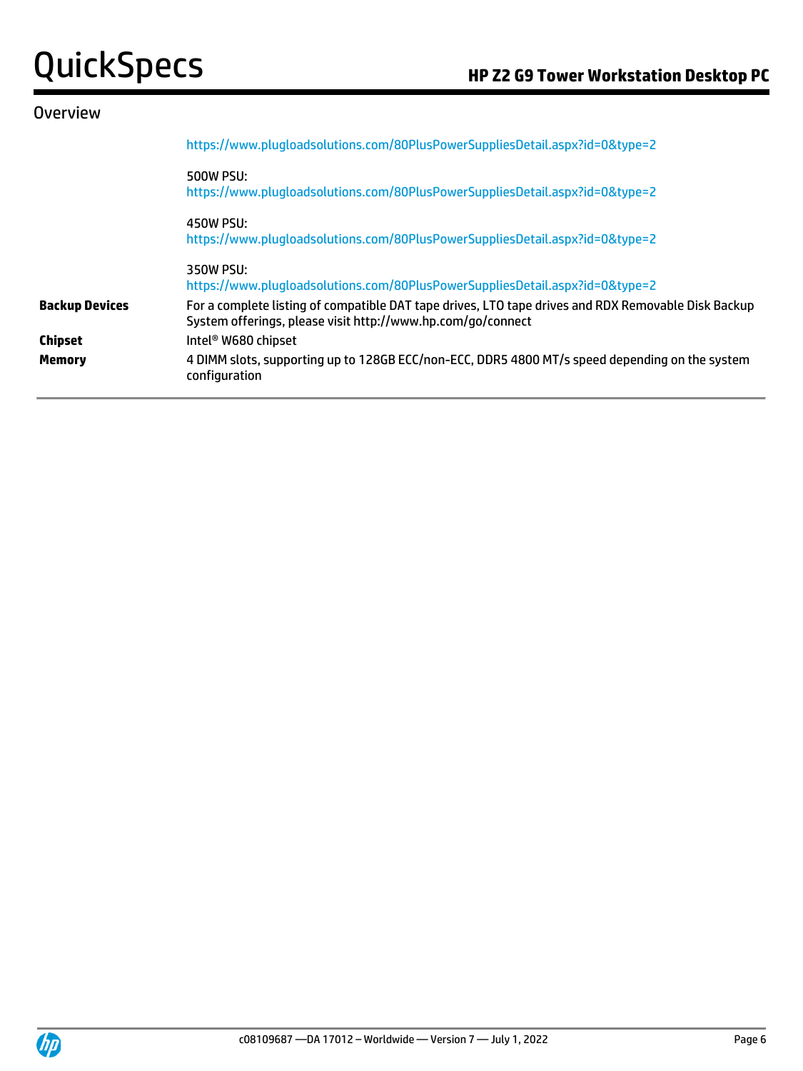## Overview

| | |
|---|---|
| | https://www.plugloadsolutions.com/80PlusPowerSuppliesDetail.aspx?id=0&type=2<br><br>500W PSU:<br>https://www.plugloadsolutions.com/80PlusPowerSuppliesDetail.aspx?id=0&type=2<br><br>450W PSU:<br>https://www.plugloadsolutions.com/80PlusPowerSuppliesDetail.aspx?id=0&type=2<br><br>350W PSU:<br>https://www.plugloadsolutions.com/80PlusPowerSuppliesDetail.aspx?id=0&type=2 |
| **Backup Devices** | For a complete listing of compatible DAT tape drives, LTO tape drives and RDX Removable Disk Backup System offerings, please visit http://www.hp.com/go/connect |
| **Chipset** | Intel® W680 chipset |
| **Memory** | 4 DIMM slots, supporting up to 128GB ECC/non-ECC, DDR5 4800 MT/s speed depending on the system configuration |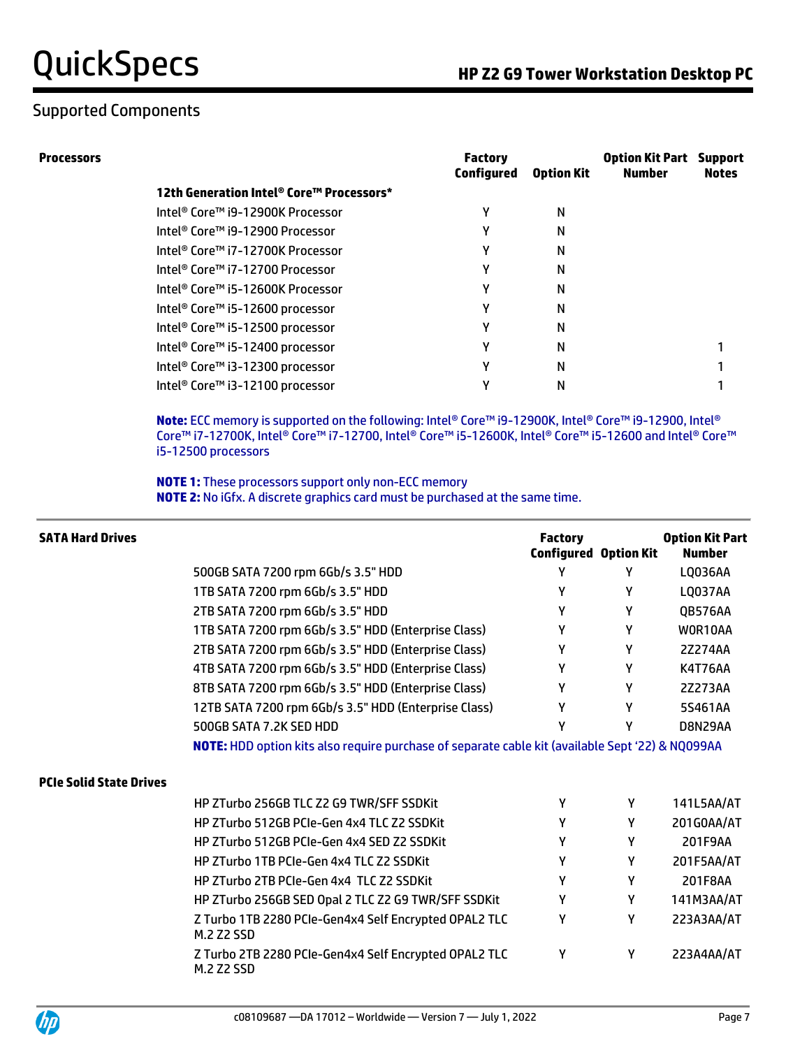## Supported Components

### Processors

| | Factory Configured | Option Kit | Option Kit Part Number | Support Notes |
|---|---|---|---|---|
| **12th Generation Intel® Core™ Processors*** | | | | |
| Intel® Core™ i9-12900K Processor | Y | N | | |
| Intel® Core™ i9-12900 Processor | Y | N | | |
| Intel® Core™ i7-12700K Processor | Y | N | | |
| Intel® Core™ i7-12700 Processor | Y | N | | |
| Intel® Core™ i5-12600K Processor | Y | N | | |
| Intel® Core™ i5-12600 processor | Y | N | | |
| Intel® Core™ i5-12500 processor | Y | N | | |
| Intel® Core™ i5-12400 processor | Y | N | | 1 |
| Intel® Core™ i3-12300 processor | Y | N | | 1 |
| Intel® Core™ i3-12100 processor | Y | N | | 1 |

**Note:** ECC memory is supported on the following: Intel® Core™ i9-12900K, Intel® Core™ i9-12900, Intel® Core™ i7-12700K, Intel® Core™ i7-12700, Intel® Core™ i5-12600K, Intel® Core™ i5-12600 and Intel® Core™ i5-12500 processors

**NOTE 1:** These processors support only non-ECC memory
**NOTE 2:** No iGfx. A discrete graphics card must be purchased at the same time.

### SATA Hard Drives

| | Factory Configured | Option Kit | Option Kit Part Number |
|---|---|---|---|
| 500GB SATA 7200 rpm 6Gb/s 3.5" HDD | Y | Y | LQ036AA |
| 1TB SATA 7200 rpm 6Gb/s 3.5" HDD | Y | Y | LQ037AA |
| 2TB SATA 7200 rpm 6Gb/s 3.5" HDD | Y | Y | QB576AA |
| 1TB SATA 7200 rpm 6Gb/s 3.5" HDD (Enterprise Class) | Y | Y | W0R10AA |
| 2TB SATA 7200 rpm 6Gb/s 3.5" HDD (Enterprise Class) | Y | Y | 2Z274AA |
| 4TB SATA 7200 rpm 6Gb/s 3.5" HDD (Enterprise Class) | Y | Y | K4T76AA |
| 8TB SATA 7200 rpm 6Gb/s 3.5" HDD (Enterprise Class) | Y | Y | 2Z273AA |
| 12TB SATA 7200 rpm 6Gb/s 3.5" HDD (Enterprise Class) | Y | Y | 5S461AA |
| 500GB SATA 7.2K SED HDD | Y | Y | D8N29AA |

**NOTE:** HDD option kits also require purchase of separate cable kit (available Sept '22) & NQ099AA

### PCIe Solid State Drives

| | Factory Configured | Option Kit | Option Kit Part Number |
|---|---|---|---|
| HP ZTurbo 256GB TLC Z2 G9 TWR/SFF SSDKit | Y | Y | 141L5AA/AT |
| HP ZTurbo 512GB PCIe-Gen 4x4 TLC Z2 SSDKit | Y | Y | 201G0AA/AT |
| HP ZTurbo 512GB PCIe-Gen 4x4 SED Z2 SSDKit | Y | Y | 201F9AA |
| HP ZTurbo 1TB PCIe-Gen 4x4 TLC Z2 SSDKit | Y | Y | 201F5AA/AT |
| HP ZTurbo 2TB PCIe-Gen 4x4 TLC Z2 SSDKit | Y | Y | 201F8AA |
| HP ZTurbo 256GB SED Opal 2 TLC Z2 G9 TWR/SFF SSDKit | Y | Y | 141M3AA/AT |
| Z Turbo 1TB 2280 PCIe-Gen4x4 Self Encrypted OPAL2 TLC M.2 Z2 SSD | Y | Y | 223A3AA/AT |
| Z Turbo 2TB 2280 PCIe-Gen4x4 Self Encrypted OPAL2 TLC M.2 Z2 SSD | Y | Y | 223A4AA/AT |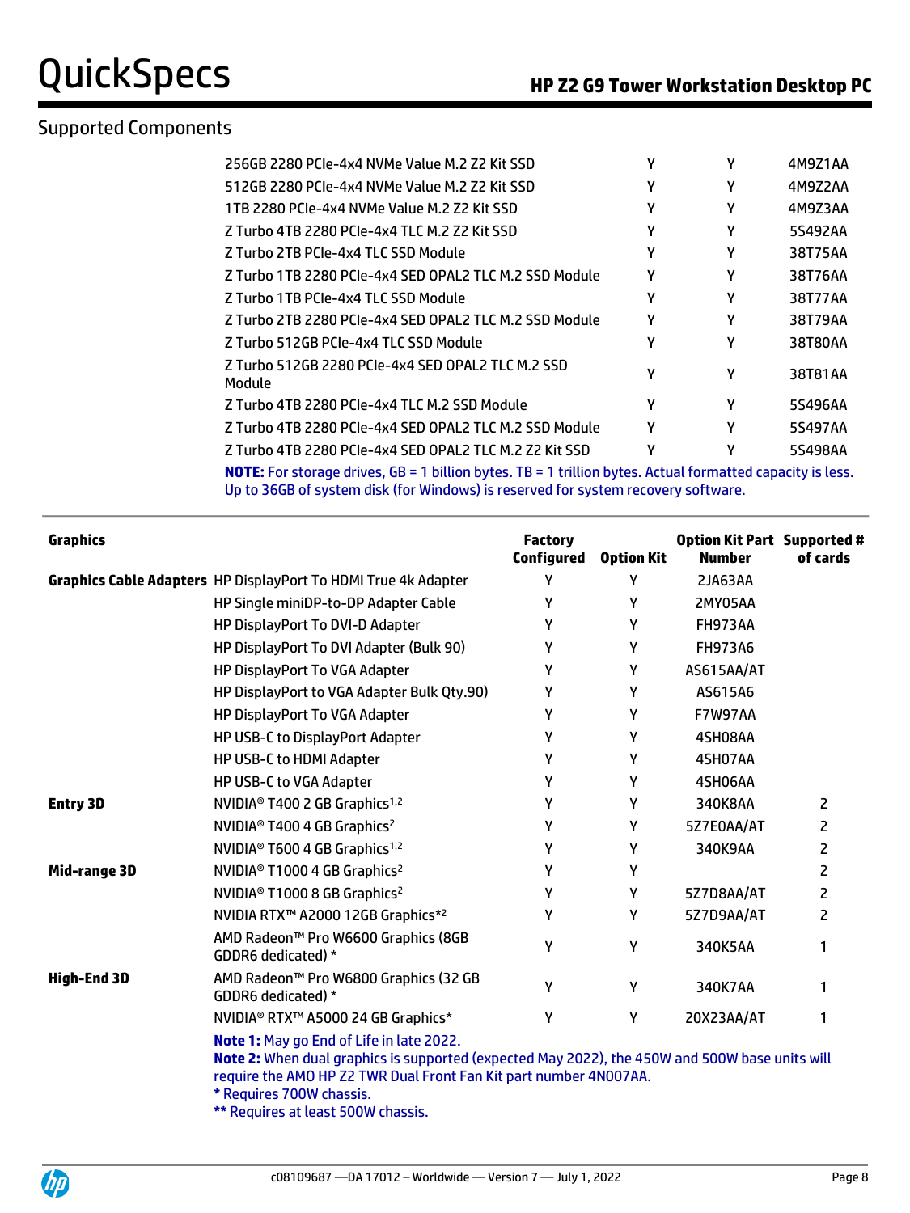## Supported Components

| | | | |
|---|---|---|---|
| 256GB 2280 PCIe-4x4 NVMe Value M.2 Z2 Kit SSD | Y | Y | 4M9Z1AA |
| 512GB 2280 PCIe-4x4 NVMe Value M.2 Z2 Kit SSD | Y | Y | 4M9Z2AA |
| 1TB 2280 PCIe-4x4 NVMe Value M.2 Z2 Kit SSD | Y | Y | 4M9Z3AA |
| Z Turbo 4TB 2280 PCIe-4x4 TLC M.2 Z2 Kit SSD | Y | Y | 5S492AA |
| Z Turbo 2TB PCIe-4x4 TLC SSD Module | Y | Y | 38T75AA |
| Z Turbo 1TB 2280 PCIe-4x4 SED OPAL2 TLC M.2 SSD Module | Y | Y | 38T76AA |
| Z Turbo 1TB PCIe-4x4 TLC SSD Module | Y | Y | 38T77AA |
| Z Turbo 2TB 2280 PCIe-4x4 SED OPAL2 TLC M.2 SSD Module | Y | Y | 38T79AA |
| Z Turbo 512GB PCIe-4x4 TLC SSD Module | Y | Y | 38T80AA |
| Z Turbo 512GB 2280 PCIe-4x4 SED OPAL2 TLC M.2 SSD Module | Y | Y | 38T81AA |
| Z Turbo 4TB 2280 PCIe-4x4 TLC M.2 SSD Module | Y | Y | 5S496AA |
| Z Turbo 4TB 2280 PCIe-4x4 SED OPAL2 TLC M.2 SSD Module | Y | Y | 5S497AA |
| Z Turbo 4TB 2280 PCIe-4x4 SED OPAL2 TLC M.2 Z2 Kit SSD | Y | Y | 5S498AA |

**NOTE:** For storage drives, GB = 1 billion bytes. TB = 1 trillion bytes. Actual formatted capacity is less. Up to 36GB of system disk (for Windows) is reserved for system recovery software.

| Graphics | | Factory Configured | Option Kit | Option Kit Part Number | Supported # of cards |
|---|---|---|---|---|---|
| **Graphics Cable Adapters** | HP DisplayPort To HDMI True 4k Adapter | Y | Y | 2JA63AA | |
| | HP Single miniDP-to-DP Adapter Cable | Y | Y | 2MY05AA | |
| | HP DisplayPort To DVI-D Adapter | Y | Y | FH973AA | |
| | HP DisplayPort To DVI Adapter (Bulk 90) | Y | Y | FH973A6 | |
| | HP DisplayPort To VGA Adapter | Y | Y | AS615AA/AT | |
| | HP DisplayPort to VGA Adapter Bulk Qty.90) | Y | Y | AS615A6 | |
| | HP DisplayPort To VGA Adapter | Y | Y | F7W97AA | |
| | HP USB-C to DisplayPort Adapter | Y | Y | 4SH08AA | |
| | HP USB-C to HDMI Adapter | Y | Y | 4SH07AA | |
| | HP USB-C to VGA Adapter | Y | Y | 4SH06AA | |
| **Entry 3D** | NVIDIA® T400 2 GB Graphics[1,2] | Y | Y | 340K8AA | 2 |
| | NVIDIA® T400 4 GB Graphics[2] | Y | Y | 5Z7E0AA/AT | 2 |
| | NVIDIA® T600 4 GB Graphics[1,2] | Y | Y | 340K9AA | 2 |
| **Mid-range 3D** | NVIDIA® T1000 4 GB Graphics[2] | Y | Y | | 2 |
| | NVIDIA® T1000 8 GB Graphics[2] | Y | Y | 5Z7D8AA/AT | 2 |
| | NVIDIA RTX™ A2000 12GB Graphics*[2] | Y | Y | 5Z7D9AA/AT | 2 |
| | AMD Radeon™ Pro W6600 Graphics (8GB GDDR6 dedicated) * | Y | Y | 340K5AA | 1 |
| **High-End 3D** | AMD Radeon™ Pro W6800 Graphics (32 GB GDDR6 dedicated) * | Y | Y | 340K7AA | 1 |
| | NVIDIA® RTX™ A5000 24 GB Graphics* | Y | Y | 20X23AA/AT | 1 |

**Note 1:** May go End of Life in late 2022.
**Note 2:** When dual graphics is supported (expected May 2022), the 450W and 500W base units will require the AMO HP Z2 TWR Dual Front Fan Kit part number 4N007AA.
**\*** Requires 700W chassis.
**\*\*** Requires at least 500W chassis.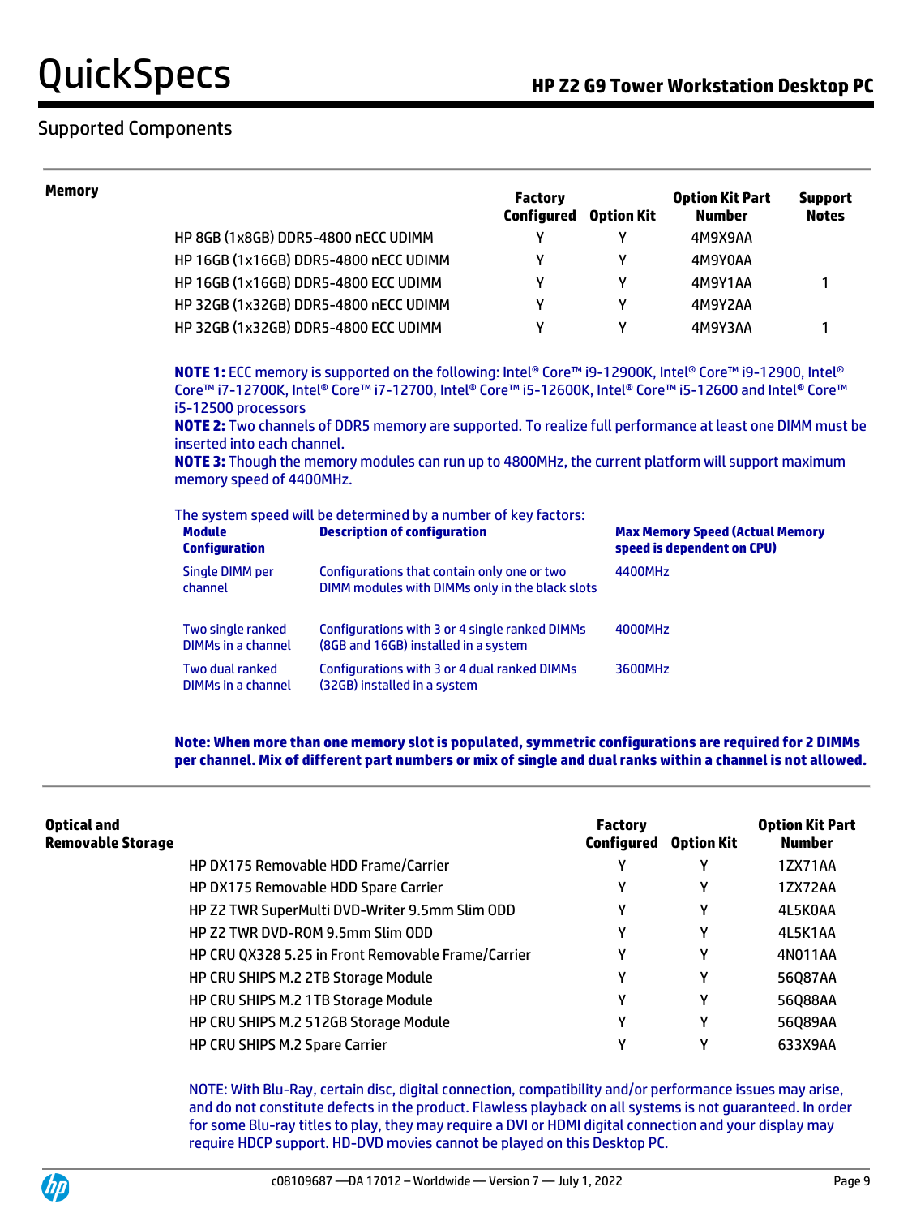## Supported Components

### Memory

| | Factory Configured | Option Kit | Option Kit Part Number | Support Notes |
|---|---|---|---|---|
| HP 8GB (1x8GB) DDR5-4800 nECC UDIMM | Y | Y | 4M9X9AA | |
| HP 16GB (1x16GB) DDR5-4800 nECC UDIMM | Y | Y | 4M9Y0AA | |
| HP 16GB (1x16GB) DDR5-4800 ECC UDIMM | Y | Y | 4M9Y1AA | 1 |
| HP 32GB (1x32GB) DDR5-4800 nECC UDIMM | Y | Y | 4M9Y2AA | |
| HP 32GB (1x32GB) DDR5-4800 ECC UDIMM | Y | Y | 4M9Y3AA | 1 |

**NOTE 1:** ECC memory is supported on the following: Intel® Core™ i9-12900K, Intel® Core™ i9-12900, Intel® Core™ i7-12700K, Intel® Core™ i7-12700, Intel® Core™ i5-12600K, Intel® Core™ i5-12600 and Intel® Core™ i5-12500 processors

**NOTE 2:** Two channels of DDR5 memory are supported. To realize full performance at least one DIMM must be inserted into each channel.

**NOTE 3:** Though the memory modules can run up to 4800MHz, the current platform will support maximum memory speed of 4400MHz.

The system speed will be determined by a number of key factors:

| Module Configuration | Description of configuration | Max Memory Speed (Actual Memory speed is dependent on CPU) |
|---|---|---|
| Single DIMM per channel | Configurations that contain only one or two DIMM modules with DIMMs only in the black slots | 4400MHz |
| Two single ranked DIMMs in a channel | Configurations with 3 or 4 single ranked DIMMs (8GB and 16GB) installed in a system | 4000MHz |
| Two dual ranked DIMMs in a channel | Configurations with 3 or 4 dual ranked DIMMs (32GB) installed in a system | 3600MHz |

**Note: When more than one memory slot is populated, symmetric configurations are required for 2 DIMMs per channel. Mix of different part numbers or mix of single and dual ranks within a channel is not allowed.**

### Optical and Removable Storage

| | Factory Configured | Option Kit | Option Kit Part Number |
|---|---|---|---|
| HP DX175 Removable HDD Frame/Carrier | Y | Y | 1ZX71AA |
| HP DX175 Removable HDD Spare Carrier | Y | Y | 1ZX72AA |
| HP Z2 TWR SuperMulti DVD-Writer 9.5mm Slim ODD | Y | Y | 4L5K0AA |
| HP Z2 TWR DVD-ROM 9.5mm Slim ODD | Y | Y | 4L5K1AA |
| HP CRU QX328 5.25 in Front Removable Frame/Carrier | Y | Y | 4N011AA |
| HP CRU SHIPS M.2 2TB Storage Module | Y | Y | 56Q87AA |
| HP CRU SHIPS M.2 1TB Storage Module | Y | Y | 56Q88AA |
| HP CRU SHIPS M.2 512GB Storage Module | Y | Y | 56Q89AA |
| HP CRU SHIPS M.2 Spare Carrier | Y | Y | 633X9AA |

NOTE: With Blu-Ray, certain disc, digital connection, compatibility and/or performance issues may arise, and do not constitute defects in the product. Flawless playback on all systems is not guaranteed. In order for some Blu-ray titles to play, they may require a DVI or HDMI digital connection and your display may require HDCP support. HD-DVD movies cannot be played on this Desktop PC.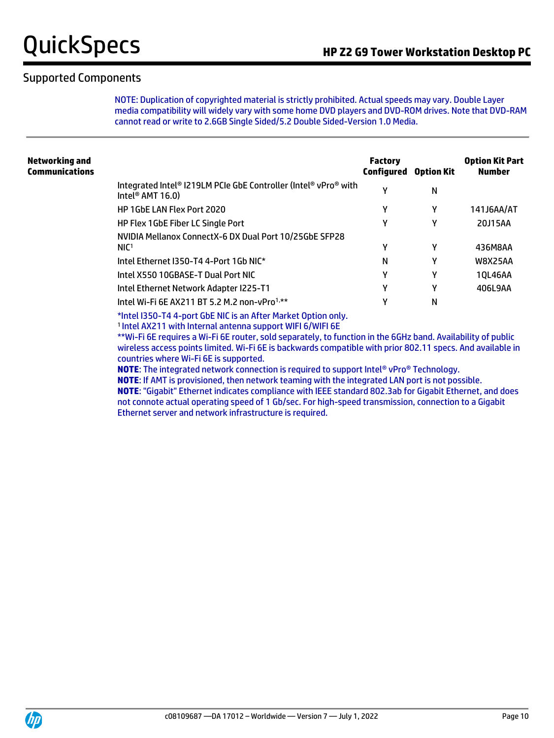## Supported Components

NOTE: Duplication of copyrighted material is strictly prohibited. Actual speeds may vary. Double Layer media compatibility will widely vary with some home DVD players and DVD-ROM drives. Note that DVD-RAM cannot read or write to 2.6GB Single Sided/5.2 Double Sided-Version 1.0 Media.

| Networking and Communications | | Factory Configured | Option Kit | Option Kit Part Number |
|---|---|---|---|---|
| | Integrated Intel® I219LM PCIe GbE Controller (Intel® vPro® with Intel® AMT 16.0) | Y | N | |
| | HP 1GbE LAN Flex Port 2020 | Y | Y | 141J6AA/AT |
| | HP Flex 1GbE Fiber LC Single Port | Y | Y | 20J15AA |
| | NVIDIA Mellanox ConnectX-6 DX Dual Port 10/25GbE SFP28 NIC[1] | Y | Y | 436M8AA |
| | Intel Ethernet I350-T4 4-Port 1Gb NIC* | N | Y | W8X25AA |
| | Intel X550 10GBASE-T Dual Port NIC | Y | Y | 1QL46AA |
| | Intel Ethernet Network Adapter I225-T1 | Y | Y | 406L9AA |
| | Intel Wi-Fi 6E AX211 BT 5.2 M.2 non-vPro[1,**] | Y | N | |

*Intel I350-T4 4-port GbE NIC is an After Market Option only.

[1] Intel AX211 with Internal antenna support WIFI 6/WIFI 6E

**Wi-Fi 6E requires a Wi-Fi 6E router, sold separately, to function in the 6GHz band. Availability of public wireless access points limited. Wi-Fi 6E is backwards compatible with prior 802.11 specs. And available in countries where Wi-Fi 6E is supported.

**NOTE**: The integrated network connection is required to support Intel® vPro® Technology.

**NOTE**: If AMT is provisioned, then network teaming with the integrated LAN port is not possible.

**NOTE**: "Gigabit" Ethernet indicates compliance with IEEE standard 802.3ab for Gigabit Ethernet, and does not connote actual operating speed of 1 Gb/sec. For high-speed transmission, connection to a Gigabit Ethernet server and network infrastructure is required.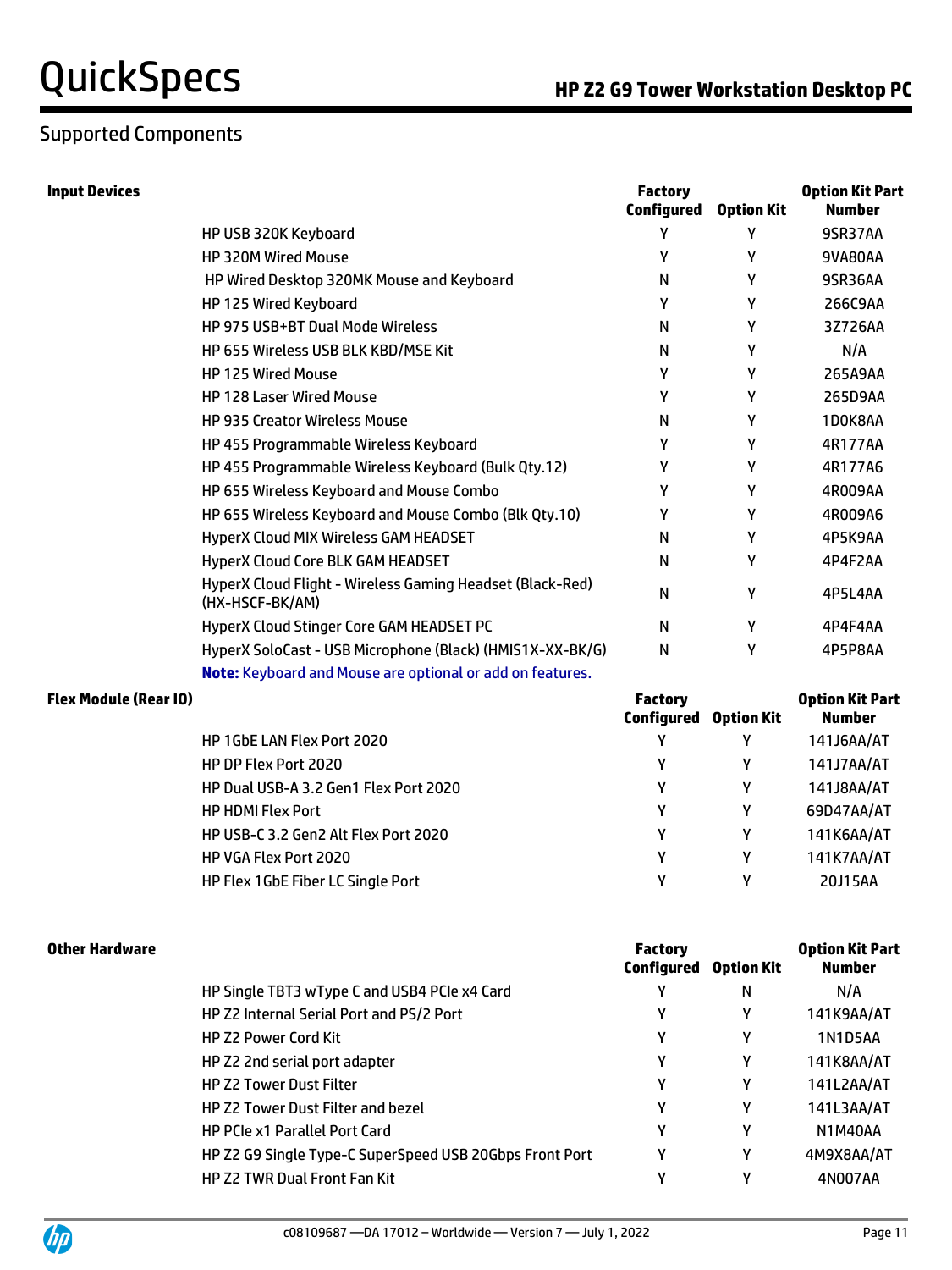## Supported Components

**Input Devices**

| | Factory Configured | Option Kit | Option Kit Part Number |
|---|---|---|---|
| HP USB 320K Keyboard | Y | Y | 9SR37AA |
| HP 320M Wired Mouse | Y | Y | 9VA80AA |
| HP Wired Desktop 320MK Mouse and Keyboard | N | Y | 9SR36AA |
| HP 125 Wired Keyboard | Y | Y | 266C9AA |
| HP 975 USB+BT Dual Mode Wireless | N | Y | 3Z726AA |
| HP 655 Wireless USB BLK KBD/MSE Kit | N | Y | N/A |
| HP 125 Wired Mouse | Y | Y | 265A9AA |
| HP 128 Laser Wired Mouse | Y | Y | 265D9AA |
| HP 935 Creator Wireless Mouse | N | Y | 1D0K8AA |
| HP 455 Programmable Wireless Keyboard | Y | Y | 4R177AA |
| HP 455 Programmable Wireless Keyboard (Bulk Qty.12) | Y | Y | 4R177A6 |
| HP 655 Wireless Keyboard and Mouse Combo | Y | Y | 4R009AA |
| HP 655 Wireless Keyboard and Mouse Combo (Blk Qty.10) | Y | Y | 4R009A6 |
| HyperX Cloud MIX Wireless GAM HEADSET | N | Y | 4P5K9AA |
| HyperX Cloud Core BLK GAM HEADSET | N | Y | 4P4F2AA |
| HyperX Cloud Flight - Wireless Gaming Headset (Black-Red) (HX-HSCF-BK/AM) | N | Y | 4P5L4AA |
| HyperX Cloud Stinger Core GAM HEADSET PC | N | Y | 4P4F4AA |
| HyperX SoloCast - USB Microphone (Black) (HMIS1X-XX-BK/G) | N | Y | 4P5P8AA |

**Note:** Keyboard and Mouse are optional or add on features.

**Flex Module (Rear IO)**

| | Factory Configured | Option Kit | Option Kit Part Number |
|---|---|---|---|
| HP 1GbE LAN Flex Port 2020 | Y | Y | 141J6AA/AT |
| HP DP Flex Port 2020 | Y | Y | 141J7AA/AT |
| HP Dual USB-A 3.2 Gen1 Flex Port 2020 | Y | Y | 141J8AA/AT |
| HP HDMI Flex Port | Y | Y | 69D47AA/AT |
| HP USB-C 3.2 Gen2 Alt Flex Port 2020 | Y | Y | 141K6AA/AT |
| HP VGA Flex Port 2020 | Y | Y | 141K7AA/AT |
| HP Flex 1GbE Fiber LC Single Port | Y | Y | 20J15AA |

**Other Hardware**

| | Factory Configured | Option Kit | Option Kit Part Number |
|---|---|---|---|
| HP Single TBT3 wType C and USB4 PCIe x4 Card | Y | N | N/A |
| HP Z2 Internal Serial Port and PS/2 Port | Y | Y | 141K9AA/AT |
| HP Z2 Power Cord Kit | Y | Y | 1N1D5AA |
| HP Z2 2nd serial port adapter | Y | Y | 141K8AA/AT |
| HP Z2 Tower Dust Filter | Y | Y | 141L2AA/AT |
| HP Z2 Tower Dust Filter and bezel | Y | Y | 141L3AA/AT |
| HP PCIe x1 Parallel Port Card | Y | Y | N1M40AA |
| HP Z2 G9 Single Type-C SuperSpeed USB 20Gbps Front Port | Y | Y | 4M9X8AA/AT |
| HP Z2 TWR Dual Front Fan Kit | Y | Y | 4N007AA |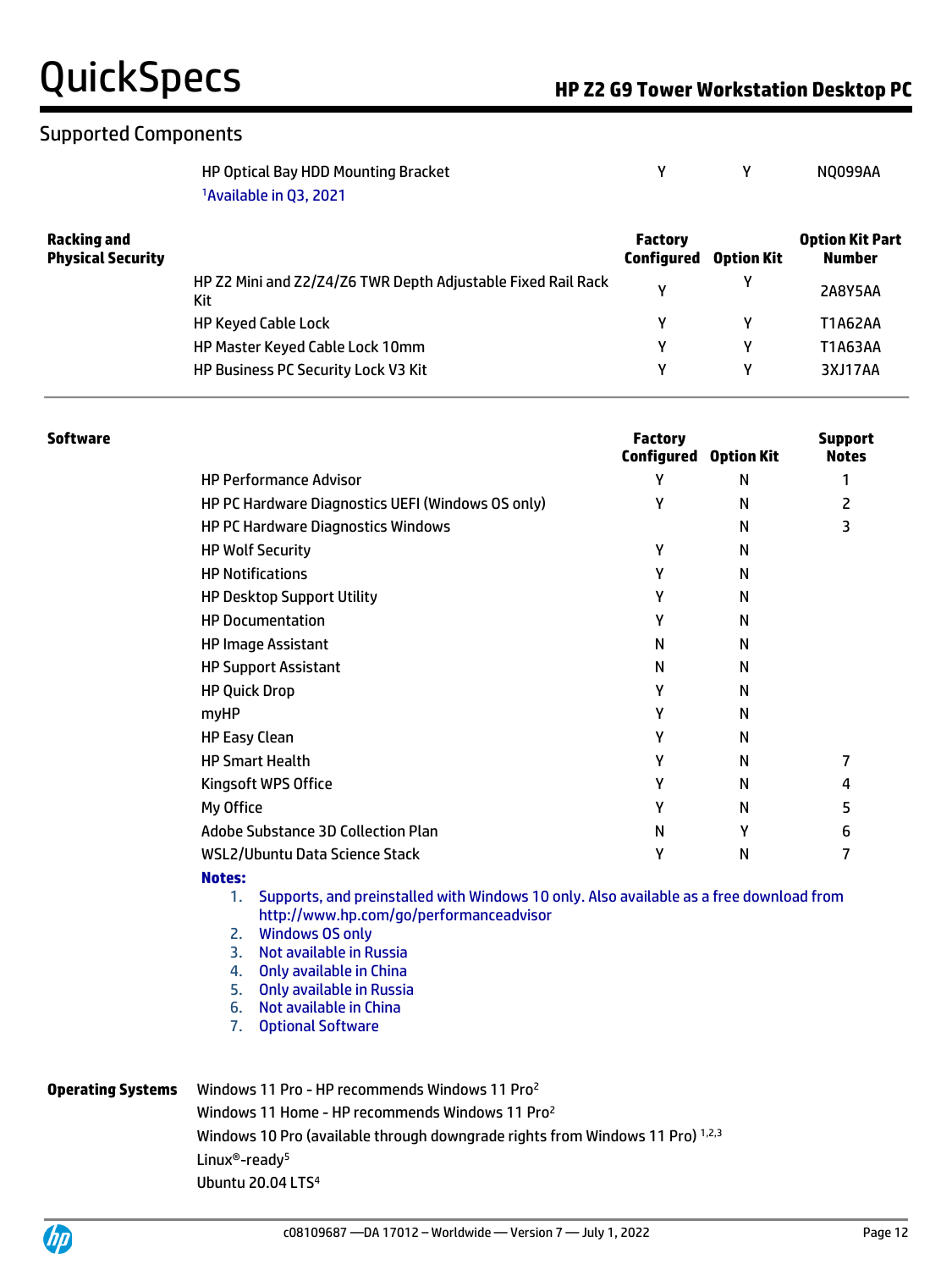## Supported Components

| | Factory Configured | Option Kit | Option Kit Part Number |
|---|---|---|---|
| HP Optical Bay HDD Mounting Bracket | Y | Y | NQ099AA |

[1]Available in Q3, 2021

**Racking and Physical Security**

| | Factory Configured | Option Kit | Option Kit Part Number |
|---|---|---|---|
| HP Z2 Mini and Z2/Z4/Z6 TWR Depth Adjustable Fixed Rail Rack Kit | Y | Y | 2A8Y5AA |
| HP Keyed Cable Lock | Y | Y | T1A62AA |
| HP Master Keyed Cable Lock 10mm | Y | Y | T1A63AA |
| HP Business PC Security Lock V3 Kit | Y | Y | 3XJ17AA |

**Software**

| | Factory Configured | Option Kit | Support Notes |
|---|---|---|---|
| HP Performance Advisor | Y | N | 1 |
| HP PC Hardware Diagnostics UEFI (Windows OS only) | Y | N | 2 |
| HP PC Hardware Diagnostics Windows | | N | 3 |
| HP Wolf Security | Y | N | |
| HP Notifications | Y | N | |
| HP Desktop Support Utility | Y | N | |
| HP Documentation | Y | N | |
| HP Image Assistant | N | N | |
| HP Support Assistant | N | N | |
| HP Quick Drop | Y | N | |
| myHP | Y | N | |
| HP Easy Clean | Y | N | |
| HP Smart Health | Y | N | 7 |
| Kingsoft WPS Office | Y | N | 4 |
| My Office | Y | N | 5 |
| Adobe Substance 3D Collection Plan | N | Y | 6 |
| WSL2/Ubuntu Data Science Stack | Y | N | 7 |

**Notes:**

1. Supports, and preinstalled with Windows 10 only. Also available as a free download from http://www.hp.com/go/performanceadvisor
2. Windows OS only
3. Not available in Russia
4. Only available in China
5. Only available in Russia
6. Not available in China
7. Optional Software

**Operating Systems**

Windows 11 Pro - HP recommends Windows 11 Pro[2]
Windows 11 Home - HP recommends Windows 11 Pro[2]
Windows 10 Pro (available through downgrade rights from Windows 11 Pro) [1,2,3]
Linux®-ready[5]
Ubuntu 20.04 LTS[4]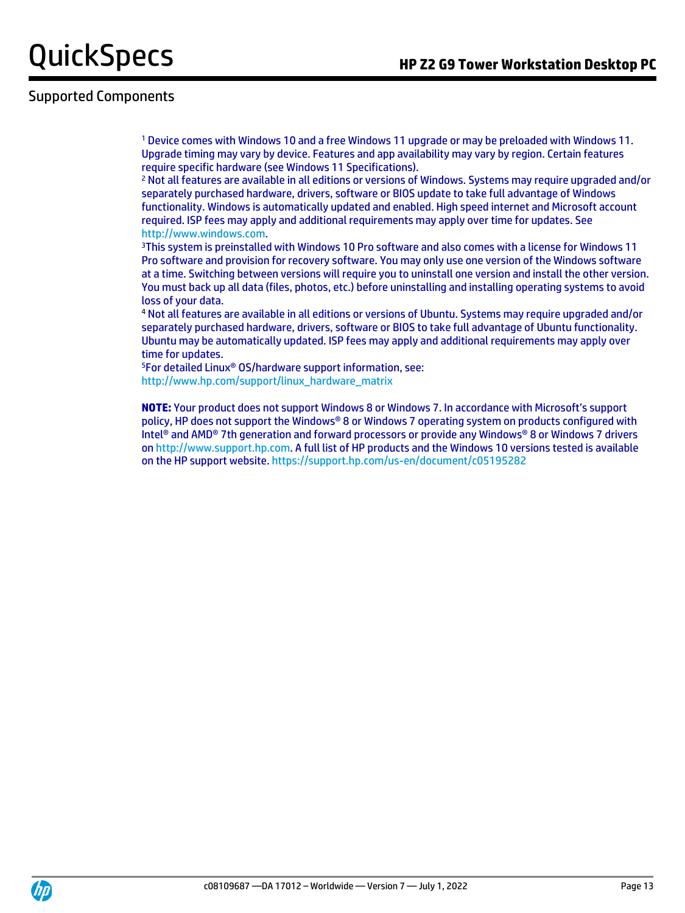## Supported Components

[1] Device comes with Windows 10 and a free Windows 11 upgrade or may be preloaded with Windows 11. Upgrade timing may vary by device. Features and app availability may vary by region. Certain features require specific hardware (see Windows 11 Specifications).

[2] Not all features are available in all editions or versions of Windows. Systems may require upgraded and/or separately purchased hardware, drivers, software or BIOS update to take full advantage of Windows functionality. Windows is automatically updated and enabled. High speed internet and Microsoft account required. ISP fees may apply and additional requirements may apply over time for updates. See http://www.windows.com.

[3] This system is preinstalled with Windows 10 Pro software and also comes with a license for Windows 11 Pro software and provision for recovery software. You may only use one version of the Windows software at a time. Switching between versions will require you to uninstall one version and install the other version. You must back up all data (files, photos, etc.) before uninstalling and installing operating systems to avoid loss of your data.

[4] Not all features are available in all editions or versions of Ubuntu. Systems may require upgraded and/or separately purchased hardware, drivers, software or BIOS to take full advantage of Ubuntu functionality. Ubuntu may be automatically updated. ISP fees may apply and additional requirements may apply over time for updates.

[5] For detailed Linux® OS/hardware support information, see: http://www.hp.com/support/linux_hardware_matrix

**NOTE:** Your product does not support Windows 8 or Windows 7. In accordance with Microsoft's support policy, HP does not support the Windows® 8 or Windows 7 operating system on products configured with Intel® and AMD® 7th generation and forward processors or provide any Windows® 8 or Windows 7 drivers on http://www.support.hp.com. A full list of HP products and the Windows 10 versions tested is available on the HP support website. https://support.hp.com/us-en/document/c05195282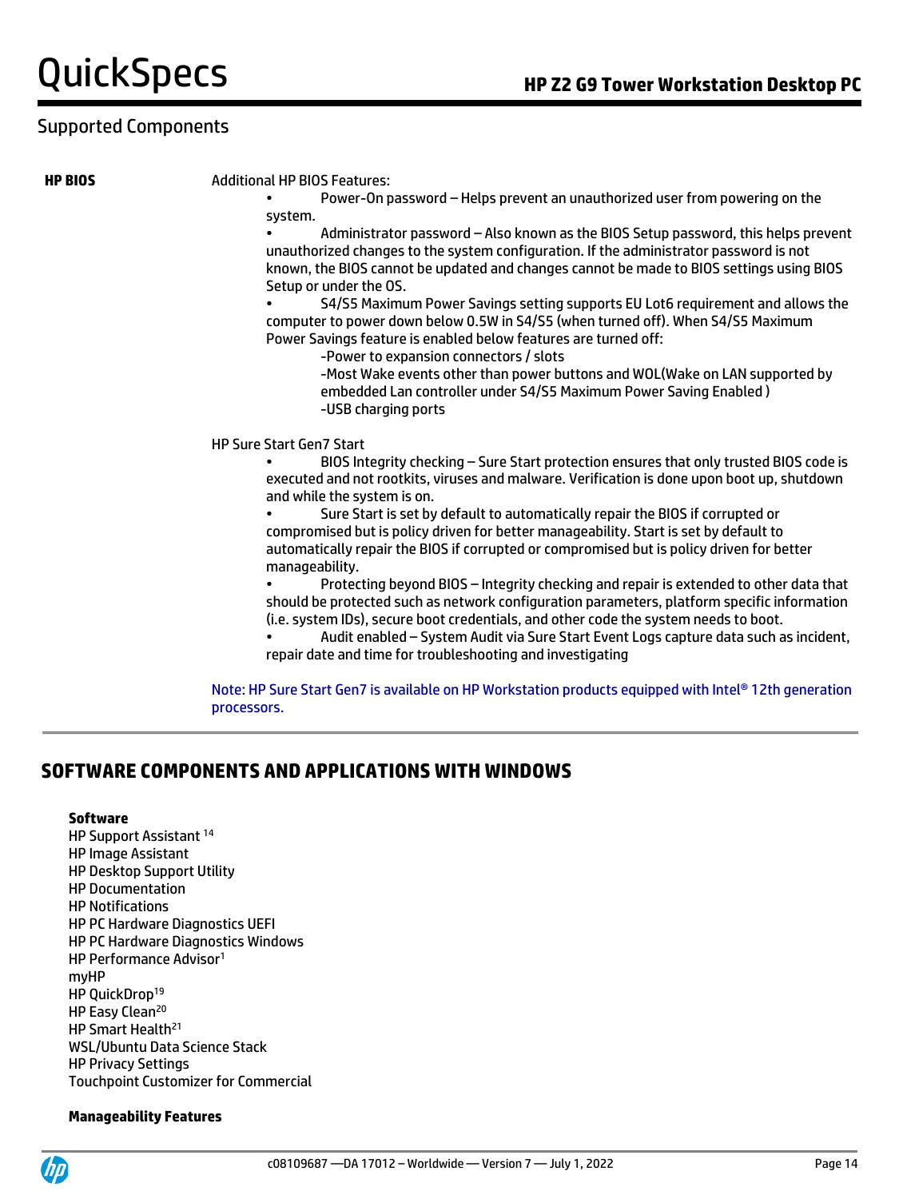## Supported Components

**HP BIOS**

Additional HP BIOS Features:

- Power-On password – Helps prevent an unauthorized user from powering on the system.
- Administrator password – Also known as the BIOS Setup password, this helps prevent unauthorized changes to the system configuration. If the administrator password is not known, the BIOS cannot be updated and changes cannot be made to BIOS settings using BIOS Setup or under the OS.
- S4/S5 Maximum Power Savings setting supports EU Lot6 requirement and allows the computer to power down below 0.5W in S4/S5 (when turned off). When S4/S5 Maximum Power Savings feature is enabled below features are turned off:
  - -Power to expansion connectors / slots
  - -Most Wake events other than power buttons and WOL(Wake on LAN supported by embedded Lan controller under S4/S5 Maximum Power Saving Enabled )
  - -USB charging ports

HP Sure Start Gen7 Start

- BIOS Integrity checking – Sure Start protection ensures that only trusted BIOS code is executed and not rootkits, viruses and malware. Verification is done upon boot up, shutdown and while the system is on.
- Sure Start is set by default to automatically repair the BIOS if corrupted or compromised but is policy driven for better manageability. Start is set by default to automatically repair the BIOS if corrupted or compromised but is policy driven for better manageability.
- Protecting beyond BIOS – Integrity checking and repair is extended to other data that should be protected such as network configuration parameters, platform specific information (i.e. system IDs), secure boot credentials, and other code the system needs to boot.
- Audit enabled – System Audit via Sure Start Event Logs capture data such as incident, repair date and time for troubleshooting and investigating

Note: HP Sure Start Gen7 is available on HP Workstation products equipped with Intel® 12th generation processors.

## SOFTWARE COMPONENTS AND APPLICATIONS WITH WINDOWS

**Software**

HP Support Assistant [14]
HP Image Assistant
HP Desktop Support Utility
HP Documentation
HP Notifications
HP PC Hardware Diagnostics UEFI
HP PC Hardware Diagnostics Windows
HP Performance Advisor[1]
myHP
HP QuickDrop[19]
HP Easy Clean[20]
HP Smart Health[21]
WSL/Ubuntu Data Science Stack
HP Privacy Settings
Touchpoint Customizer for Commercial

**Manageability Features**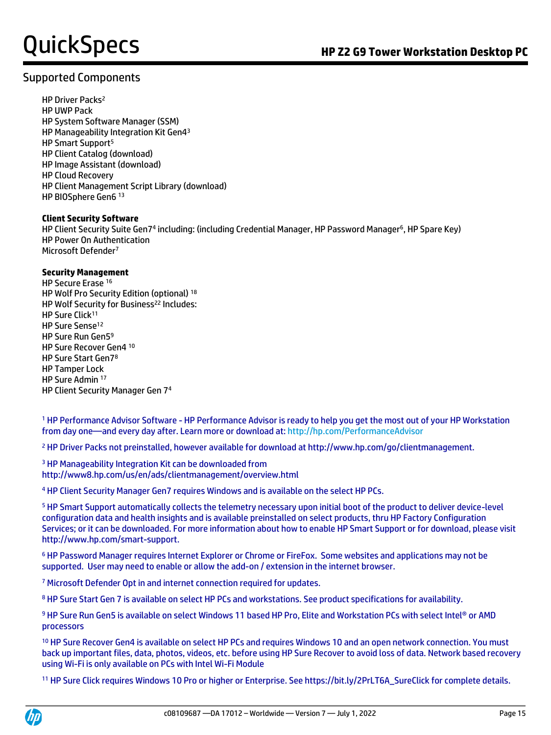## Supported Components

HP Driver Packs[2]
HP UWP Pack
HP System Software Manager (SSM)
HP Manageability Integration Kit Gen4[3]
HP Smart Support[5]
HP Client Catalog (download)
HP Image Assistant (download)
HP Cloud Recovery
HP Client Management Script Library (download)
HP BIOSphere Gen6 [13]

**Client Security Software**
HP Client Security Suite Gen7[4] including: (including Credential Manager, HP Password Manager[6], HP Spare Key)
HP Power On Authentication
Microsoft Defender[7]

**Security Management**
HP Secure Erase [16]
HP Wolf Pro Security Edition (optional) [18]
HP Wolf Security for Business[22] Includes:
HP Sure Click[11]
HP Sure Sense[12]
HP Sure Run Gen5[9]
HP Sure Recover Gen4 [10]
HP Sure Start Gen7[8]
HP Tamper Lock
HP Sure Admin [17]
HP Client Security Manager Gen 7[4]

[1] HP Performance Advisor Software - HP Performance Advisor is ready to help you get the most out of your HP Workstation from day one—and every day after. Learn more or download at: http://hp.com/PerformanceAdvisor

[2] HP Driver Packs not preinstalled, however available for download at http://www.hp.com/go/clientmanagement.

[3] HP Manageability Integration Kit can be downloaded from http://www8.hp.com/us/en/ads/clientmanagement/overview.html

[4] HP Client Security Manager Gen7 requires Windows and is available on the select HP PCs.

[5] HP Smart Support automatically collects the telemetry necessary upon initial boot of the product to deliver device-level configuration data and health insights and is available preinstalled on select products, thru HP Factory Configuration Services; or it can be downloaded. For more information about how to enable HP Smart Support or for download, please visit http://www.hp.com/smart-support.

[6] HP Password Manager requires Internet Explorer or Chrome or FireFox. Some websites and applications may not be supported. User may need to enable or allow the add-on / extension in the internet browser.

[7] Microsoft Defender Opt in and internet connection required for updates.

[8] HP Sure Start Gen 7 is available on select HP PCs and workstations. See product specifications for availability.

[9] HP Sure Run Gen5 is available on select Windows 11 based HP Pro, Elite and Workstation PCs with select Intel® or AMD processors

[10] HP Sure Recover Gen4 is available on select HP PCs and requires Windows 10 and an open network connection. You must back up important files, data, photos, videos, etc. before using HP Sure Recover to avoid loss of data. Network based recovery using Wi-Fi is only available on PCs with Intel Wi-Fi Module

[11] HP Sure Click requires Windows 10 Pro or higher or Enterprise. See https://bit.ly/2PrLT6A_SureClick for complete details.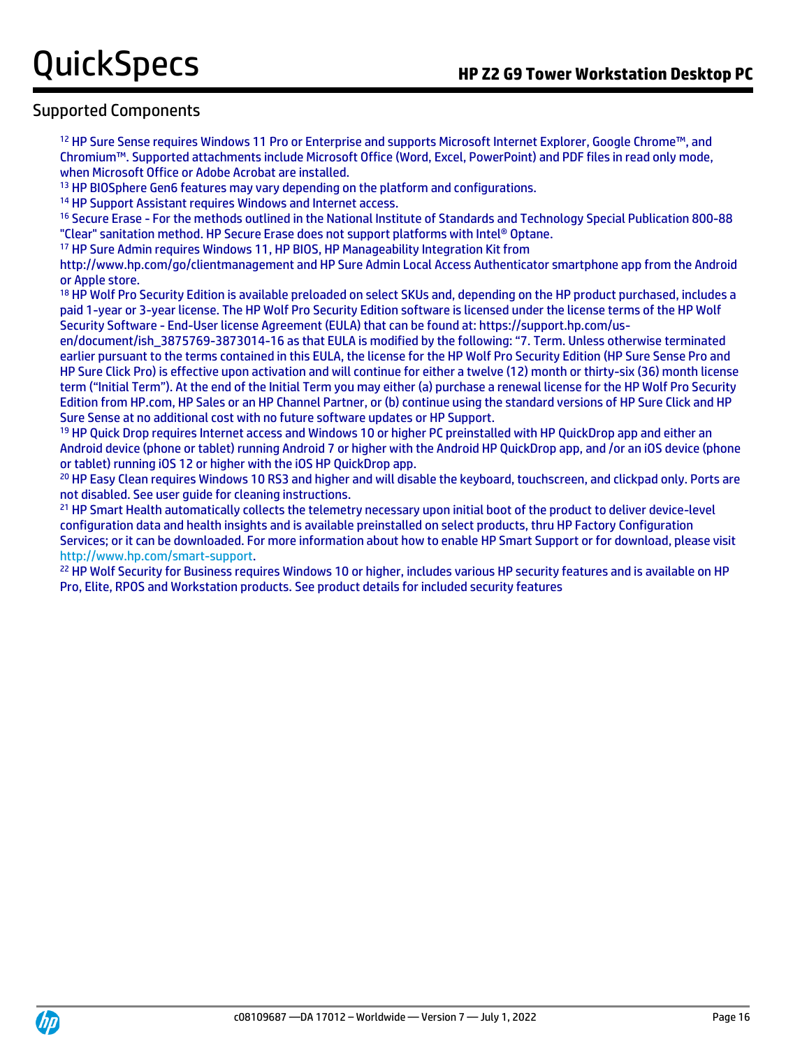## Supported Components

[12] HP Sure Sense requires Windows 11 Pro or Enterprise and supports Microsoft Internet Explorer, Google Chrome™, and Chromium™. Supported attachments include Microsoft Office (Word, Excel, PowerPoint) and PDF files in read only mode, when Microsoft Office or Adobe Acrobat are installed.

[13] HP BIOSphere Gen6 features may vary depending on the platform and configurations.

[14] HP Support Assistant requires Windows and Internet access.

[16] Secure Erase - For the methods outlined in the National Institute of Standards and Technology Special Publication 800-88 "Clear" sanitation method. HP Secure Erase does not support platforms with Intel® Optane.

[17] HP Sure Admin requires Windows 11, HP BIOS, HP Manageability Integration Kit from http://www.hp.com/go/clientmanagement and HP Sure Admin Local Access Authenticator smartphone app from the Android or Apple store.

[18] HP Wolf Pro Security Edition is available preloaded on select SKUs and, depending on the HP product purchased, includes a paid 1-year or 3-year license. The HP Wolf Pro Security Edition software is licensed under the license terms of the HP Wolf Security Software - End-User license Agreement (EULA) that can be found at: https://support.hp.com/us-en/document/ish_3875769-3873014-16 as that EULA is modified by the following: "7. Term. Unless otherwise terminated earlier pursuant to the terms contained in this EULA, the license for the HP Wolf Pro Security Edition (HP Sure Sense Pro and HP Sure Click Pro) is effective upon activation and will continue for either a twelve (12) month or thirty-six (36) month license term ("Initial Term"). At the end of the Initial Term you may either (a) purchase a renewal license for the HP Wolf Pro Security Edition from HP.com, HP Sales or an HP Channel Partner, or (b) continue using the standard versions of HP Sure Click and HP Sure Sense at no additional cost with no future software updates or HP Support.

[19] HP Quick Drop requires Internet access and Windows 10 or higher PC preinstalled with HP QuickDrop app and either an Android device (phone or tablet) running Android 7 or higher with the Android HP QuickDrop app, and /or an iOS device (phone or tablet) running iOS 12 or higher with the iOS HP QuickDrop app.

[20] HP Easy Clean requires Windows 10 RS3 and higher and will disable the keyboard, touchscreen, and clickpad only. Ports are not disabled. See user guide for cleaning instructions.

[21] HP Smart Health automatically collects the telemetry necessary upon initial boot of the product to deliver device-level configuration data and health insights and is available preinstalled on select products, thru HP Factory Configuration Services; or it can be downloaded. For more information about how to enable HP Smart Support or for download, please visit http://www.hp.com/smart-support.

[22] HP Wolf Security for Business requires Windows 10 or higher, includes various HP security features and is available on HP Pro, Elite, RPOS and Workstation products. See product details for included security features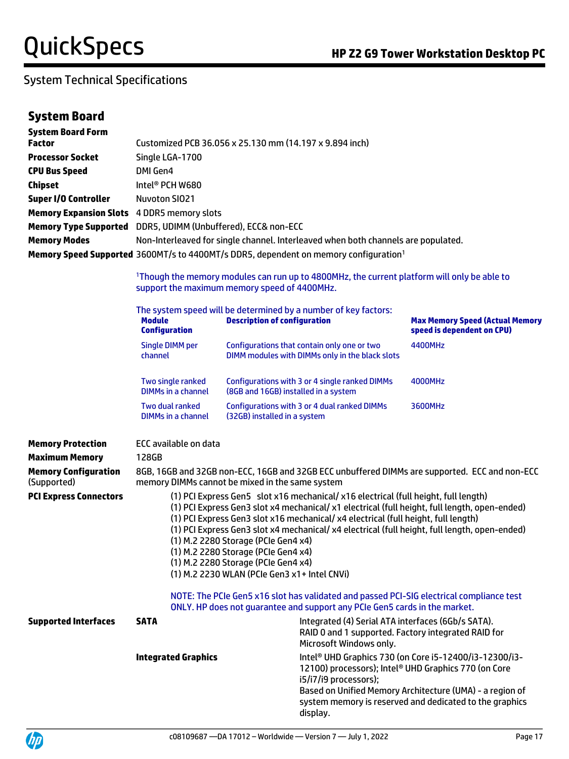## System Technical Specifications

### System Board

**System Board Form Factor** Customized PCB 36.056 x 25.130 mm (14.197 x 9.894 inch)

**Processor Socket** Single LGA-1700

**CPU Bus Speed** DMI Gen4

**Chipset** Intel® PCH W680

**Super I/O Controller** Nuvoton SIO21

**Memory Expansion Slots** 4 DDR5 memory slots

**Memory Type Supported** DDR5, UDIMM (Unbuffered), ECC& non-ECC

**Memory Modes** Non-Interleaved for single channel. Interleaved when both channels are populated.

**Memory Speed Supported** 3600MT/s to 4400MT/s DDR5, dependent on memory configuration[1]

[1]Though the memory modules can run up to 4800MHz, the current platform will only be able to support the maximum memory speed of 4400MHz.

The system speed will be determined by a number of key factors:

| Module Configuration | Description of configuration | Max Memory Speed (Actual Memory speed is dependent on CPU) |
|---|---|---|
| Single DIMM per channel | Configurations that contain only one or two DIMM modules with DIMMs only in the black slots | 4400MHz |
| Two single ranked DIMMs in a channel | Configurations with 3 or 4 single ranked DIMMs (8GB and 16GB) installed in a system | 4000MHz |
| Two dual ranked DIMMs in a channel | Configurations with 3 or 4 dual ranked DIMMs (32GB) installed in a system | 3600MHz |

**Memory Protection** ECC available on data

**Maximum Memory** 128GB

**Memory Configuration** (Supported) 8GB, 16GB and 32GB non-ECC, 16GB and 32GB ECC unbuffered DIMMs are supported. ECC and non-ECC memory DIMMs cannot be mixed in the same system

**PCI Express Connectors**

- (1) PCI Express Gen5 slot x16 mechanical/ x16 electrical (full height, full length)
- (1) PCI Express Gen3 slot x4 mechanical/ x1 electrical (full height, full length, open-ended)
- (1) PCI Express Gen3 slot x16 mechanical/ x4 electrical (full height, full length)
- (1) PCI Express Gen3 slot x4 mechanical/ x4 electrical (full height, full length, open-ended)
- (1) M.2 2280 Storage (PCIe Gen4 x4)
- (1) M.2 2280 Storage (PCIe Gen4 x4)
- (1) M.2 2280 Storage (PCIe Gen4 x4)
- (1) M.2 2230 WLAN (PCIe Gen3 x1+ Intel CNVi)

NOTE: The PCIe Gen5 x16 slot has validated and passed PCI-SIG electrical compliance test ONLY. HP does not guarantee and support any PCIe Gen5 cards in the market.

**Supported Interfaces**

| | | |
|---|---|---|
| **SATA** | Integrated (4) Serial ATA interfaces (6Gb/s SATA). RAID 0 and 1 supported. Factory integrated RAID for Microsoft Windows only. |
| **Integrated Graphics** | Intel® UHD Graphics 730 (on Core i5-12400/i3-12300/i3-12100) processors); Intel® UHD Graphics 770 (on Core i5/i7/i9 processors); Based on Unified Memory Architecture (UMA) - a region of system memory is reserved and dedicated to the graphics display. |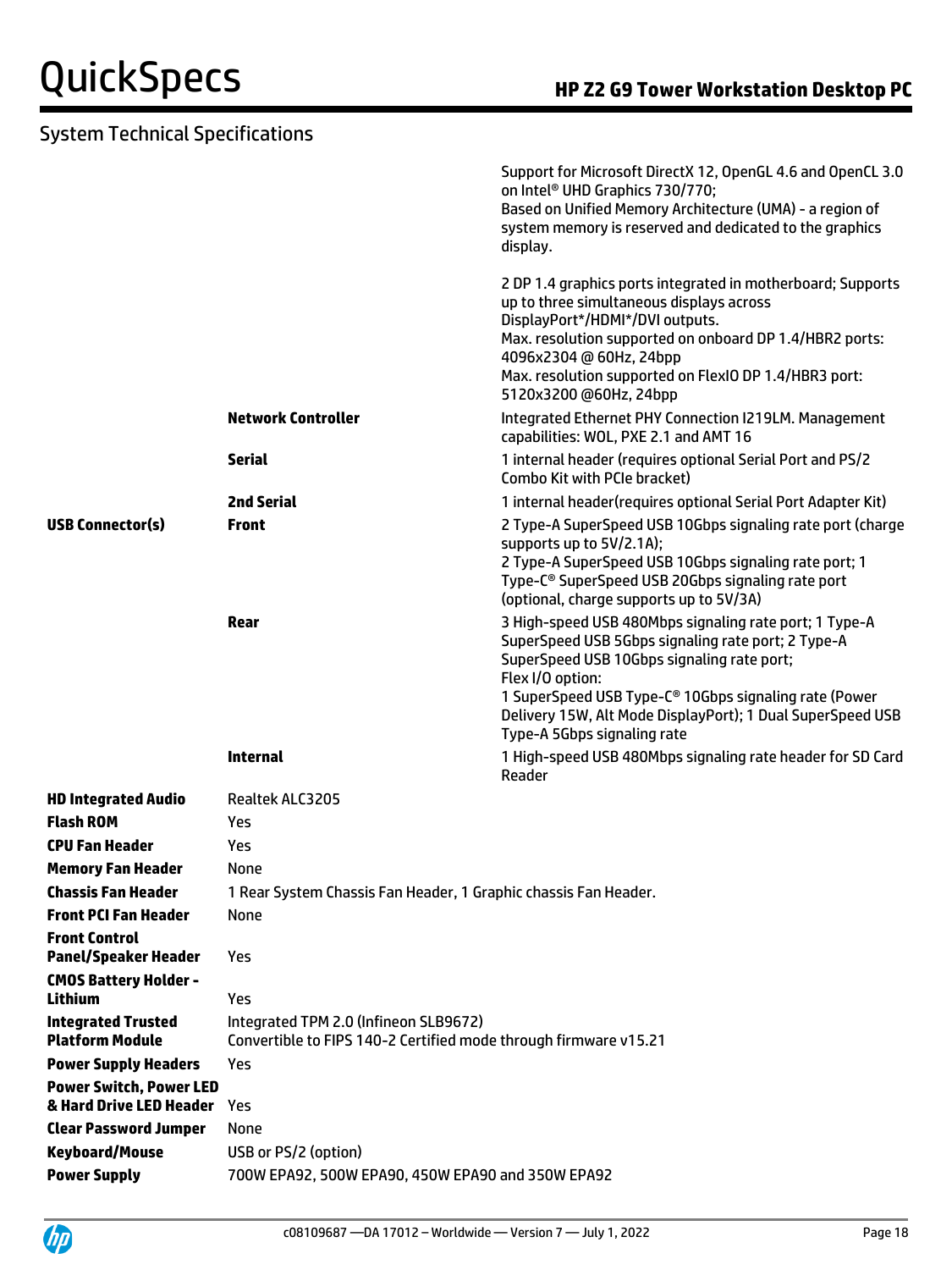## System Technical Specifications

| | | |
|---|---|---|
| | | Support for Microsoft DirectX 12, OpenGL 4.6 and OpenCL 3.0 on Intel® UHD Graphics 730/770;<br>Based on Unified Memory Architecture (UMA) - a region of system memory is reserved and dedicated to the graphics display.<br><br>2 DP 1.4 graphics ports integrated in motherboard; Supports up to three simultaneous displays across DisplayPort*/HDMI*/DVI outputs.<br>Max. resolution supported on onboard DP 1.4/HBR2 ports: 4096x2304 @ 60Hz, 24bpp<br>Max. resolution supported on FlexIO DP 1.4/HBR3 port: 5120x3200 @60Hz, 24bpp |
| | **Network Controller** | Integrated Ethernet PHY Connection I219LM. Management capabilities: WOL, PXE 2.1 and AMT 16 |
| | **Serial** | 1 internal header (requires optional Serial Port and PS/2 Combo Kit with PCIe bracket) |
| | **2nd Serial** | 1 internal header(requires optional Serial Port Adapter Kit) |
| **USB Connector(s)** | **Front** | 2 Type-A SuperSpeed USB 10Gbps signaling rate port (charge supports up to 5V/2.1A);<br>2 Type-A SuperSpeed USB 10Gbps signaling rate port; 1 Type-C® SuperSpeed USB 20Gbps signaling rate port (optional, charge supports up to 5V/3A) |
| | **Rear** | 3 High-speed USB 480Mbps signaling rate port; 1 Type-A SuperSpeed USB 5Gbps signaling rate port; 2 Type-A SuperSpeed USB 10Gbps signaling rate port;<br>Flex I/O option:<br>1 SuperSpeed USB Type-C® 10Gbps signaling rate (Power Delivery 15W, Alt Mode DisplayPort); 1 Dual SuperSpeed USB Type-A 5Gbps signaling rate |
| | **Internal** | 1 High-speed USB 480Mbps signaling rate header for SD Card Reader |
| **HD Integrated Audio** | Realtek ALC3205 | |
| **Flash ROM** | Yes | |
| **CPU Fan Header** | Yes | |
| **Memory Fan Header** | None | |
| **Chassis Fan Header** | 1 Rear System Chassis Fan Header, 1 Graphic chassis Fan Header. | |
| **Front PCI Fan Header** | None | |
| **Front Control Panel/Speaker Header** | Yes | |
| **CMOS Battery Holder - Lithium** | Yes | |
| **Integrated Trusted Platform Module** | Integrated TPM 2.0 (Infineon SLB9672)<br>Convertible to FIPS 140-2 Certified mode through firmware v15.21 | |
| **Power Supply Headers** | Yes | |
| **Power Switch, Power LED & Hard Drive LED Header** | Yes | |
| **Clear Password Jumper** | None | |
| **Keyboard/Mouse** | USB or PS/2 (option) | |
| **Power Supply** | 700W EPA92, 500W EPA90, 450W EPA90 and 350W EPA92 | |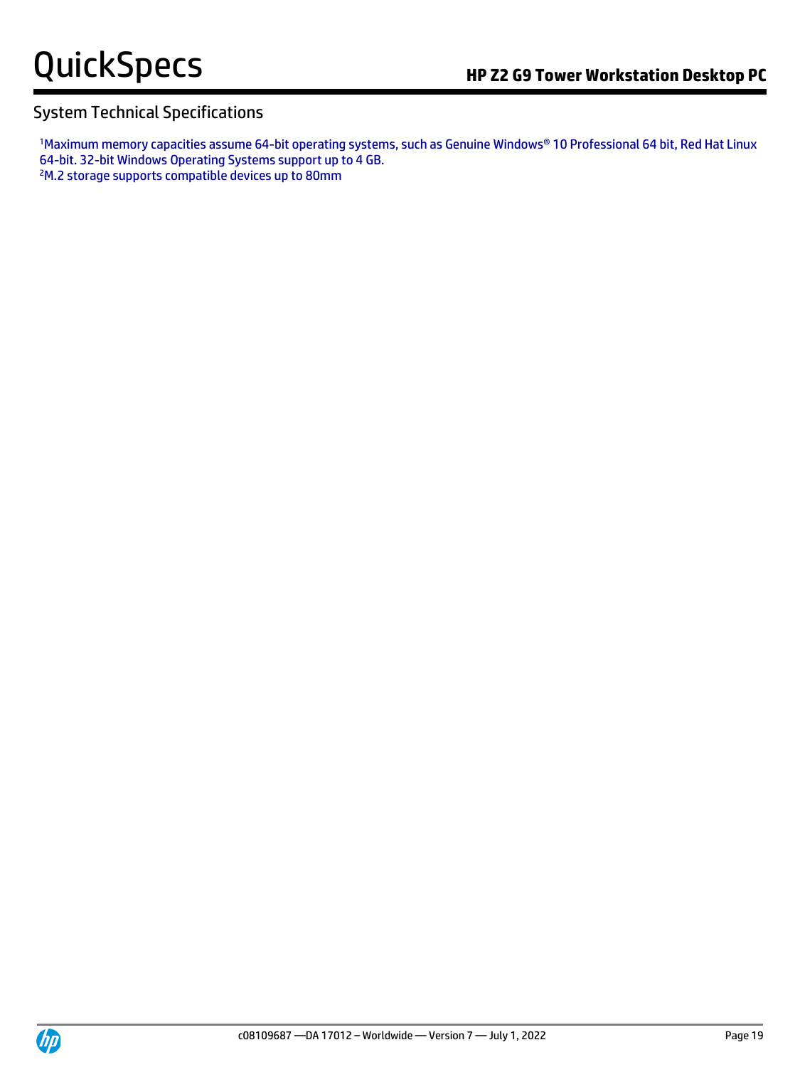## System Technical Specifications

[1]Maximum memory capacities assume 64-bit operating systems, such as Genuine Windows® 10 Professional 64 bit, Red Hat Linux 64-bit. 32-bit Windows Operating Systems support up to 4 GB.
[2]M.2 storage supports compatible devices up to 80mm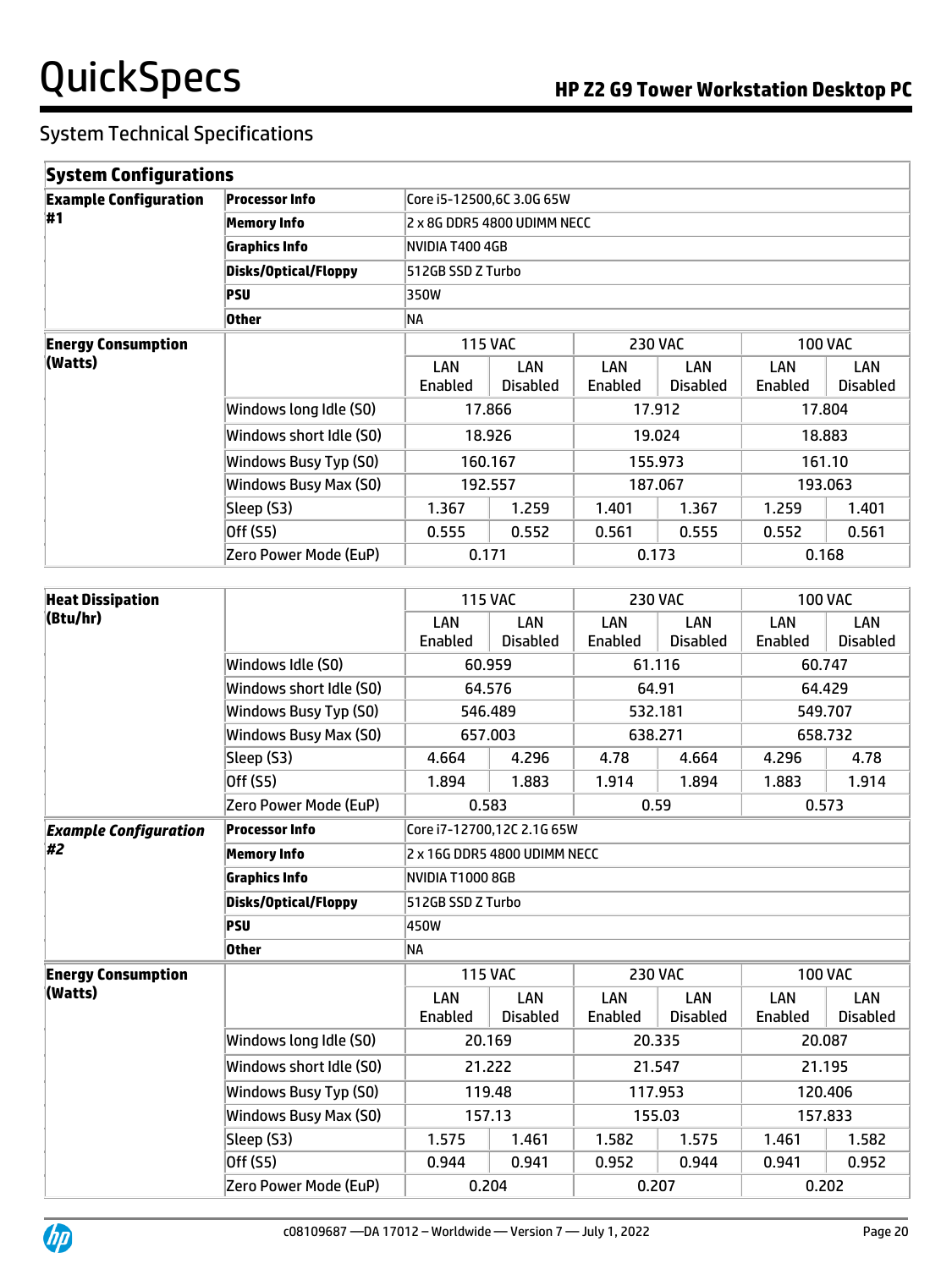## System Technical Specifications

| System Configurations | | | | | | | |
|---|---|---|---|---|---|---|---|
| **Example Configuration #1** | **Processor Info** | Core i5-12500,6C 3.0G 65W | | | | | |
| | **Memory Info** | 2 x 8G DDR5 4800 UDIMM NECC | | | | | |
| | **Graphics Info** | NVIDIA T400 4GB | | | | | |
| | **Disks/Optical/Floppy** | 512GB SSD Z Turbo | | | | | |
| | **PSU** | 350W | | | | | |
| | **Other** | NA | | | | | |
| **Energy Consumption (Watts)** | | 115 VAC | | 230 VAC | | 100 VAC | |
| | | LAN Enabled | LAN Disabled | LAN Enabled | LAN Disabled | LAN Enabled | LAN Disabled |
| | Windows long Idle (S0) | 17.866 | | 17.912 | | 17.804 | |
| | Windows short Idle (S0) | 18.926 | | 19.024 | | 18.883 | |
| | Windows Busy Typ (S0) | 160.167 | | 155.973 | | 161.10 | |
| | Windows Busy Max (S0) | 192.557 | | 187.067 | | 193.063 | |
| | Sleep (S3) | 1.367 | 1.259 | 1.401 | 1.367 | 1.259 | 1.401 |
| | Off (S5) | 0.555 | 0.552 | 0.561 | 0.555 | 0.552 | 0.561 |
| | Zero Power Mode (EuP) | 0.171 | | 0.173 | | 0.168 | |

| **Heat Dissipation (Btu/hr)** | | 115 VAC | | 230 VAC | | 100 VAC | |
|---|---|---|---|---|---|---|---|
| | | LAN Enabled | LAN Disabled | LAN Enabled | LAN Disabled | LAN Enabled | LAN Disabled |
| | Windows Idle (S0) | 60.959 | | 61.116 | | 60.747 | |
| | Windows short Idle (S0) | 64.576 | | 64.91 | | 64.429 | |
| | Windows Busy Typ (S0) | 546.489 | | 532.181 | | 549.707 | |
| | Windows Busy Max (S0) | 657.003 | | 638.271 | | 658.732 | |
| | Sleep (S3) | 4.664 | 4.296 | 4.78 | 4.664 | 4.296 | 4.78 |
| | Off (S5) | 1.894 | 1.883 | 1.914 | 1.894 | 1.883 | 1.914 |
| | Zero Power Mode (EuP) | 0.583 | | 0.59 | | 0.573 | |
| ***Example Configuration #2*** | **Processor Info** | Core i7-12700,12C 2.1G 65W | | | | | |
| | **Memory Info** | 2 x 16G DDR5 4800 UDIMM NECC | | | | | |
| | **Graphics Info** | NVIDIA T1000 8GB | | | | | |
| | **Disks/Optical/Floppy** | 512GB SSD Z Turbo | | | | | |
| | **PSU** | 450W | | | | | |
| | **Other** | NA | | | | | |
| **Energy Consumption (Watts)** | | 115 VAC | | 230 VAC | | 100 VAC | |
| | | LAN Enabled | LAN Disabled | LAN Enabled | LAN Disabled | LAN Enabled | LAN Disabled |
| | Windows long Idle (S0) | 20.169 | | 20.335 | | 20.087 | |
| | Windows short Idle (S0) | 21.222 | | 21.547 | | 21.195 | |
| | Windows Busy Typ (S0) | 119.48 | | 117.953 | | 120.406 | |
| | Windows Busy Max (S0) | 157.13 | | 155.03 | | 157.833 | |
| | Sleep (S3) | 1.575 | 1.461 | 1.582 | 1.575 | 1.461 | 1.582 |
| | Off (S5) | 0.944 | 0.941 | 0.952 | 0.944 | 0.941 | 0.952 |
| | Zero Power Mode (EuP) | 0.204 | | 0.207 | | 0.202 | |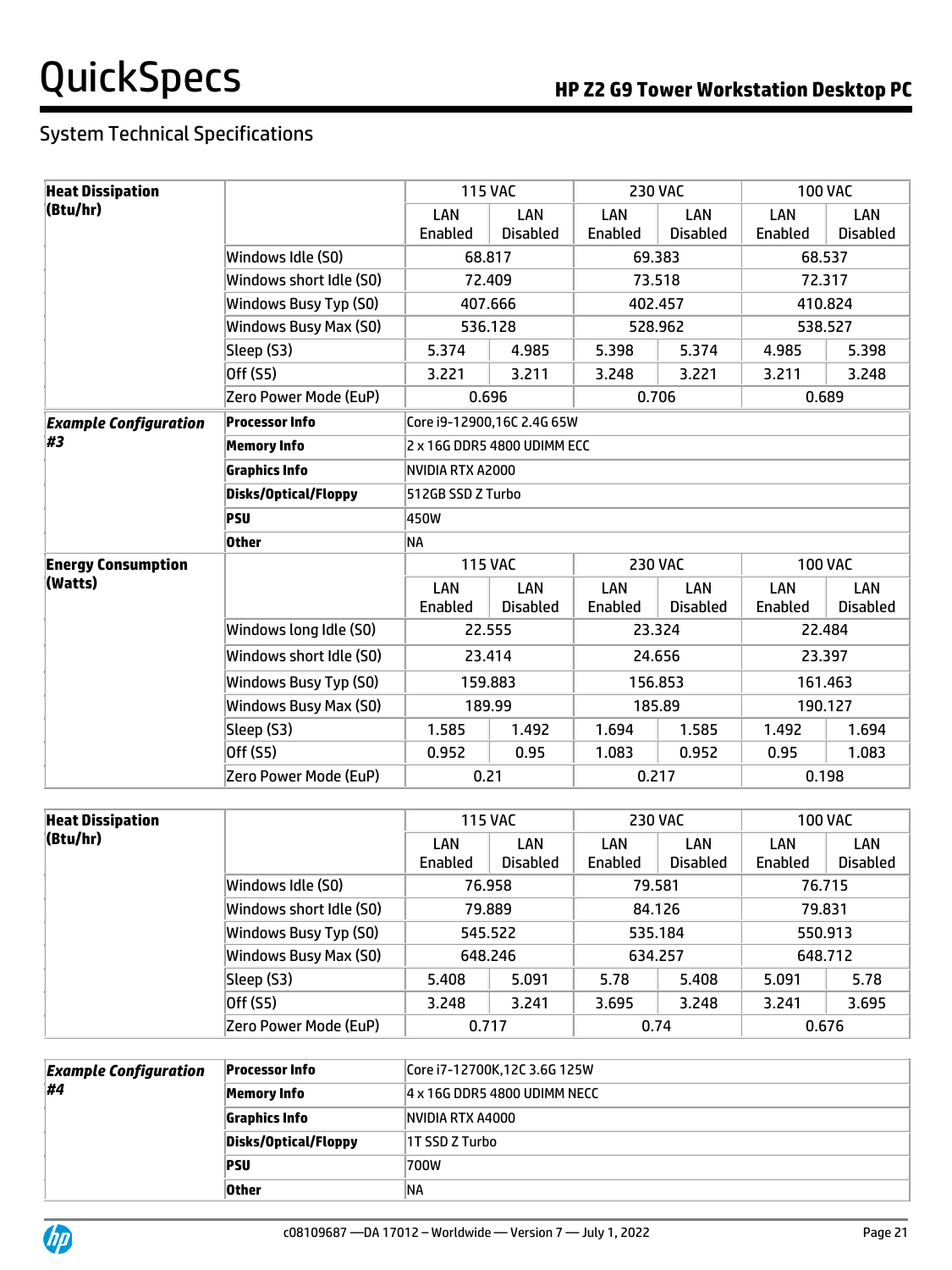System Technical Specifications

| Heat Dissipation (Btu/hr) | | 115 VAC | | 230 VAC | | 100 VAC | |
|---|---|---|---|---|---|---|---|
| | | LAN Enabled | LAN Disabled | LAN Enabled | LAN Disabled | LAN Enabled | LAN Disabled |
| | Windows Idle (S0) | 68.817 | | 69.383 | | 68.537 | |
| | Windows short Idle (S0) | 72.409 | | 73.518 | | 72.317 | |
| | Windows Busy Typ (S0) | 407.666 | | 402.457 | | 410.824 | |
| | Windows Busy Max (S0) | 536.128 | | 528.962 | | 538.527 | |
| | Sleep (S3) | 5.374 | 4.985 | 5.398 | 5.374 | 4.985 | 5.398 |
| | Off (S5) | 3.221 | 3.211 | 3.248 | 3.221 | 3.211 | 3.248 |
| | Zero Power Mode (EuP) | 0.696 | | 0.706 | | 0.689 | |

| ***Example Configuration #3*** | | |
|---|---|---|
| | **Processor Info** | Core i9-12900,16C 2.4G 65W |
| | **Memory Info** | 2 x 16G DDR5 4800 UDIMM ECC |
| | **Graphics Info** | NVIDIA RTX A2000 |
| | **Disks/Optical/Floppy** | 512GB SSD Z Turbo |
| | **PSU** | 450W |
| | **Other** | NA |

| Energy Consumption (Watts) | | 115 VAC | | 230 VAC | | 100 VAC | |
|---|---|---|---|---|---|---|---|
| | | LAN Enabled | LAN Disabled | LAN Enabled | LAN Disabled | LAN Enabled | LAN Disabled |
| | Windows long Idle (S0) | 22.555 | | 23.324 | | 22.484 | |
| | Windows short Idle (S0) | 23.414 | | 24.656 | | 23.397 | |
| | Windows Busy Typ (S0) | 159.883 | | 156.853 | | 161.463 | |
| | Windows Busy Max (S0) | 189.99 | | 185.89 | | 190.127 | |
| | Sleep (S3) | 1.585 | 1.492 | 1.694 | 1.585 | 1.492 | 1.694 |
| | Off (S5) | 0.952 | 0.95 | 1.083 | 0.952 | 0.95 | 1.083 |
| | Zero Power Mode (EuP) | 0.21 | | 0.217 | | 0.198 | |

| Heat Dissipation (Btu/hr) | | 115 VAC | | 230 VAC | | 100 VAC | |
|---|---|---|---|---|---|---|---|
| | | LAN Enabled | LAN Disabled | LAN Enabled | LAN Disabled | LAN Enabled | LAN Disabled |
| | Windows Idle (S0) | 76.958 | | 79.581 | | 76.715 | |
| | Windows short Idle (S0) | 79.889 | | 84.126 | | 79.831 | |
| | Windows Busy Typ (S0) | 545.522 | | 535.184 | | 550.913 | |
| | Windows Busy Max (S0) | 648.246 | | 634.257 | | 648.712 | |
| | Sleep (S3) | 5.408 | 5.091 | 5.78 | 5.408 | 5.091 | 5.78 |
| | Off (S5) | 3.248 | 3.241 | 3.695 | 3.248 | 3.241 | 3.695 |
| | Zero Power Mode (EuP) | 0.717 | | 0.74 | | 0.676 | |

| ***Example Configuration #4*** | | |
|---|---|---|
| | **Processor Info** | Core i7-12700K,12C 3.6G 125W |
| | **Memory Info** | 4 x 16G DDR5 4800 UDIMM NECC |
| | **Graphics Info** | NVIDIA RTX A4000 |
| | **Disks/Optical/Floppy** | 1T SSD Z Turbo |
| | **PSU** | 700W |
| | **Other** | NA |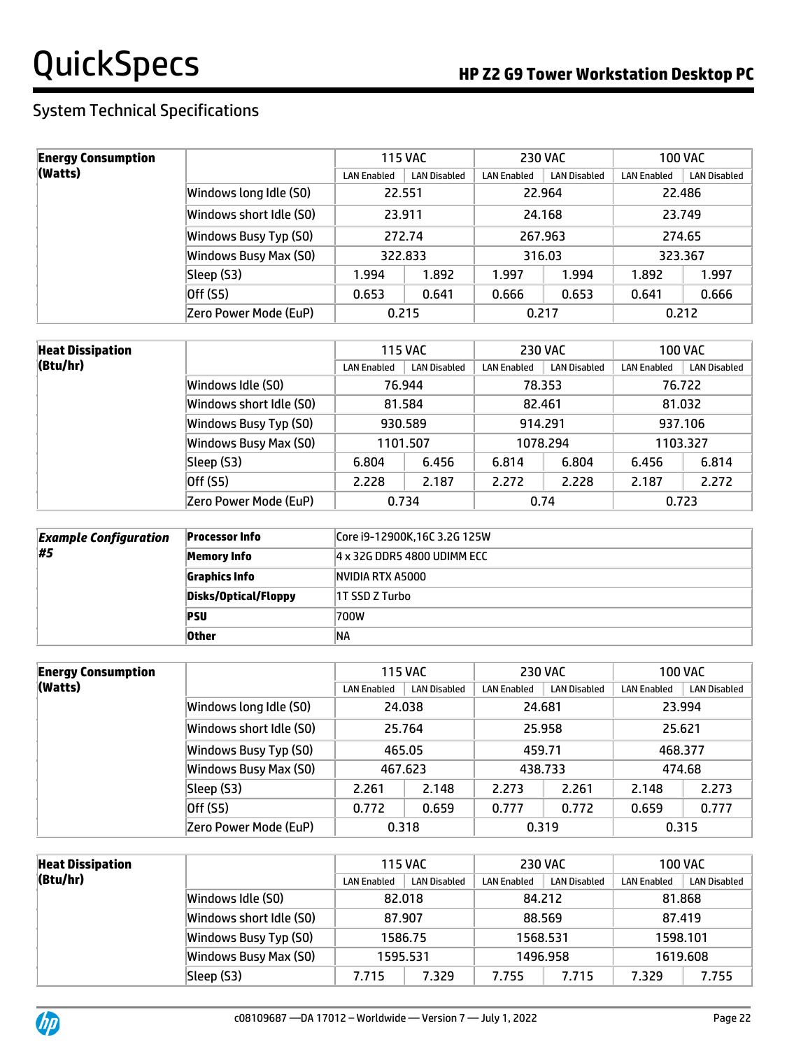## System Technical Specifications

| Energy Consumption (Watts) | | 115 VAC | | 230 VAC | | 100 VAC | |
|---|---|---|---|---|---|---|---|
| | | LAN Enabled | LAN Disabled | LAN Enabled | LAN Disabled | LAN Enabled | LAN Disabled |
| | Windows long Idle (S0) | 22.551 | | 22.964 | | 22.486 | |
| | Windows short Idle (S0) | 23.911 | | 24.168 | | 23.749 | |
| | Windows Busy Typ (S0) | 272.74 | | 267.963 | | 274.65 | |
| | Windows Busy Max (S0) | 322.833 | | 316.03 | | 323.367 | |
| | Sleep (S3) | 1.994 | 1.892 | 1.997 | 1.994 | 1.892 | 1.997 |
| | Off (S5) | 0.653 | 0.641 | 0.666 | 0.653 | 0.641 | 0.666 |
| | Zero Power Mode (EuP) | 0.215 | | 0.217 | | 0.212 | |

| Heat Dissipation (Btu/hr) | | 115 VAC | | 230 VAC | | 100 VAC | |
|---|---|---|---|---|---|---|---|
| | | LAN Enabled | LAN Disabled | LAN Enabled | LAN Disabled | LAN Enabled | LAN Disabled |
| | Windows Idle (S0) | 76.944 | | 78.353 | | 76.722 | |
| | Windows short Idle (S0) | 81.584 | | 82.461 | | 81.032 | |
| | Windows Busy Typ (S0) | 930.589 | | 914.291 | | 937.106 | |
| | Windows Busy Max (S0) | 1101.507 | | 1078.294 | | 1103.327 | |
| | Sleep (S3) | 6.804 | 6.456 | 6.814 | 6.804 | 6.456 | 6.814 |
| | Off (S5) | 2.228 | 2.187 | 2.272 | 2.228 | 2.187 | 2.272 |
| | Zero Power Mode (EuP) | 0.734 | | 0.74 | | 0.723 | |

| ***Example Configuration #5*** | | |
|---|---|---|
| | **Processor Info** | Core i9-12900K,16C 3.2G 125W |
| | **Memory Info** | 4 x 32G DDR5 4800 UDIMM ECC |
| | **Graphics Info** | NVIDIA RTX A5000 |
| | **Disks/Optical/Floppy** | 1T SSD Z Turbo |
| | **PSU** | 700W |
| | **Other** | NA |

| Energy Consumption (Watts) | | 115 VAC | | 230 VAC | | 100 VAC | |
|---|---|---|---|---|---|---|---|
| | | LAN Enabled | LAN Disabled | LAN Enabled | LAN Disabled | LAN Enabled | LAN Disabled |
| | Windows long Idle (S0) | 24.038 | | 24.681 | | 23.994 | |
| | Windows short Idle (S0) | 25.764 | | 25.958 | | 25.621 | |
| | Windows Busy Typ (S0) | 465.05 | | 459.71 | | 468.377 | |
| | Windows Busy Max (S0) | 467.623 | | 438.733 | | 474.68 | |
| | Sleep (S3) | 2.261 | 2.148 | 2.273 | 2.261 | 2.148 | 2.273 |
| | Off (S5) | 0.772 | 0.659 | 0.777 | 0.772 | 0.659 | 0.777 |
| | Zero Power Mode (EuP) | 0.318 | | 0.319 | | 0.315 | |

| Heat Dissipation (Btu/hr) | | 115 VAC | | 230 VAC | | 100 VAC | |
|---|---|---|---|---|---|---|---|
| | | LAN Enabled | LAN Disabled | LAN Enabled | LAN Disabled | LAN Enabled | LAN Disabled |
| | Windows Idle (S0) | 82.018 | | 84.212 | | 81.868 | |
| | Windows short Idle (S0) | 87.907 | | 88.569 | | 87.419 | |
| | Windows Busy Typ (S0) | 1586.75 | | 1568.531 | | 1598.101 | |
| | Windows Busy Max (S0) | 1595.531 | | 1496.958 | | 1619.608 | |
| | Sleep (S3) | 7.715 | 7.329 | 7.755 | 7.715 | 7.329 | 7.755 |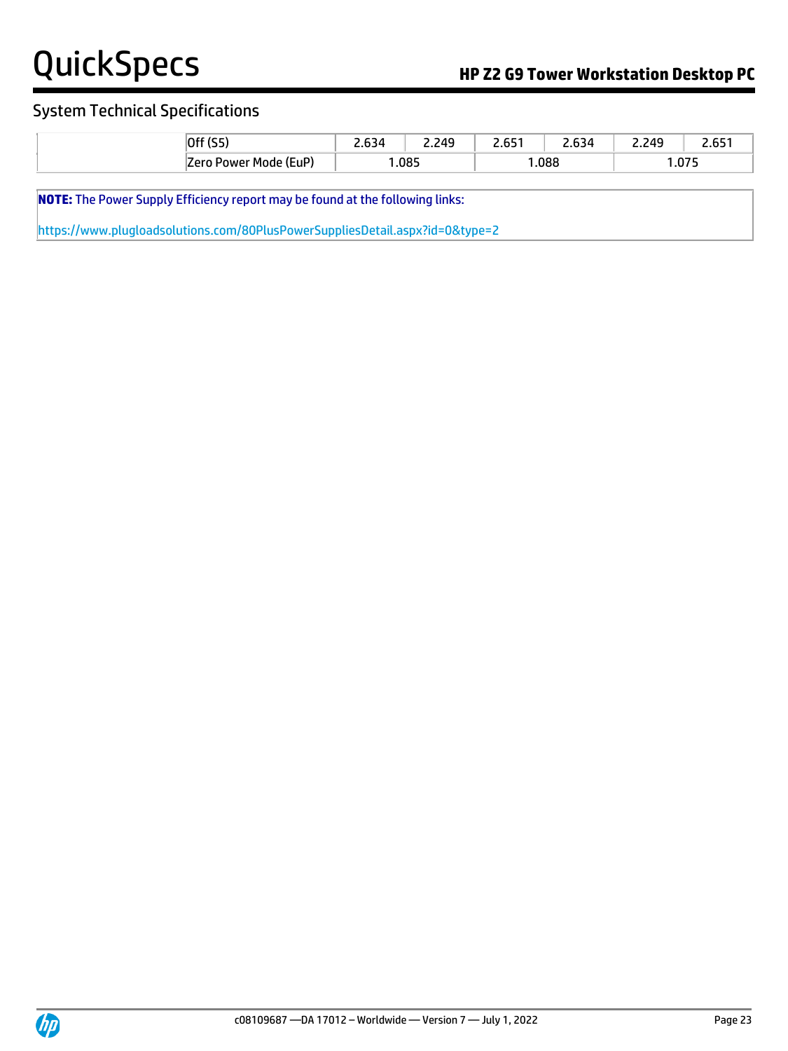## System Technical Specifications

| | | | | | | | |
|---|---|---|---|---|---|---|---|
| | Off (S5) | 2.634 | 2.249 | 2.651 | 2.634 | 2.249 | 2.651 |
| | Zero Power Mode (EuP) | 1.085 | | 1.088 | | 1.075 | |

**NOTE:** The Power Supply Efficiency report may be found at the following links:

https://www.plugloadsolutions.com/80PlusPowerSuppliesDetail.aspx?id=0&type=2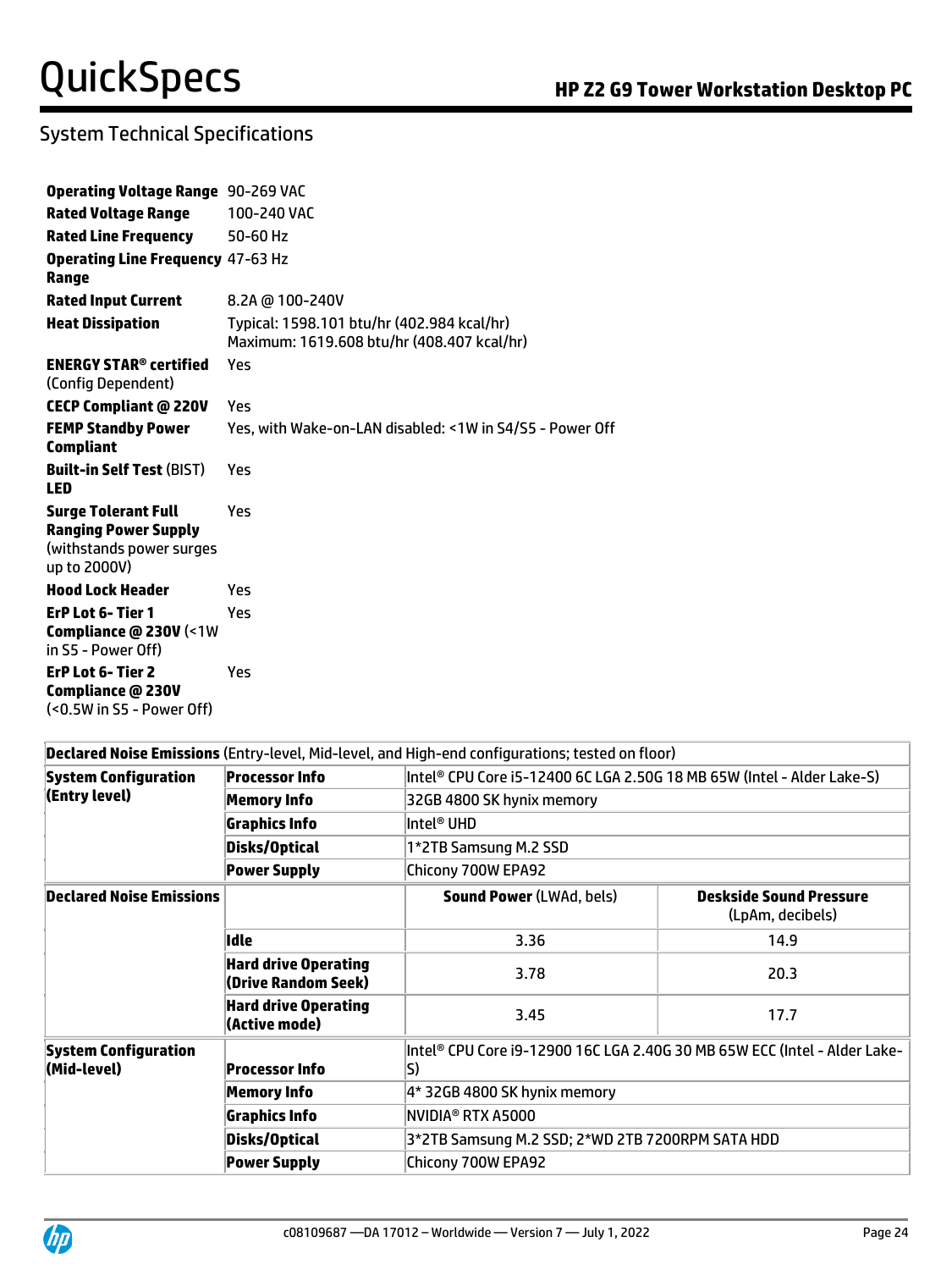## System Technical Specifications

| | |
|---|---|
| **Operating Voltage Range** | 90-269 VAC |
| **Rated Voltage Range** | 100-240 VAC |
| **Rated Line Frequency** | 50-60 Hz |
| **Operating Line Frequency Range** | 47-63 Hz |
| **Rated Input Current** | 8.2A @ 100-240V |
| **Heat Dissipation** | Typical: 1598.101 btu/hr (402.984 kcal/hr)<br>Maximum: 1619.608 btu/hr (408.407 kcal/hr) |
| **ENERGY STAR® certified** (Config Dependent) | Yes |
| **CECP Compliant @ 220V** | Yes |
| **FEMP Standby Power Compliant** | Yes, with Wake-on-LAN disabled: <1W in S4/S5 - Power Off |
| **Built-in Self Test** (BIST) **LED** | Yes |
| **Surge Tolerant Full Ranging Power Supply** (withstands power surges up to 2000V) | Yes |
| **Hood Lock Header** | Yes |
| **ErP Lot 6- Tier 1 Compliance @ 230V** (<1W in S5 - Power Off) | Yes |
| **ErP Lot 6- Tier 2 Compliance @ 230V** (<0.5W in S5 - Power Off) | Yes |

| **Declared Noise Emissions** (Entry-level, Mid-level, and High-end configurations; tested on floor) | | | |
|---|---|---|---|
| **System Configuration (Entry level)** | **Processor Info** | Intel® CPU Core i5-12400 6C LGA 2.50G 18 MB 65W (Intel - Alder Lake-S) | |
| | **Memory Info** | 32GB 4800 SK hynix memory | |
| | **Graphics Info** | Intel® UHD | |
| | **Disks/Optical** | 1*2TB Samsung M.2 SSD | |
| | **Power Supply** | Chicony 700W EPA92 | |
| **Declared Noise Emissions** | | **Sound Power** (LWAd, bels) | **Deskside Sound Pressure** (LpAm, decibels) |
| | **Idle** | 3.36 | 14.9 |
| | **Hard drive Operating (Drive Random Seek)** | 3.78 | 20.3 |
| | **Hard drive Operating (Active mode)** | 3.45 | 17.7 |
| **System Configuration (Mid-level)** | **Processor Info** | Intel® CPU Core i9-12900 16C LGA 2.40G 30 MB 65W ECC (Intel - Alder Lake-S) | |
| | **Memory Info** | 4* 32GB 4800 SK hynix memory | |
| | **Graphics Info** | NVIDIA® RTX A5000 | |
| | **Disks/Optical** | 3*2TB Samsung M.2 SSD; 2*WD 2TB 7200RPM SATA HDD | |
| | **Power Supply** | Chicony 700W EPA92 | |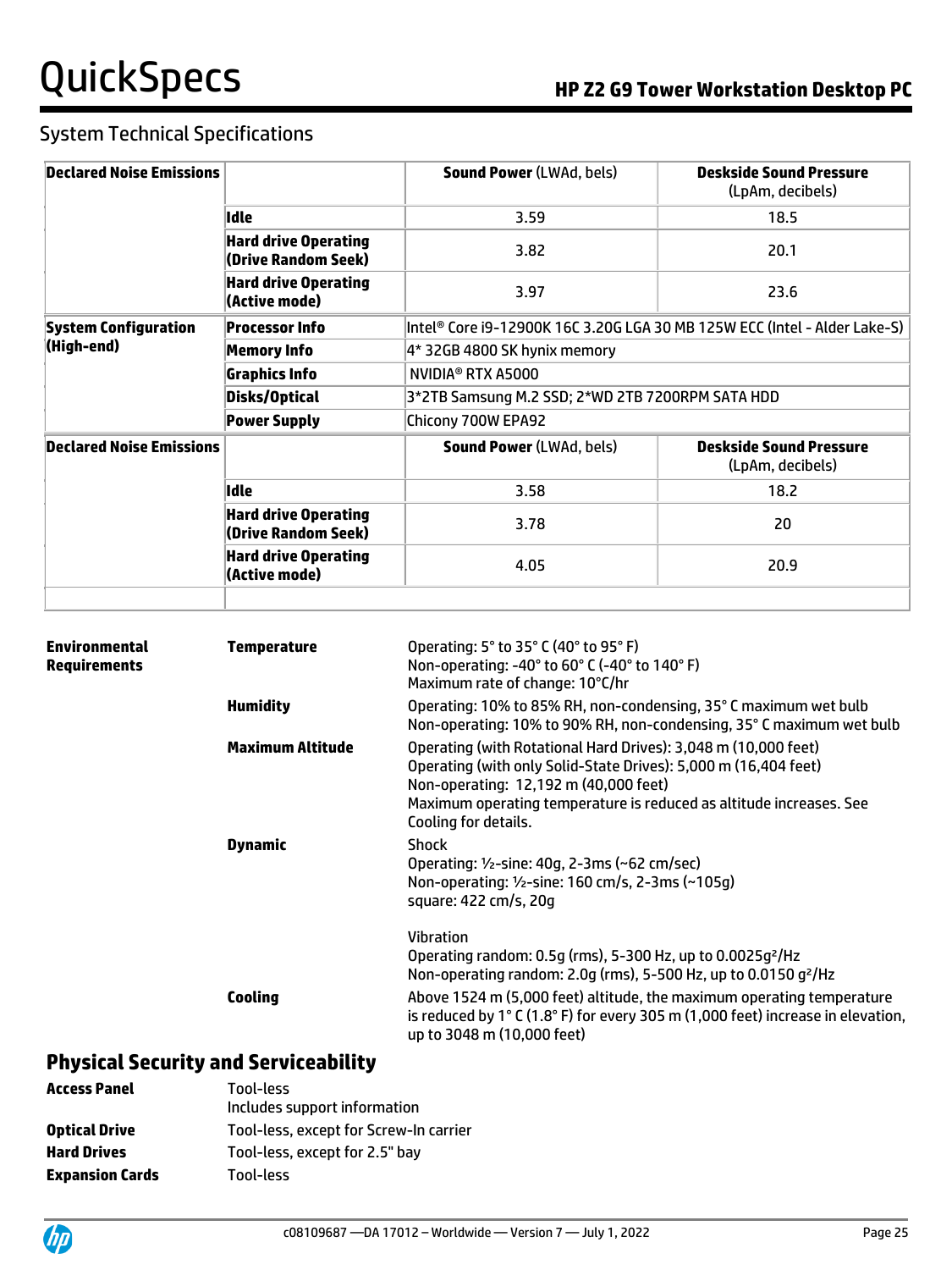## System Technical Specifications

| Declared Noise Emissions | | **Sound Power** (LWAd, bels) | **Deskside Sound Pressure** (LpAm, decibels) |
|---|---|---|---|
| | **Idle** | 3.59 | 18.5 |
| | **Hard drive Operating (Drive Random Seek)** | 3.82 | 20.1 |
| | **Hard drive Operating (Active mode)** | 3.97 | 23.6 |
| **System Configuration (High-end)** | **Processor Info** | Intel® Core i9-12900K 16C 3.20G LGA 30 MB 125W ECC (Intel - Alder Lake-S) | |
| | **Memory Info** | 4* 32GB 4800 SK hynix memory | |
| | **Graphics Info** | NVIDIA® RTX A5000 | |
| | **Disks/Optical** | 3*2TB Samsung M.2 SSD; 2*WD 2TB 7200RPM SATA HDD | |
| | **Power Supply** | Chicony 700W EPA92 | |
| **Declared Noise Emissions** | | **Sound Power** (LWAd, bels) | **Deskside Sound Pressure** (LpAm, decibels) |
| | **Idle** | 3.58 | 18.2 |
| | **Hard drive Operating (Drive Random Seek)** | 3.78 | 20 |
| | **Hard drive Operating (Active mode)** | 4.05 | 20.9 |
| | | | |

| | | |
|---|---|---|
| **Environmental Requirements** | **Temperature** | Operating: 5° to 35° C (40° to 95° F)<br>Non-operating: -40° to 60° C (-40° to 140° F)<br>Maximum rate of change: 10°C/hr |
| | **Humidity** | Operating: 10% to 85% RH, non-condensing, 35° C maximum wet bulb<br>Non-operating: 10% to 90% RH, non-condensing, 35° C maximum wet bulb |
| | **Maximum Altitude** | Operating (with Rotational Hard Drives): 3,048 m (10,000 feet)<br>Operating (with only Solid-State Drives): 5,000 m (16,404 feet)<br>Non-operating: 12,192 m (40,000 feet)<br>Maximum operating temperature is reduced as altitude increases. See Cooling for details. |
| | **Dynamic** | Shock<br>Operating: ½-sine: 40g, 2-3ms (~62 cm/sec)<br>Non-operating: ½-sine: 160 cm/s, 2-3ms (~105g)<br>square: 422 cm/s, 20g<br><br>Vibration<br>Operating random: 0.5g (rms), 5-300 Hz, up to 0.0025g²/Hz<br>Non-operating random: 2.0g (rms), 5-500 Hz, up to 0.0150 g²/Hz |
| | **Cooling** | Above 1524 m (5,000 feet) altitude, the maximum operating temperature is reduced by 1° C (1.8° F) for every 305 m (1,000 feet) increase in elevation, up to 3048 m (10,000 feet) |

## Physical Security and Serviceability

| | |
|---|---|
| **Access Panel** | Tool-less<br>Includes support information |
| **Optical Drive** | Tool-less, except for Screw-In carrier |
| **Hard Drives** | Tool-less, except for 2.5" bay |
| **Expansion Cards** | Tool-less |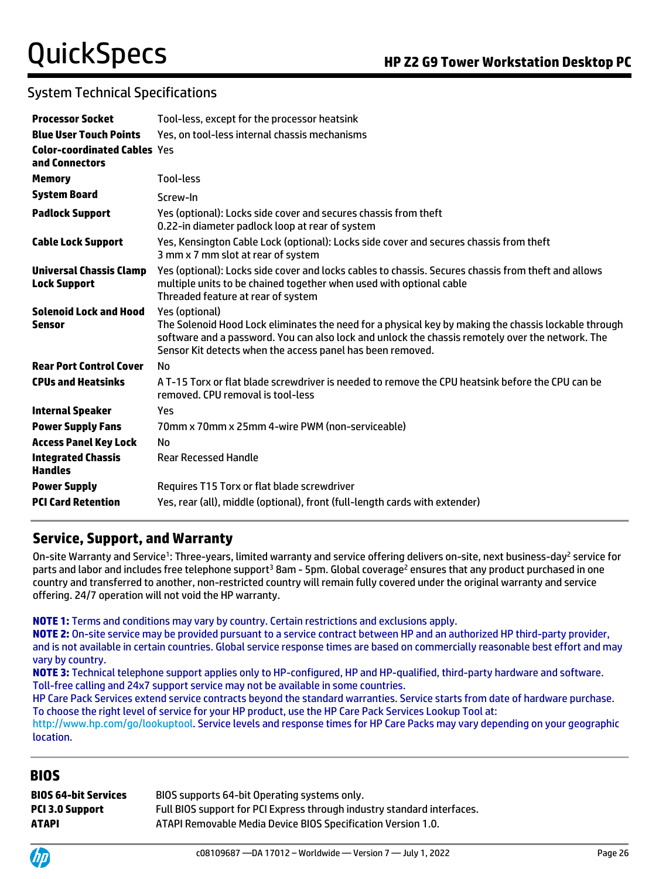## System Technical Specifications

| | |
|---|---|
| **Processor Socket** | Tool-less, except for the processor heatsink |
| **Blue User Touch Points** | Yes, on tool-less internal chassis mechanisms |
| **Color-coordinated Cables and Connectors** | Yes |
| **Memory** | Tool-less |
| **System Board** | Screw-In |
| **Padlock Support** | Yes (optional): Locks side cover and secures chassis from theft<br>0.22-in diameter padlock loop at rear of system |
| **Cable Lock Support** | Yes, Kensington Cable Lock (optional): Locks side cover and secures chassis from theft<br>3 mm x 7 mm slot at rear of system |
| **Universal Chassis Clamp Lock Support** | Yes (optional): Locks side cover and locks cables to chassis. Secures chassis from theft and allows multiple units to be chained together when used with optional cable<br>Threaded feature at rear of system |
| **Solenoid Lock and Hood Sensor** | Yes (optional)<br>The Solenoid Hood Lock eliminates the need for a physical key by making the chassis lockable through software and a password. You can also lock and unlock the chassis remotely over the network. The Sensor Kit detects when the access panel has been removed. |
| **Rear Port Control Cover** | No |
| **CPUs and Heatsinks** | A T-15 Torx or flat blade screwdriver is needed to remove the CPU heatsink before the CPU can be removed. CPU removal is tool-less |
| **Internal Speaker** | Yes |
| **Power Supply Fans** | 70mm x 70mm x 25mm 4-wire PWM (non-serviceable) |
| **Access Panel Key Lock** | No |
| **Integrated Chassis Handles** | Rear Recessed Handle |
| **Power Supply** | Requires T15 Torx or flat blade screwdriver |
| **PCI Card Retention** | Yes, rear (all), middle (optional), front (full-length cards with extender) |

## Service, Support, and Warranty

On-site Warranty and Service[1]: Three-years, limited warranty and service offering delivers on-site, next business-day[2] service for parts and labor and includes free telephone support[3] 8am - 5pm. Global coverage[2] ensures that any product purchased in one country and transferred to another, non-restricted country will remain fully covered under the original warranty and service offering. 24/7 operation will not void the HP warranty.

**NOTE 1:** Terms and conditions may vary by country. Certain restrictions and exclusions apply.
**NOTE 2:** On-site service may be provided pursuant to a service contract between HP and an authorized HP third-party provider, and is not available in certain countries. Global service response times are based on commercially reasonable best effort and may vary by country.
**NOTE 3:** Technical telephone support applies only to HP-configured, HP and HP-qualified, third-party hardware and software. Toll-free calling and 24x7 support service may not be available in some countries.
HP Care Pack Services extend service contracts beyond the standard warranties. Service starts from date of hardware purchase. To choose the right level of service for your HP product, use the HP Care Pack Services Lookup Tool at: http://www.hp.com/go/lookuptool. Service levels and response times for HP Care Packs may vary depending on your geographic location.

## BIOS

| | |
|---|---|
| **BIOS 64-bit Services** | BIOS supports 64-bit Operating systems only. |
| **PCI 3.0 Support** | Full BIOS support for PCI Express through industry standard interfaces. |
| **ATAPI** | ATAPI Removable Media Device BIOS Specification Version 1.0. |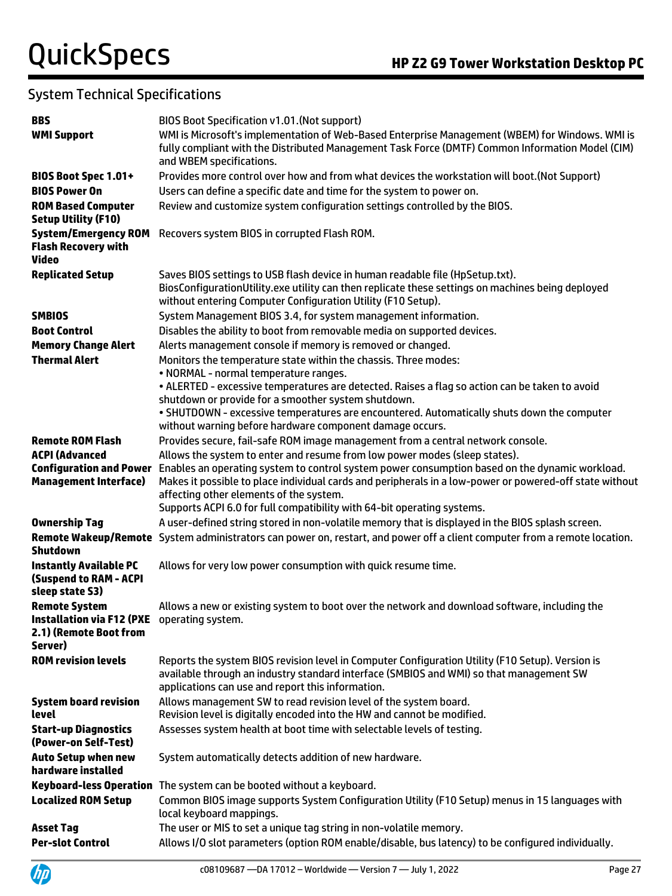## System Technical Specifications

| | |
|---|---|
| **BBS** | BIOS Boot Specification v1.01.(Not support) |
| **WMI Support** | WMI is Microsoft's implementation of Web-Based Enterprise Management (WBEM) for Windows. WMI is fully compliant with the Distributed Management Task Force (DMTF) Common Information Model (CIM) and WBEM specifications. |
| **BIOS Boot Spec 1.01+** | Provides more control over how and from what devices the workstation will boot.(Not Support) |
| **BIOS Power On** | Users can define a specific date and time for the system to power on. |
| **ROM Based Computer Setup Utility (F10)** | Review and customize system configuration settings controlled by the BIOS. |
| **System/Emergency ROM Flash Recovery with Video** | Recovers system BIOS in corrupted Flash ROM. |
| **Replicated Setup** | Saves BIOS settings to USB flash device in human readable file (HpSetup.txt). BiosConfigurationUtility.exe utility can then replicate these settings on machines being deployed without entering Computer Configuration Utility (F10 Setup). |
| **SMBIOS** | System Management BIOS 3.4, for system management information. |
| **Boot Control** | Disables the ability to boot from removable media on supported devices. |
| **Memory Change Alert** | Alerts management console if memory is removed or changed. |
| **Thermal Alert** | Monitors the temperature state within the chassis. Three modes:<br>• NORMAL - normal temperature ranges.<br>• ALERTED - excessive temperatures are detected. Raises a flag so action can be taken to avoid shutdown or provide for a smoother system shutdown.<br>• SHUTDOWN - excessive temperatures are encountered. Automatically shuts down the computer without warning before hardware component damage occurs. |
| **Remote ROM Flash** | Provides secure, fail-safe ROM image management from a central network console. |
| **ACPI (Advanced Configuration and Power Management Interface)** | Allows the system to enter and resume from low power modes (sleep states).<br>Enables an operating system to control system power consumption based on the dynamic workload.<br>Makes it possible to place individual cards and peripherals in a low-power or powered-off state without affecting other elements of the system.<br>Supports ACPI 6.0 for full compatibility with 64-bit operating systems. |
| **Ownership Tag** | A user-defined string stored in non-volatile memory that is displayed in the BIOS splash screen. |
| **Remote Wakeup/Remote Shutdown** | System administrators can power on, restart, and power off a client computer from a remote location. |
| **Instantly Available PC (Suspend to RAM - ACPI sleep state S3)** | Allows for very low power consumption with quick resume time. |
| **Remote System Installation via F12 (PXE 2.1) (Remote Boot from Server)** | Allows a new or existing system to boot over the network and download software, including the operating system. |
| **ROM revision levels** | Reports the system BIOS revision level in Computer Configuration Utility (F10 Setup). Version is available through an industry standard interface (SMBIOS and WMI) so that management SW applications can use and report this information. |
| **System board revision level** | Allows management SW to read revision level of the system board.<br>Revision level is digitally encoded into the HW and cannot be modified. |
| **Start-up Diagnostics (Power-on Self-Test)** | Assesses system health at boot time with selectable levels of testing. |
| **Auto Setup when new hardware installed** | System automatically detects addition of new hardware. |
| **Keyboard-less Operation** | The system can be booted without a keyboard. |
| **Localized ROM Setup** | Common BIOS image supports System Configuration Utility (F10 Setup) menus in 15 languages with local keyboard mappings. |
| **Asset Tag** | The user or MIS to set a unique tag string in non-volatile memory. |
| **Per-slot Control** | Allows I/O slot parameters (option ROM enable/disable, bus latency) to be configured individually. |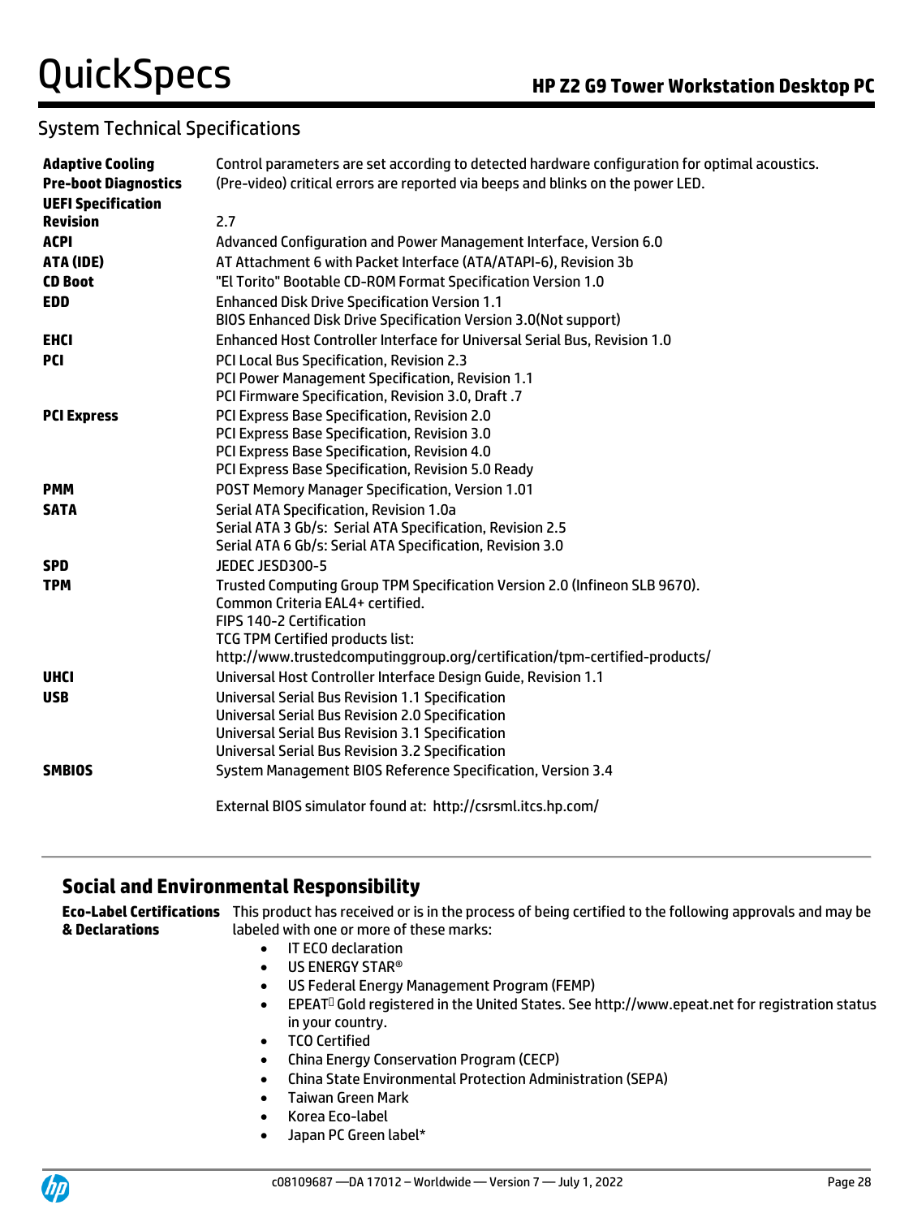## System Technical Specifications

| | |
|---|---|
| **Adaptive Cooling** | Control parameters are set according to detected hardware configuration for optimal acoustics. |
| **Pre-boot Diagnostics** | (Pre-video) critical errors are reported via beeps and blinks on the power LED. |
| **UEFI Specification Revision** | 2.7 |
| **ACPI** | Advanced Configuration and Power Management Interface, Version 6.0 |
| **ATA (IDE)** | AT Attachment 6 with Packet Interface (ATA/ATAPI-6), Revision 3b |
| **CD Boot** | "El Torito" Bootable CD-ROM Format Specification Version 1.0 |
| **EDD** | Enhanced Disk Drive Specification Version 1.1<br>BIOS Enhanced Disk Drive Specification Version 3.0(Not support) |
| **EHCI** | Enhanced Host Controller Interface for Universal Serial Bus, Revision 1.0 |
| **PCI** | PCI Local Bus Specification, Revision 2.3<br>PCI Power Management Specification, Revision 1.1<br>PCI Firmware Specification, Revision 3.0, Draft .7 |
| **PCI Express** | PCI Express Base Specification, Revision 2.0<br>PCI Express Base Specification, Revision 3.0<br>PCI Express Base Specification, Revision 4.0<br>PCI Express Base Specification, Revision 5.0 Ready |
| **PMM** | POST Memory Manager Specification, Version 1.01 |
| **SATA** | Serial ATA Specification, Revision 1.0a<br>Serial ATA 3 Gb/s: Serial ATA Specification, Revision 2.5<br>Serial ATA 6 Gb/s: Serial ATA Specification, Revision 3.0 |
| **SPD** | JEDEC JESD300-5 |
| **TPM** | Trusted Computing Group TPM Specification Version 2.0 (Infineon SLB 9670).<br>Common Criteria EAL4+ certified.<br>FIPS 140-2 Certification<br>TCG TPM Certified products list:<br>http://www.trustedcomputinggroup.org/certification/tpm-certified-products/ |
| **UHCI** | Universal Host Controller Interface Design Guide, Revision 1.1 |
| **USB** | Universal Serial Bus Revision 1.1 Specification<br>Universal Serial Bus Revision 2.0 Specification<br>Universal Serial Bus Revision 3.1 Specification<br>Universal Serial Bus Revision 3.2 Specification |
| **SMBIOS** | System Management BIOS Reference Specification, Version 3.4<br><br>External BIOS simulator found at: http://csrsml.itcs.hp.com/ |

## Social and Environmental Responsibility

**Eco-Label Certifications & Declarations**

This product has received or is in the process of being certified to the following approvals and may be labeled with one or more of these marks:

- IT ECO declaration
- US ENERGY STAR®
- US Federal Energy Management Program (FEMP)
- EPEAT Gold registered in the United States. See http://www.epeat.net for registration status in your country.
- TCO Certified
- China Energy Conservation Program (CECP)
- China State Environmental Protection Administration (SEPA)
- Taiwan Green Mark
- Korea Eco-label
- Japan PC Green label*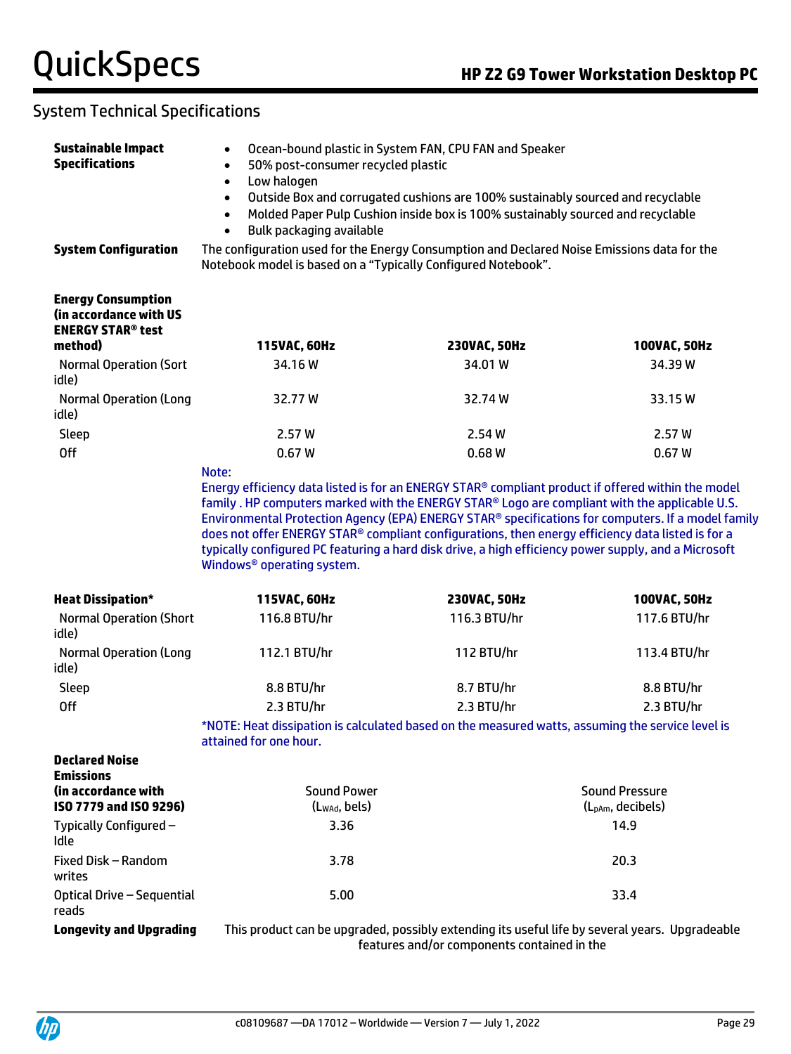## System Technical Specifications

**Sustainable Impact Specifications**

- Ocean-bound plastic in System FAN, CPU FAN and Speaker
- 50% post-consumer recycled plastic
- Low halogen
- Outside Box and corrugated cushions are 100% sustainably sourced and recyclable
- Molded Paper Pulp Cushion inside box is 100% sustainably sourced and recyclable
- Bulk packaging available

**System Configuration**

The configuration used for the Energy Consumption and Declared Noise Emissions data for the Notebook model is based on a "Typically Configured Notebook".

| **Energy Consumption (in accordance with US ENERGY STAR® test method)** | **115VAC, 60Hz** | **230VAC, 50Hz** | **100VAC, 50Hz** |
|---|---|---|---|
| Normal Operation (Sort idle) | 34.16 W | 34.01 W | 34.39 W |
| Normal Operation (Long idle) | 32.77 W | 32.74 W | 33.15 W |
| Sleep | 2.57 W | 2.54 W | 2.57 W |
| Off | 0.67 W | 0.68 W | 0.67 W |

Note:
Energy efficiency data listed is for an ENERGY STAR® compliant product if offered within the model family . HP computers marked with the ENERGY STAR® Logo are compliant with the applicable U.S. Environmental Protection Agency (EPA) ENERGY STAR® specifications for computers. If a model family does not offer ENERGY STAR® compliant configurations, then energy efficiency data listed is for a typically configured PC featuring a hard disk drive, a high efficiency power supply, and a Microsoft Windows® operating system.

| **Heat Dissipation*** | **115VAC, 60Hz** | **230VAC, 50Hz** | **100VAC, 50Hz** |
|---|---|---|---|
| Normal Operation (Short idle) | 116.8 BTU/hr | 116.3 BTU/hr | 117.6 BTU/hr |
| Normal Operation (Long idle) | 112.1 BTU/hr | 112 BTU/hr | 113.4 BTU/hr |
| Sleep | 8.8 BTU/hr | 8.7 BTU/hr | 8.8 BTU/hr |
| Off | 2.3 BTU/hr | 2.3 BTU/hr | 2.3 BTU/hr |

*NOTE: Heat dissipation is calculated based on the measured watts, assuming the service level is attained for one hour.

| **Declared Noise Emissions (in accordance with ISO 7779 and ISO 9296)** | Sound Power ($L_{WAd}$, bels) | Sound Pressure ($L_{pAm}$, decibels) |
|---|---|---|
| Typically Configured – Idle | 3.36 | 14.9 |
| Fixed Disk – Random writes | 3.78 | 20.3 |
| Optical Drive – Sequential reads | 5.00 | 33.4 |

**Longevity and Upgrading**

This product can be upgraded, possibly extending its useful life by several years. Upgradeable features and/or components contained in the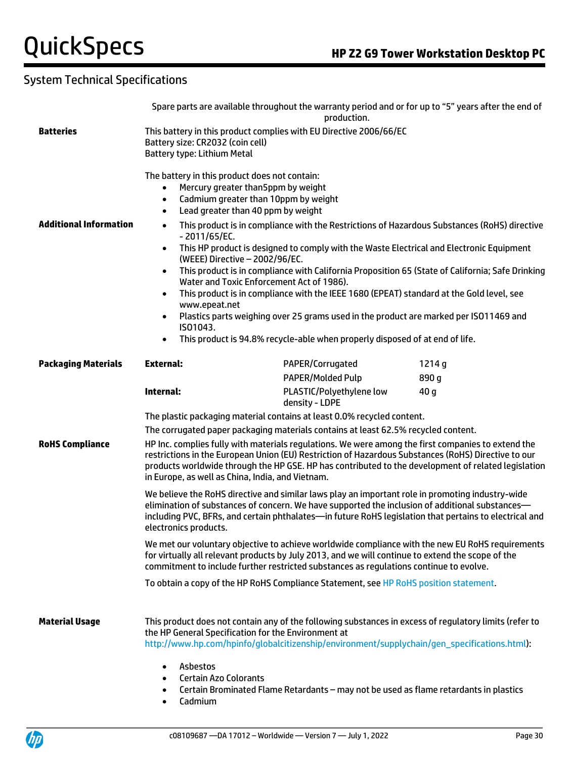## System Technical Specifications

Spare parts are available throughout the warranty period and or for up to "5" years after the end of production.

**Batteries**

This battery in this product complies with EU Directive 2006/66/EC
Battery size: CR2032 (coin cell)
Battery type: Lithium Metal

The battery in this product does not contain:

- Mercury greater than5ppm by weight
- Cadmium greater than 10ppm by weight
- Lead greater than 40 ppm by weight

**Additional Information**

- This product is in compliance with the Restrictions of Hazardous Substances (RoHS) directive - 2011/65/EC.
- This HP product is designed to comply with the Waste Electrical and Electronic Equipment (WEEE) Directive – 2002/96/EC.
- This product is in compliance with California Proposition 65 (State of California; Safe Drinking Water and Toxic Enforcement Act of 1986).
- This product is in compliance with the IEEE 1680 (EPEAT) standard at the Gold level, see www.epeat.net
- Plastics parts weighing over 25 grams used in the product are marked per ISO11469 and ISO1043.
- This product is 94.8% recycle-able when properly disposed of at end of life.

**Packaging Materials**

| | | |
|---|---|---|
| **External:** | PAPER/Corrugated | 1214 g |
| | PAPER/Molded Pulp | 890 g |
| **Internal:** | PLASTIC/Polyethylene low density - LDPE | 40 g |

The plastic packaging material contains at least 0.0% recycled content.

The corrugated paper packaging materials contains at least 62.5% recycled content.

**RoHS Compliance**

HP Inc. complies fully with materials regulations. We were among the first companies to extend the restrictions in the European Union (EU) Restriction of Hazardous Substances (RoHS) Directive to our products worldwide through the HP GSE. HP has contributed to the development of related legislation in Europe, as well as China, India, and Vietnam.

We believe the RoHS directive and similar laws play an important role in promoting industry-wide elimination of substances of concern. We have supported the inclusion of additional substances—including PVC, BFRs, and certain phthalates—in future RoHS legislation that pertains to electrical and electronics products.

We met our voluntary objective to achieve worldwide compliance with the new EU RoHS requirements for virtually all relevant products by July 2013, and we will continue to extend the scope of the commitment to include further restricted substances as regulations continue to evolve.

To obtain a copy of the HP RoHS Compliance Statement, see HP RoHS position statement.

**Material Usage**

This product does not contain any of the following substances in excess of regulatory limits (refer to the HP General Specification for the Environment at http://www.hp.com/hpinfo/globalcitizenship/environment/supplychain/gen_specifications.html):

- Asbestos
- Certain Azo Colorants
- Certain Brominated Flame Retardants – may not be used as flame retardants in plastics
- Cadmium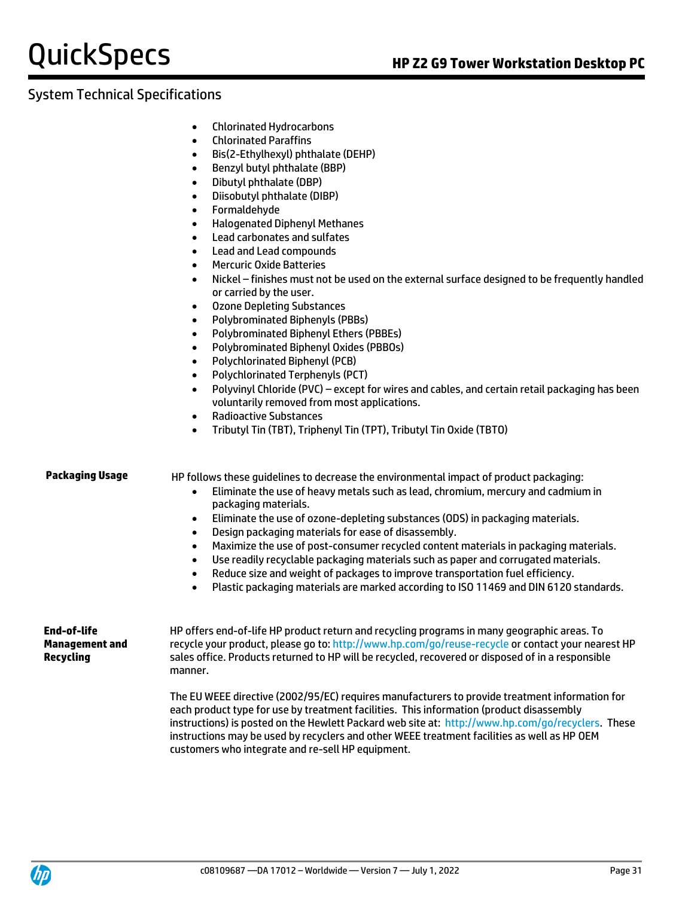## System Technical Specifications

- Chlorinated Hydrocarbons
- Chlorinated Paraffins
- Bis(2-Ethylhexyl) phthalate (DEHP)
- Benzyl butyl phthalate (BBP)
- Dibutyl phthalate (DBP)
- Diisobutyl phthalate (DIBP)
- Formaldehyde
- Halogenated Diphenyl Methanes
- Lead carbonates and sulfates
- Lead and Lead compounds
- Mercuric Oxide Batteries
- Nickel – finishes must not be used on the external surface designed to be frequently handled or carried by the user.
- Ozone Depleting Substances
- Polybrominated Biphenyls (PBBs)
- Polybrominated Biphenyl Ethers (PBBEs)
- Polybrominated Biphenyl Oxides (PBBOs)
- Polychlorinated Biphenyl (PCB)
- Polychlorinated Terphenyls (PCT)
- Polyvinyl Chloride (PVC) – except for wires and cables, and certain retail packaging has been voluntarily removed from most applications.
- Radioactive Substances
- Tributyl Tin (TBT), Triphenyl Tin (TPT), Tributyl Tin Oxide (TBTO)

**Packaging Usage**

HP follows these guidelines to decrease the environmental impact of product packaging:

- Eliminate the use of heavy metals such as lead, chromium, mercury and cadmium in packaging materials.
- Eliminate the use of ozone-depleting substances (ODS) in packaging materials.
- Design packaging materials for ease of disassembly.
- Maximize the use of post-consumer recycled content materials in packaging materials.
- Use readily recyclable packaging materials such as paper and corrugated materials.
- Reduce size and weight of packages to improve transportation fuel efficiency.
- Plastic packaging materials are marked according to ISO 11469 and DIN 6120 standards.

**End-of-life Management and Recycling**

HP offers end-of-life HP product return and recycling programs in many geographic areas. To recycle your product, please go to: http://www.hp.com/go/reuse-recycle or contact your nearest HP sales office. Products returned to HP will be recycled, recovered or disposed of in a responsible manner.

The EU WEEE directive (2002/95/EC) requires manufacturers to provide treatment information for each product type for use by treatment facilities. This information (product disassembly instructions) is posted on the Hewlett Packard web site at: http://www.hp.com/go/recyclers. These instructions may be used by recyclers and other WEEE treatment facilities as well as HP OEM customers who integrate and re-sell HP equipment.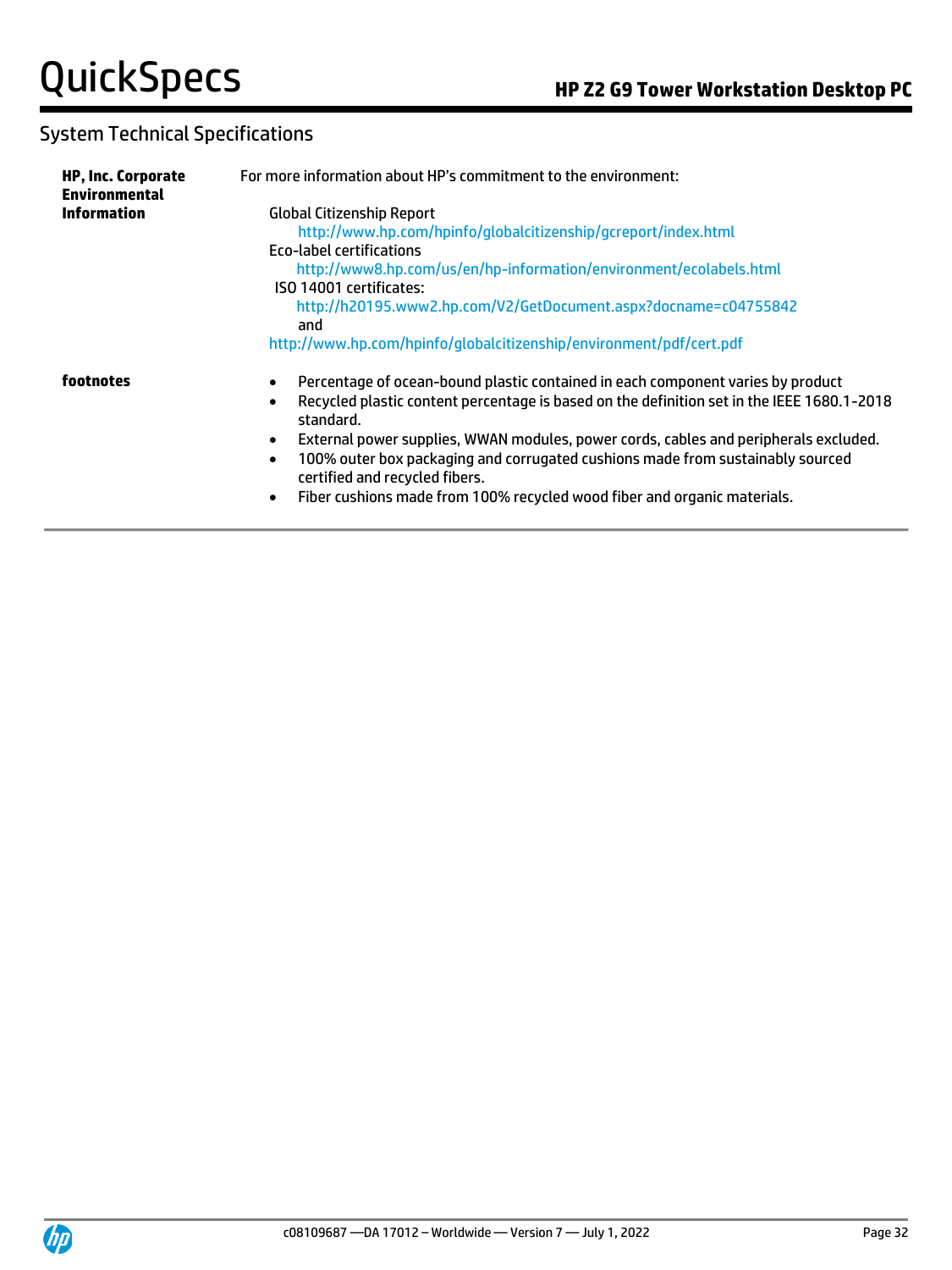## System Technical Specifications

| | |
|---|---|
| **HP, Inc. Corporate Environmental Information** | For more information about HP's commitment to the environment:<br><br>Global Citizenship Report<br>http://www.hp.com/hpinfo/globalcitizenship/gcreport/index.html<br>Eco-label certifications<br>http://www8.hp.com/us/en/hp-information/environment/ecolabels.html<br>ISO 14001 certificates:<br>http://h20195.www2.hp.com/V2/GetDocument.aspx?docname=c04755842<br>and<br>http://www.hp.com/hpinfo/globalcitizenship/environment/pdf/cert.pdf |
| **footnotes** | • Percentage of ocean-bound plastic contained in each component varies by product<br>• Recycled plastic content percentage is based on the definition set in the IEEE 1680.1-2018 standard.<br>• External power supplies, WWAN modules, power cords, cables and peripherals excluded.<br>• 100% outer box packaging and corrugated cushions made from sustainably sourced certified and recycled fibers.<br>• Fiber cushions made from 100% recycled wood fiber and organic materials. |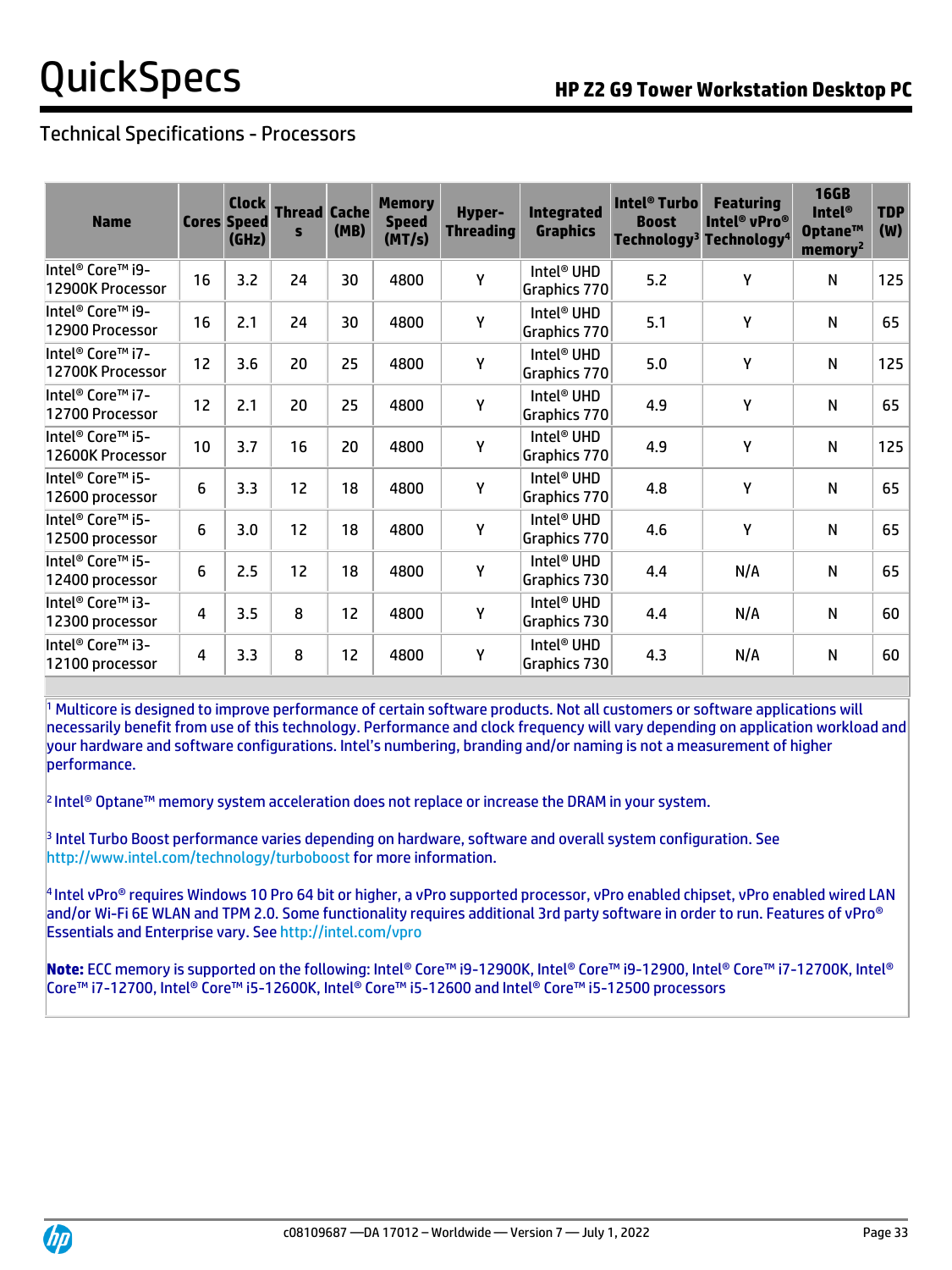## Technical Specifications - Processors

| Name | Cores | Clock Speed (GHz) | Threads | Cache (MB) | Memory Speed (MT/s) | Hyper-Threading | Integrated Graphics | Intel® Turbo Boost Technology[3] | Featuring Intel® vPro® Technology[4] | 16GB Intel® Optane™ memory[2] | TDP (W) |
|---|---|---|---|---|---|---|---|---|---|---|---|
| Intel® Core™ i9-12900K Processor | 16 | 3.2 | 24 | 30 | 4800 | Y | Intel® UHD Graphics 770 | 5.2 | Y | N | 125 |
| Intel® Core™ i9-12900 Processor | 16 | 2.1 | 24 | 30 | 4800 | Y | Intel® UHD Graphics 770 | 5.1 | Y | N | 65 |
| Intel® Core™ i7-12700K Processor | 12 | 3.6 | 20 | 25 | 4800 | Y | Intel® UHD Graphics 770 | 5.0 | Y | N | 125 |
| Intel® Core™ i7-12700 Processor | 12 | 2.1 | 20 | 25 | 4800 | Y | Intel® UHD Graphics 770 | 4.9 | Y | N | 65 |
| Intel® Core™ i5-12600K Processor | 10 | 3.7 | 16 | 20 | 4800 | Y | Intel® UHD Graphics 770 | 4.9 | Y | N | 125 |
| Intel® Core™ i5-12600 processor | 6 | 3.3 | 12 | 18 | 4800 | Y | Intel® UHD Graphics 770 | 4.8 | Y | N | 65 |
| Intel® Core™ i5-12500 processor | 6 | 3.0 | 12 | 18 | 4800 | Y | Intel® UHD Graphics 770 | 4.6 | Y | N | 65 |
| Intel® Core™ i5-12400 processor | 6 | 2.5 | 12 | 18 | 4800 | Y | Intel® UHD Graphics 730 | 4.4 | N/A | N | 65 |
| Intel® Core™ i3-12300 processor | 4 | 3.5 | 8 | 12 | 4800 | Y | Intel® UHD Graphics 730 | 4.4 | N/A | N | 60 |
| Intel® Core™ i3-12100 processor | 4 | 3.3 | 8 | 12 | 4800 | Y | Intel® UHD Graphics 730 | 4.3 | N/A | N | 60 |

[1] Multicore is designed to improve performance of certain software products. Not all customers or software applications will necessarily benefit from use of this technology. Performance and clock frequency will vary depending on application workload and your hardware and software configurations. Intel's numbering, branding and/or naming is not a measurement of higher performance.

[2] Intel® Optane™ memory system acceleration does not replace or increase the DRAM in your system.

[3] Intel Turbo Boost performance varies depending on hardware, software and overall system configuration. See http://www.intel.com/technology/turboboost for more information.

[4] Intel vPro® requires Windows 10 Pro 64 bit or higher, a vPro supported processor, vPro enabled chipset, vPro enabled wired LAN and/or Wi-Fi 6E WLAN and TPM 2.0. Some functionality requires additional 3rd party software in order to run. Features of vPro® Essentials and Enterprise vary. See http://intel.com/vpro

**Note:** ECC memory is supported on the following: Intel® Core™ i9-12900K, Intel® Core™ i9-12900, Intel® Core™ i7-12700K, Intel® Core™ i7-12700, Intel® Core™ i5-12600K, Intel® Core™ i5-12600 and Intel® Core™ i5-12500 processors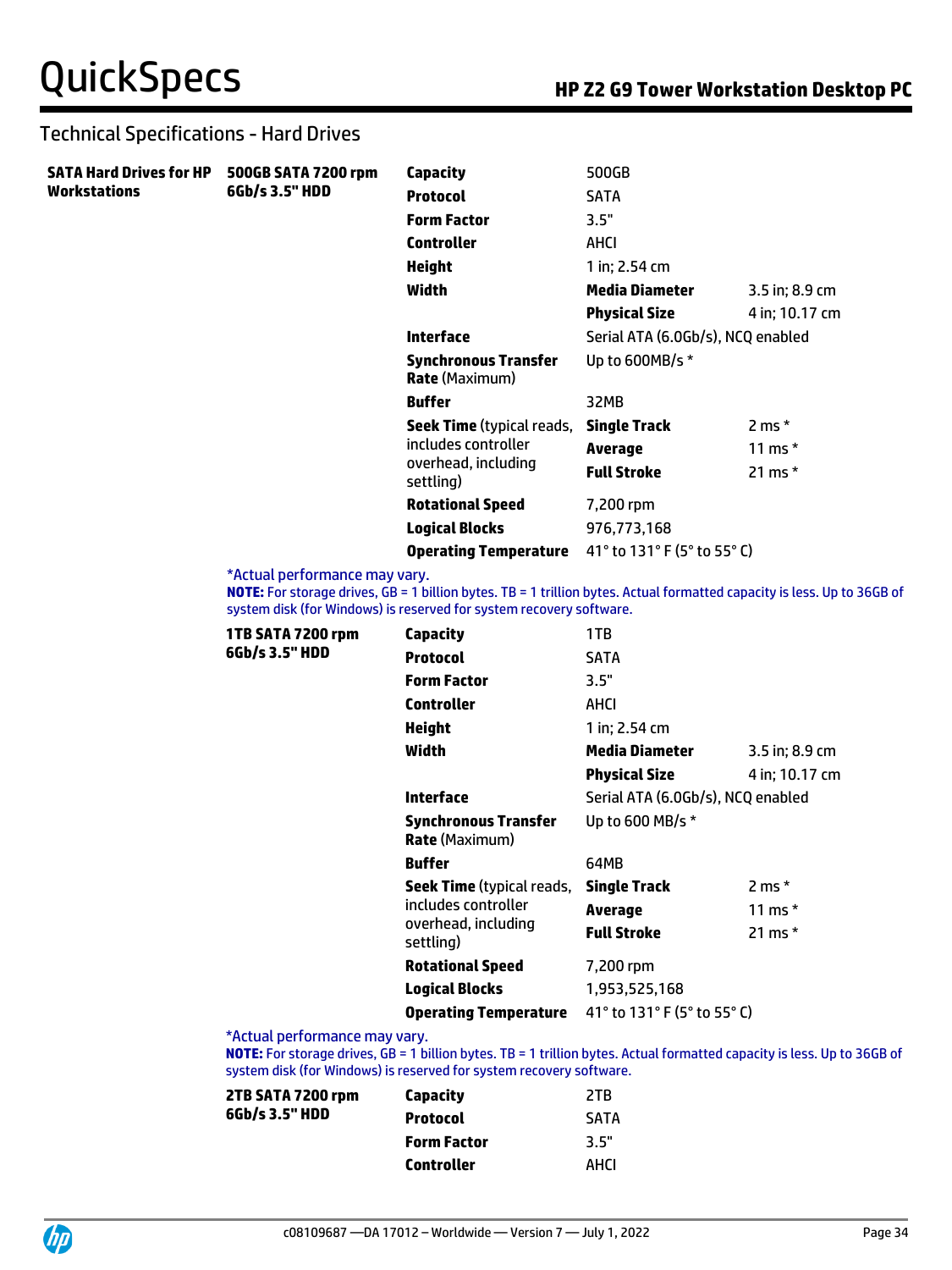## Technical Specifications - Hard Drives

**SATA Hard Drives for HP Workstations**

### 500GB SATA 7200 rpm 6Gb/s 3.5" HDD

| | | |
|---|---|---|
| **Capacity** | 500GB | |
| **Protocol** | SATA | |
| **Form Factor** | 3.5" | |
| **Controller** | AHCI | |
| **Height** | 1 in; 2.54 cm | |
| **Width** | **Media Diameter** | 3.5 in; 8.9 cm |
| | **Physical Size** | 4 in; 10.17 cm |
| **Interface** | Serial ATA (6.0Gb/s), NCQ enabled | |
| **Synchronous Transfer Rate** (Maximum) | Up to 600MB/s * | |
| **Buffer** | 32MB | |
| **Seek Time** (typical reads, includes controller overhead, including settling) | **Single Track** | 2 ms * |
| | **Average** | 11 ms * |
| | **Full Stroke** | 21 ms * |
| **Rotational Speed** | 7,200 rpm | |
| **Logical Blocks** | 976,773,168 | |
| **Operating Temperature** | 41° to 131° F (5° to 55° C) | |

*Actual performance may vary.

**NOTE:** For storage drives, GB = 1 billion bytes. TB = 1 trillion bytes. Actual formatted capacity is less. Up to 36GB of system disk (for Windows) is reserved for system recovery software.

### 1TB SATA 7200 rpm 6Gb/s 3.5" HDD

| | | |
|---|---|---|
| **Capacity** | 1TB | |
| **Protocol** | SATA | |
| **Form Factor** | 3.5" | |
| **Controller** | AHCI | |
| **Height** | 1 in; 2.54 cm | |
| **Width** | **Media Diameter** | 3.5 in; 8.9 cm |
| | **Physical Size** | 4 in; 10.17 cm |
| **Interface** | Serial ATA (6.0Gb/s), NCQ enabled | |
| **Synchronous Transfer Rate** (Maximum) | Up to 600 MB/s * | |
| **Buffer** | 64MB | |
| **Seek Time** (typical reads, includes controller overhead, including settling) | **Single Track** | 2 ms * |
| | **Average** | 11 ms * |
| | **Full Stroke** | 21 ms * |
| **Rotational Speed** | 7,200 rpm | |
| **Logical Blocks** | 1,953,525,168 | |
| **Operating Temperature** | 41° to 131° F (5° to 55° C) | |

*Actual performance may vary.

**NOTE:** For storage drives, GB = 1 billion bytes. TB = 1 trillion bytes. Actual formatted capacity is less. Up to 36GB of system disk (for Windows) is reserved for system recovery software.

### 2TB SATA 7200 rpm 6Gb/s 3.5" HDD

| | |
|---|---|
| **Capacity** | 2TB |
| **Protocol** | SATA |
| **Form Factor** | 3.5" |
| **Controller** | AHCI |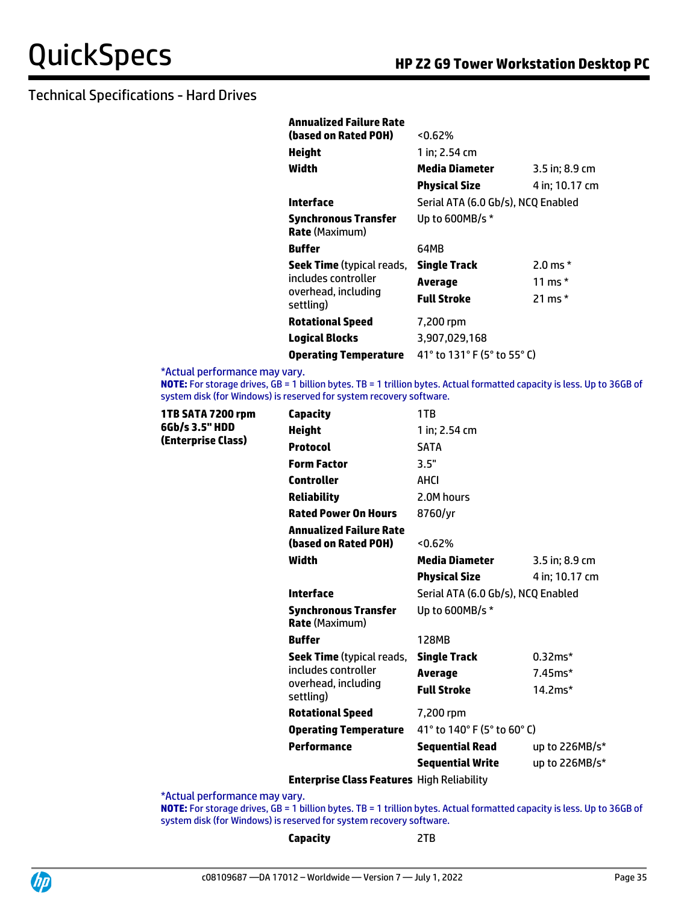## Technical Specifications - Hard Drives

| | | | |
|---|---|---|---|
| | **Annualized Failure Rate (based on Rated POH)** | <0.62% | |
| | **Height** | 1 in; 2.54 cm | |
| | **Width** | **Media Diameter** | 3.5 in; 8.9 cm |
| | | **Physical Size** | 4 in; 10.17 cm |
| | **Interface** | Serial ATA (6.0 Gb/s), NCQ Enabled | |
| | **Synchronous Transfer Rate** (Maximum) | Up to 600MB/s * | |
| | **Buffer** | 64MB | |
| | **Seek Time** (typical reads, includes controller overhead, including settling) | **Single Track** | 2.0 ms * |
| | | **Average** | 11 ms * |
| | | **Full Stroke** | 21 ms * |
| | **Rotational Speed** | 7,200 rpm | |
| | **Logical Blocks** | 3,907,029,168 | |
| | **Operating Temperature** | 41° to 131° F (5° to 55° C) | |

*Actual performance may vary.

**NOTE:** For storage drives, GB = 1 billion bytes. TB = 1 trillion bytes. Actual formatted capacity is less. Up to 36GB of system disk (for Windows) is reserved for system recovery software.

| | | | |
|---|---|---|---|
| **1TB SATA 7200 rpm 6Gb/s 3.5" HDD (Enterprise Class)** | **Capacity** | 1TB | |
| | **Height** | 1 in; 2.54 cm | |
| | **Protocol** | SATA | |
| | **Form Factor** | 3.5" | |
| | **Controller** | AHCI | |
| | **Reliability** | 2.0M hours | |
| | **Rated Power On Hours** | 8760/yr | |
| | **Annualized Failure Rate (based on Rated POH)** | <0.62% | |
| | **Width** | **Media Diameter** | 3.5 in; 8.9 cm |
| | | **Physical Size** | 4 in; 10.17 cm |
| | **Interface** | Serial ATA (6.0 Gb/s), NCQ Enabled | |
| | **Synchronous Transfer Rate** (Maximum) | Up to 600MB/s * | |
| | **Buffer** | 128MB | |
| | **Seek Time** (typical reads, includes controller overhead, including settling) | **Single Track** | 0.32ms* |
| | | **Average** | 7.45ms* |
| | | **Full Stroke** | 14.2ms* |
| | **Rotational Speed** | 7,200 rpm | |
| | **Operating Temperature** | 41° to 140° F (5° to 60° C) | |
| | **Performance** | **Sequential Read** | up to 226MB/s* |
| | | **Sequential Write** | up to 226MB/s* |
| | **Enterprise Class Features** | High Reliability | |

*Actual performance may vary.

**NOTE:** For storage drives, GB = 1 billion bytes. TB = 1 trillion bytes. Actual formatted capacity is less. Up to 36GB of system disk (for Windows) is reserved for system recovery software.

| | | |
|---|---|---|
| | **Capacity** | 2TB |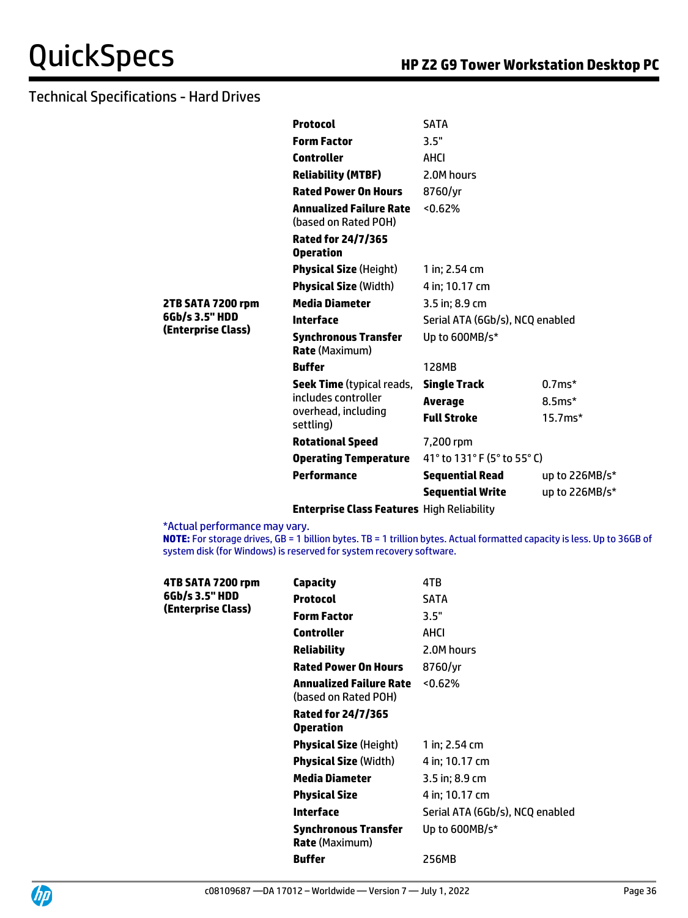## Technical Specifications - Hard Drives

| | | | |
|---|---|---|---|
| **2TB SATA 7200 rpm 6Gb/s 3.5" HDD (Enterprise Class)** | **Protocol** | SATA | |
| | **Form Factor** | 3.5" | |
| | **Controller** | AHCI | |
| | **Reliability (MTBF)** | 2.0M hours | |
| | **Rated Power On Hours** | 8760/yr | |
| | **Annualized Failure Rate** (based on Rated POH) | <0.62% | |
| | **Rated for 24/7/365 Operation** | | |
| | **Physical Size** (Height) | 1 in; 2.54 cm | |
| | **Physical Size** (Width) | 4 in; 10.17 cm | |
| | **Media Diameter** | 3.5 in; 8.9 cm | |
| | **Interface** | Serial ATA (6Gb/s), NCQ enabled | |
| | **Synchronous Transfer Rate** (Maximum) | Up to 600MB/s* | |
| | **Buffer** | 128MB | |
| | **Seek Time** (typical reads, includes controller overhead, including settling) | **Single Track** | 0.7ms* |
| | | **Average** | 8.5ms* |
| | | **Full Stroke** | 15.7ms* |
| | **Rotational Speed** | 7,200 rpm | |
| | **Operating Temperature** | 41° to 131° F (5° to 55° C) | |
| | **Performance** | **Sequential Read** | up to 226MB/s* |
| | | **Sequential Write** | up to 226MB/s* |
| | **Enterprise Class Features** | High Reliability | |

*Actual performance may vary.

**NOTE:** For storage drives, GB = 1 billion bytes. TB = 1 trillion bytes. Actual formatted capacity is less. Up to 36GB of system disk (for Windows) is reserved for system recovery software.

| | | |
|---|---|---|
| **4TB SATA 7200 rpm 6Gb/s 3.5" HDD (Enterprise Class)** | **Capacity** | 4TB |
| | **Protocol** | SATA |
| | **Form Factor** | 3.5" |
| | **Controller** | AHCI |
| | **Reliability** | 2.0M hours |
| | **Rated Power On Hours** | 8760/yr |
| | **Annualized Failure Rate** (based on Rated POH) | <0.62% |
| | **Rated for 24/7/365 Operation** | |
| | **Physical Size** (Height) | 1 in; 2.54 cm |
| | **Physical Size** (Width) | 4 in; 10.17 cm |
| | **Media Diameter** | 3.5 in; 8.9 cm |
| | **Physical Size** | 4 in; 10.17 cm |
| | **Interface** | Serial ATA (6Gb/s), NCQ enabled |
| | **Synchronous Transfer Rate** (Maximum) | Up to 600MB/s* |
| | **Buffer** | 256MB |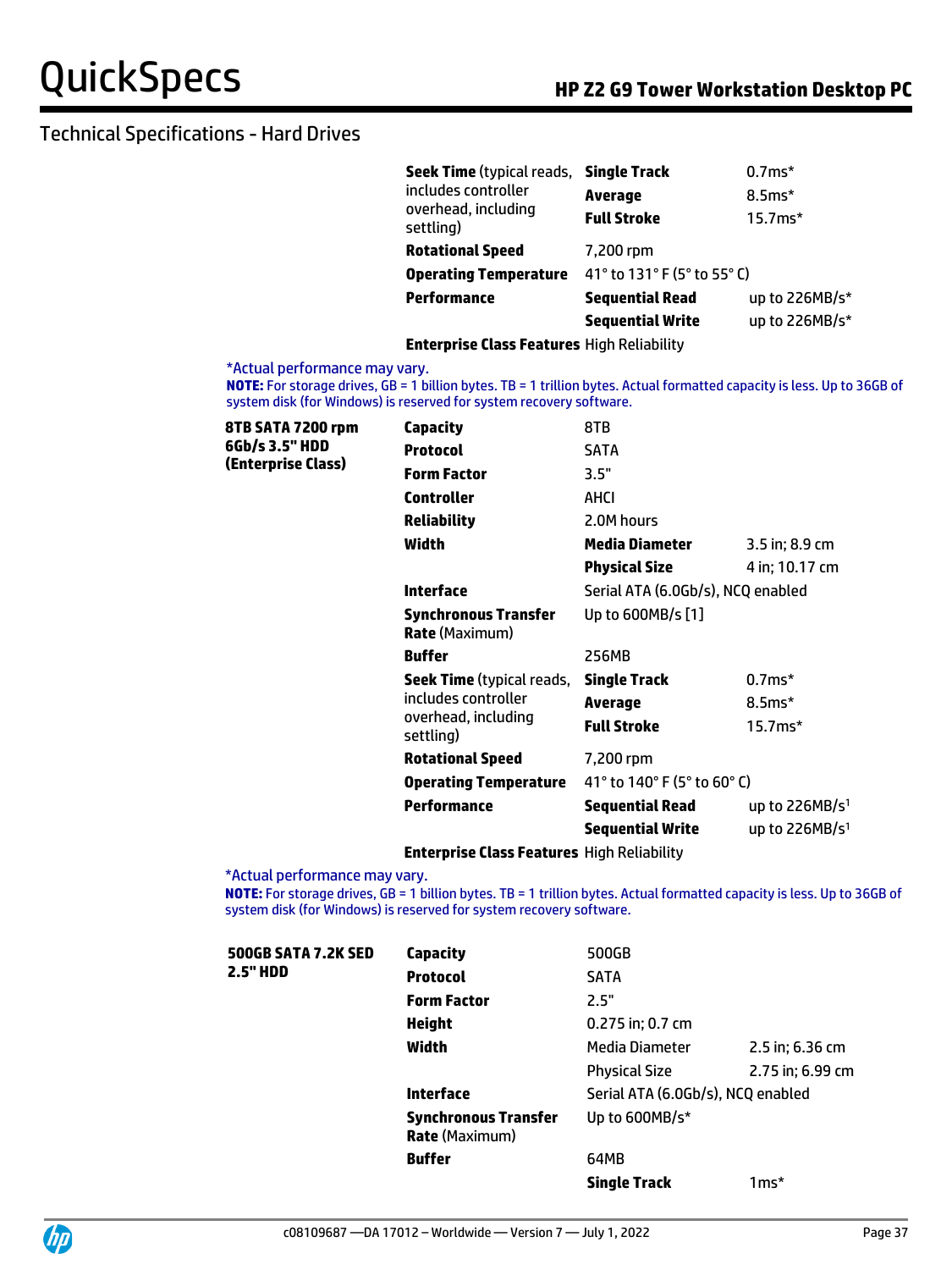## Technical Specifications - Hard Drives

| | | | |
|---|---|---|---|
| | **Seek Time** (typical reads, includes controller overhead, including settling) | **Single Track** | 0.7ms* |
| | | **Average** | 8.5ms* |
| | | **Full Stroke** | 15.7ms* |
| | **Rotational Speed** | 7,200 rpm | |
| | **Operating Temperature** | 41° to 131° F (5° to 55° C) | |
| | **Performance** | **Sequential Read** | up to 226MB/s* |
| | | **Sequential Write** | up to 226MB/s* |
| | **Enterprise Class Features** | High Reliability | |

*Actual performance may vary.

**NOTE:** For storage drives, GB = 1 billion bytes. TB = 1 trillion bytes. Actual formatted capacity is less. Up to 36GB of system disk (for Windows) is reserved for system recovery software.

| | | | |
|---|---|---|---|
| **8TB SATA 7200 rpm 6Gb/s 3.5" HDD (Enterprise Class)** | **Capacity** | 8TB | |
| | **Protocol** | SATA | |
| | **Form Factor** | 3.5" | |
| | **Controller** | AHCI | |
| | **Reliability** | 2.0M hours | |
| | **Width** | **Media Diameter** | 3.5 in; 8.9 cm |
| | | **Physical Size** | 4 in; 10.17 cm |
| | **Interface** | Serial ATA (6.0Gb/s), NCQ enabled | |
| | **Synchronous Transfer Rate** (Maximum) | Up to 600MB/s [1] | |
| | **Buffer** | 256MB | |
| | **Seek Time** (typical reads, includes controller overhead, including settling) | **Single Track** | 0.7ms* |
| | | **Average** | 8.5ms* |
| | | **Full Stroke** | 15.7ms* |
| | **Rotational Speed** | 7,200 rpm | |
| | **Operating Temperature** | 41° to 140° F (5° to 60° C) | |
| | **Performance** | **Sequential Read** | up to 226MB/s[1] |
| | | **Sequential Write** | up to 226MB/s[1] |
| | **Enterprise Class Features** | High Reliability | |

*Actual performance may vary.

**NOTE:** For storage drives, GB = 1 billion bytes. TB = 1 trillion bytes. Actual formatted capacity is less. Up to 36GB of system disk (for Windows) is reserved for system recovery software.

| | | | |
|---|---|---|---|
| **500GB SATA 7.2K SED 2.5" HDD** | **Capacity** | 500GB | |
| | **Protocol** | SATA | |
| | **Form Factor** | 2.5" | |
| | **Height** | 0.275 in; 0.7 cm | |
| | **Width** | Media Diameter | 2.5 in; 6.36 cm |
| | | Physical Size | 2.75 in; 6.99 cm |
| | **Interface** | Serial ATA (6.0Gb/s), NCQ enabled | |
| | **Synchronous Transfer Rate** (Maximum) | Up to 600MB/s* | |
| | **Buffer** | 64MB | |
| | | **Single Track** | 1ms* |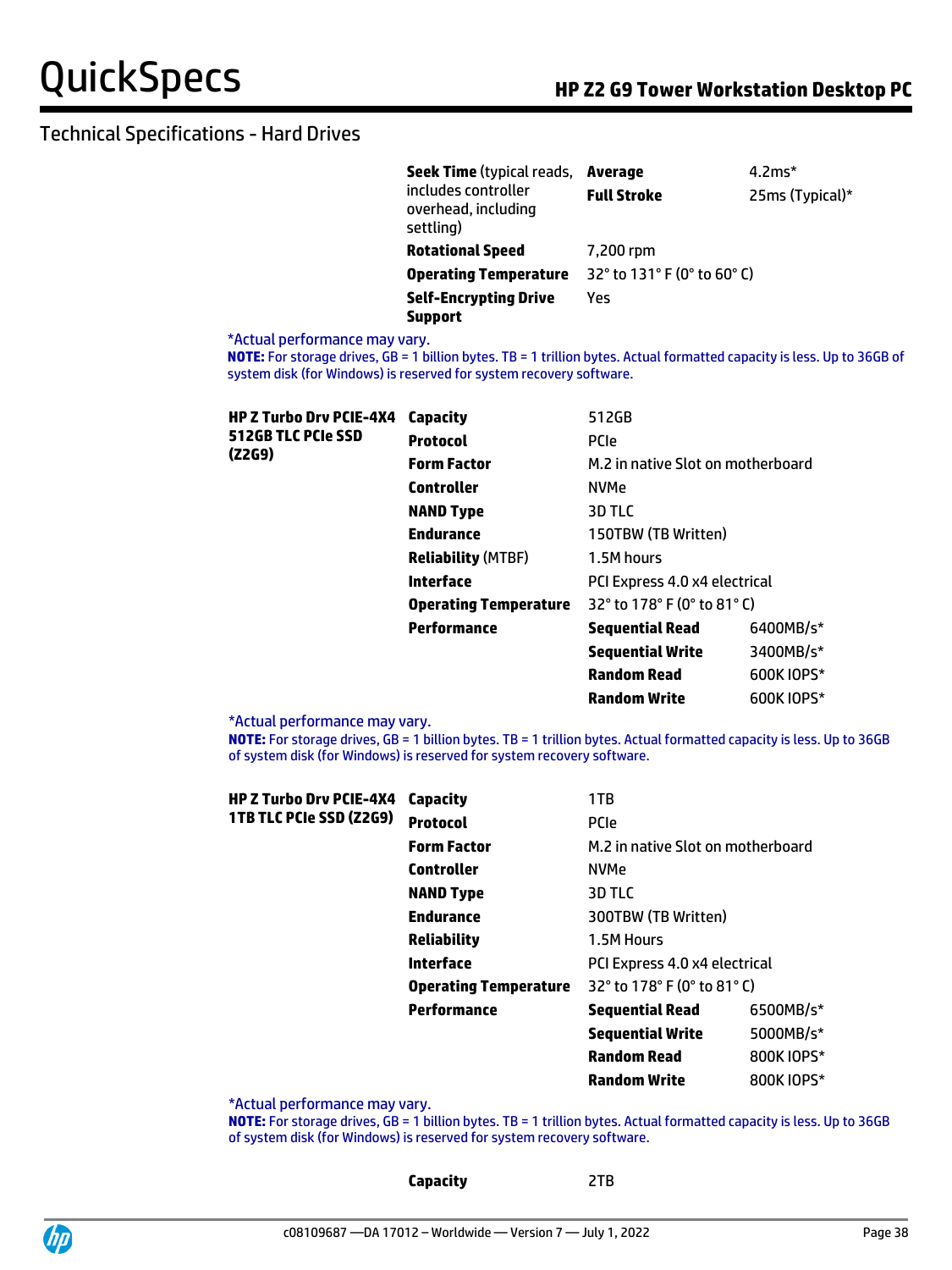## Technical Specifications - Hard Drives

| | | | |
|---|---|---|---|
| | **Seek Time** (typical reads, includes controller overhead, including settling) | **Average** | 4.2ms* |
| | | **Full Stroke** | 25ms (Typical)* |
| | **Rotational Speed** | 7,200 rpm | |
| | **Operating Temperature** | 32° to 131° F (0° to 60° C) | |
| | **Self-Encrypting Drive Support** | Yes | |

*Actual performance may vary.
**NOTE:** For storage drives, GB = 1 billion bytes. TB = 1 trillion bytes. Actual formatted capacity is less. Up to 36GB of system disk (for Windows) is reserved for system recovery software.

| | | | |
|---|---|---|---|
| **HP Z Turbo Drv PCIE-4X4 512GB TLC PCIe SSD (Z2G9)** | **Capacity** | 512GB | |
| | **Protocol** | PCIe | |
| | **Form Factor** | M.2 in native Slot on motherboard | |
| | **Controller** | NVMe | |
| | **NAND Type** | 3D TLC | |
| | **Endurance** | 150TBW (TB Written) | |
| | **Reliability** (MTBF) | 1.5M hours | |
| | **Interface** | PCI Express 4.0 x4 electrical | |
| | **Operating Temperature** | 32° to 178° F (0° to 81° C) | |
| | **Performance** | **Sequential Read** | 6400MB/s* |
| | | **Sequential Write** | 3400MB/s* |
| | | **Random Read** | 600K IOPS* |
| | | **Random Write** | 600K IOPS* |

*Actual performance may vary.
**NOTE:** For storage drives, GB = 1 billion bytes. TB = 1 trillion bytes. Actual formatted capacity is less. Up to 36GB of system disk (for Windows) is reserved for system recovery software.

| | | | |
|---|---|---|---|
| **HP Z Turbo Drv PCIE-4X4 1TB TLC PCIe SSD (Z2G9)** | **Capacity** | 1TB | |
| | **Protocol** | PCIe | |
| | **Form Factor** | M.2 in native Slot on motherboard | |
| | **Controller** | NVMe | |
| | **NAND Type** | 3D TLC | |
| | **Endurance** | 300TBW (TB Written) | |
| | **Reliability** | 1.5M Hours | |
| | **Interface** | PCI Express 4.0 x4 electrical | |
| | **Operating Temperature** | 32° to 178° F (0° to 81° C) | |
| | **Performance** | **Sequential Read** | 6500MB/s* |
| | | **Sequential Write** | 5000MB/s* |
| | | **Random Read** | 800K IOPS* |
| | | **Random Write** | 800K IOPS* |

*Actual performance may vary.
**NOTE:** For storage drives, GB = 1 billion bytes. TB = 1 trillion bytes. Actual formatted capacity is less. Up to 36GB of system disk (for Windows) is reserved for system recovery software.

| | | |
|---|---|---|
| | **Capacity** | 2TB |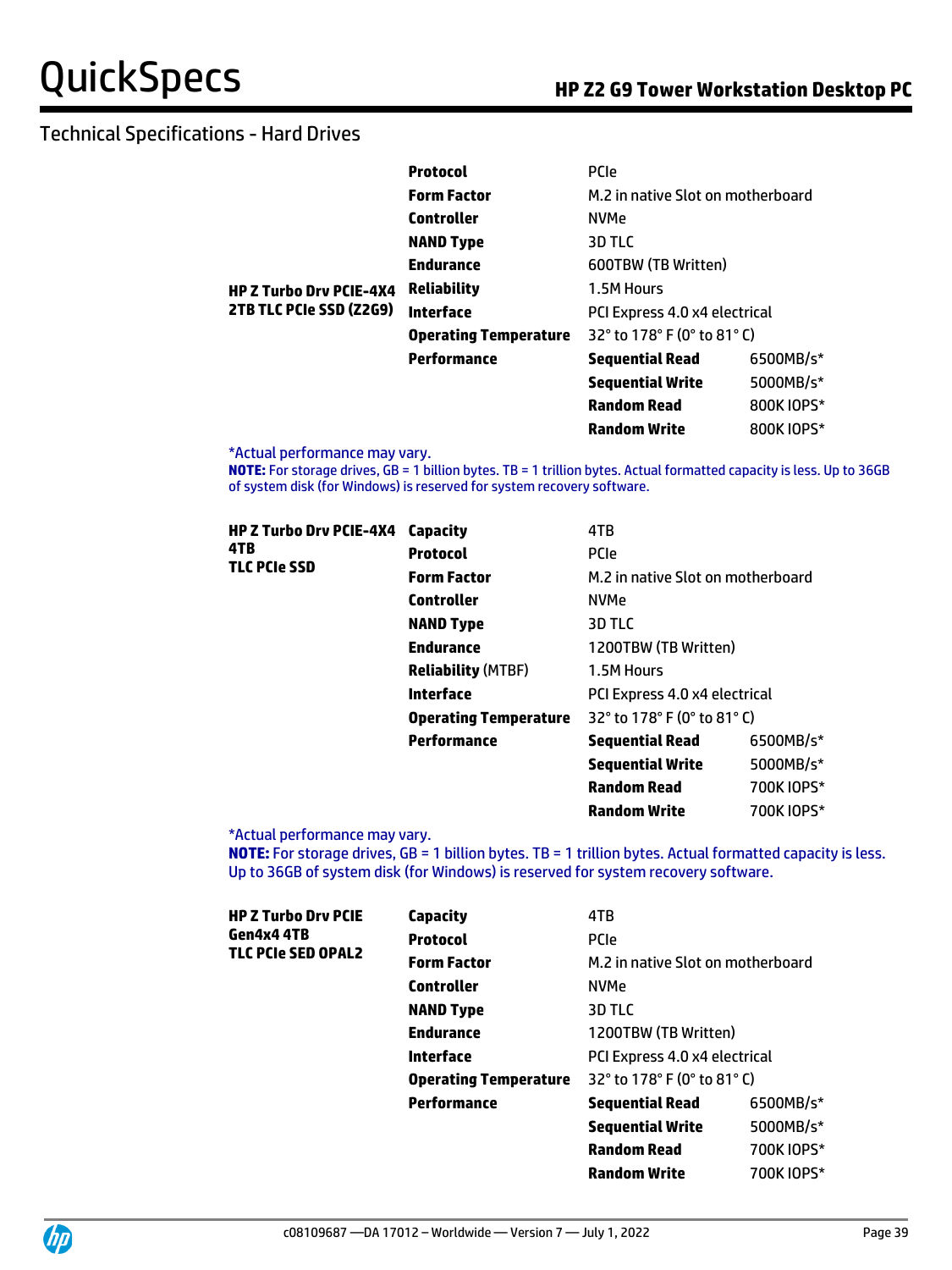## Technical Specifications - Hard Drives

| | | | |
|---|---|---|---|
| **HP Z Turbo Drv PCIE-4X4 2TB TLC PCIe SSD (Z2G9)** | **Protocol** | PCIe | |
| | **Form Factor** | M.2 in native Slot on motherboard | |
| | **Controller** | NVMe | |
| | **NAND Type** | 3D TLC | |
| | **Endurance** | 600TBW (TB Written) | |
| | **Reliability** | 1.5M Hours | |
| | **Interface** | PCI Express 4.0 x4 electrical | |
| | **Operating Temperature** | 32° to 178° F (0° to 81° C) | |
| | **Performance** | **Sequential Read** | 6500MB/s* |
| | | **Sequential Write** | 5000MB/s* |
| | | **Random Read** | 800K IOPS* |
| | | **Random Write** | 800K IOPS* |

*Actual performance may vary.

**NOTE:** For storage drives, GB = 1 billion bytes. TB = 1 trillion bytes. Actual formatted capacity is less. Up to 36GB of system disk (for Windows) is reserved for system recovery software.

| | | | |
|---|---|---|---|
| **HP Z Turbo Drv PCIE-4X4 4TB TLC PCIe SSD** | **Capacity** | 4TB | |
| | **Protocol** | PCIe | |
| | **Form Factor** | M.2 in native Slot on motherboard | |
| | **Controller** | NVMe | |
| | **NAND Type** | 3D TLC | |
| | **Endurance** | 1200TBW (TB Written) | |
| | **Reliability** (MTBF) | 1.5M Hours | |
| | **Interface** | PCI Express 4.0 x4 electrical | |
| | **Operating Temperature** | 32° to 178° F (0° to 81° C) | |
| | **Performance** | **Sequential Read** | 6500MB/s* |
| | | **Sequential Write** | 5000MB/s* |
| | | **Random Read** | 700K IOPS* |
| | | **Random Write** | 700K IOPS* |

*Actual performance may vary.

**NOTE:** For storage drives, GB = 1 billion bytes. TB = 1 trillion bytes. Actual formatted capacity is less. Up to 36GB of system disk (for Windows) is reserved for system recovery software.

| | | | |
|---|---|---|---|
| **HP Z Turbo Drv PCIE Gen4x4 4TB TLC PCIe SED OPAL2** | **Capacity** | 4TB | |
| | **Protocol** | PCIe | |
| | **Form Factor** | M.2 in native Slot on motherboard | |
| | **Controller** | NVMe | |
| | **NAND Type** | 3D TLC | |
| | **Endurance** | 1200TBW (TB Written) | |
| | **Interface** | PCI Express 4.0 x4 electrical | |
| | **Operating Temperature** | 32° to 178° F (0° to 81° C) | |
| | **Performance** | **Sequential Read** | 6500MB/s* |
| | | **Sequential Write** | 5000MB/s* |
| | | **Random Read** | 700K IOPS* |
| | | **Random Write** | 700K IOPS* |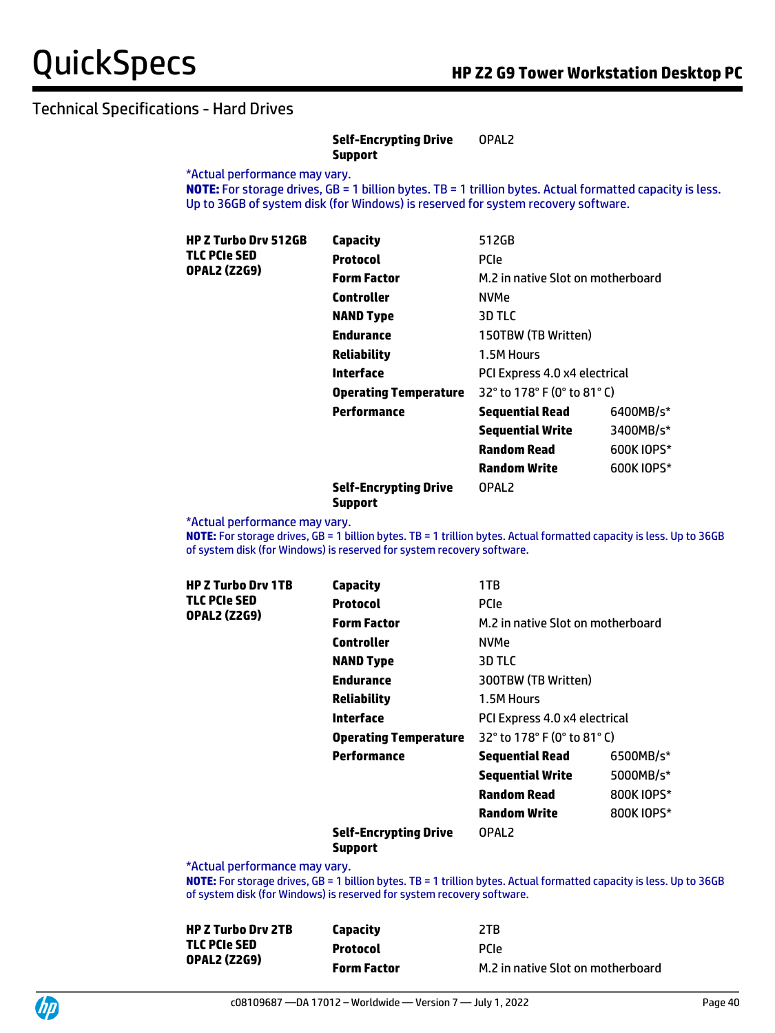## Technical Specifications - Hard Drives

| | | | |
|---|---|---|---|
| | **Self-Encrypting Drive Support** | OPAL2 | |

*Actual performance may vary.
**NOTE:** For storage drives, GB = 1 billion bytes. TB = 1 trillion bytes. Actual formatted capacity is less. Up to 36GB of system disk (for Windows) is reserved for system recovery software.

| | | | |
|---|---|---|---|
| **HP Z Turbo Drv 512GB TLC PCIe SED OPAL2 (Z2G9)** | **Capacity** | 512GB | |
| | **Protocol** | PCIe | |
| | **Form Factor** | M.2 in native Slot on motherboard | |
| | **Controller** | NVMe | |
| | **NAND Type** | 3D TLC | |
| | **Endurance** | 150TBW (TB Written) | |
| | **Reliability** | 1.5M Hours | |
| | **Interface** | PCI Express 4.0 x4 electrical | |
| | **Operating Temperature** | 32° to 178° F (0° to 81° C) | |
| | **Performance** | **Sequential Read** | 6400MB/s* |
| | | **Sequential Write** | 3400MB/s* |
| | | **Random Read** | 600K IOPS* |
| | | **Random Write** | 600K IOPS* |
| | **Self-Encrypting Drive Support** | OPAL2 | |

*Actual performance may vary.
**NOTE:** For storage drives, GB = 1 billion bytes. TB = 1 trillion bytes. Actual formatted capacity is less. Up to 36GB of system disk (for Windows) is reserved for system recovery software.

| | | | |
|---|---|---|---|
| **HP Z Turbo Drv 1TB TLC PCIe SED OPAL2 (Z2G9)** | **Capacity** | 1TB | |
| | **Protocol** | PCIe | |
| | **Form Factor** | M.2 in native Slot on motherboard | |
| | **Controller** | NVMe | |
| | **NAND Type** | 3D TLC | |
| | **Endurance** | 300TBW (TB Written) | |
| | **Reliability** | 1.5M Hours | |
| | **Interface** | PCI Express 4.0 x4 electrical | |
| | **Operating Temperature** | 32° to 178° F (0° to 81° C) | |
| | **Performance** | **Sequential Read** | 6500MB/s* |
| | | **Sequential Write** | 5000MB/s* |
| | | **Random Read** | 800K IOPS* |
| | | **Random Write** | 800K IOPS* |
| | **Self-Encrypting Drive Support** | OPAL2 | |

*Actual performance may vary.
**NOTE:** For storage drives, GB = 1 billion bytes. TB = 1 trillion bytes. Actual formatted capacity is less. Up to 36GB of system disk (for Windows) is reserved for system recovery software.

| | | |
|---|---|---|
| **HP Z Turbo Drv 2TB TLC PCIe SED OPAL2 (Z2G9)** | **Capacity** | 2TB |
| | **Protocol** | PCIe |
| | **Form Factor** | M.2 in native Slot on motherboard |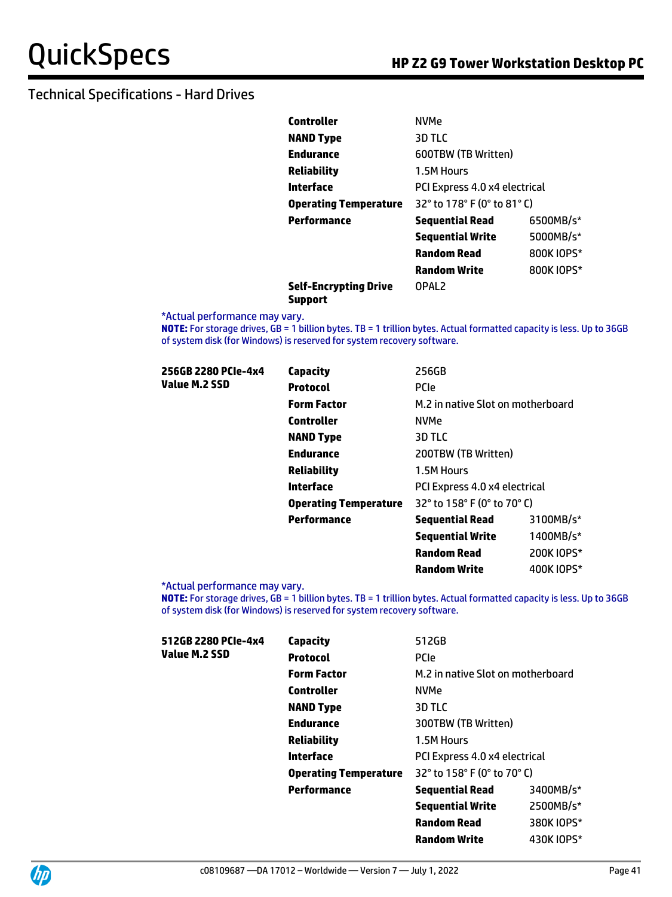## Technical Specifications - Hard Drives

| | | | |
|---|---|---|---|
| | **Controller** | NVMe | |
| | **NAND Type** | 3D TLC | |
| | **Endurance** | 600TBW (TB Written) | |
| | **Reliability** | 1.5M Hours | |
| | **Interface** | PCI Express 4.0 x4 electrical | |
| | **Operating Temperature** | 32° to 178° F (0° to 81° C) | |
| | **Performance** | **Sequential Read** | 6500MB/s* |
| | | **Sequential Write** | 5000MB/s* |
| | | **Random Read** | 800K IOPS* |
| | | **Random Write** | 800K IOPS* |
| | **Self-Encrypting Drive Support** | OPAL2 | |

*Actual performance may vary.

**NOTE:** For storage drives, GB = 1 billion bytes. TB = 1 trillion bytes. Actual formatted capacity is less. Up to 36GB of system disk (for Windows) is reserved for system recovery software.

| | | | |
|---|---|---|---|
| **256GB 2280 PCIe-4x4 Value M.2 SSD** | **Capacity** | 256GB | |
| | **Protocol** | PCIe | |
| | **Form Factor** | M.2 in native Slot on motherboard | |
| | **Controller** | NVMe | |
| | **NAND Type** | 3D TLC | |
| | **Endurance** | 200TBW (TB Written) | |
| | **Reliability** | 1.5M Hours | |
| | **Interface** | PCI Express 4.0 x4 electrical | |
| | **Operating Temperature** | 32° to 158° F (0° to 70° C) | |
| | **Performance** | **Sequential Read** | 3100MB/s* |
| | | **Sequential Write** | 1400MB/s* |
| | | **Random Read** | 200K IOPS* |
| | | **Random Write** | 400K IOPS* |

*Actual performance may vary.

**NOTE:** For storage drives, GB = 1 billion bytes. TB = 1 trillion bytes. Actual formatted capacity is less. Up to 36GB of system disk (for Windows) is reserved for system recovery software.

| | | | |
|---|---|---|---|
| **512GB 2280 PCIe-4x4 Value M.2 SSD** | **Capacity** | 512GB | |
| | **Protocol** | PCIe | |
| | **Form Factor** | M.2 in native Slot on motherboard | |
| | **Controller** | NVMe | |
| | **NAND Type** | 3D TLC | |
| | **Endurance** | 300TBW (TB Written) | |
| | **Reliability** | 1.5M Hours | |
| | **Interface** | PCI Express 4.0 x4 electrical | |
| | **Operating Temperature** | 32° to 158° F (0° to 70° C) | |
| | **Performance** | **Sequential Read** | 3400MB/s* |
| | | **Sequential Write** | 2500MB/s* |
| | | **Random Read** | 380K IOPS* |
| | | **Random Write** | 430K IOPS* |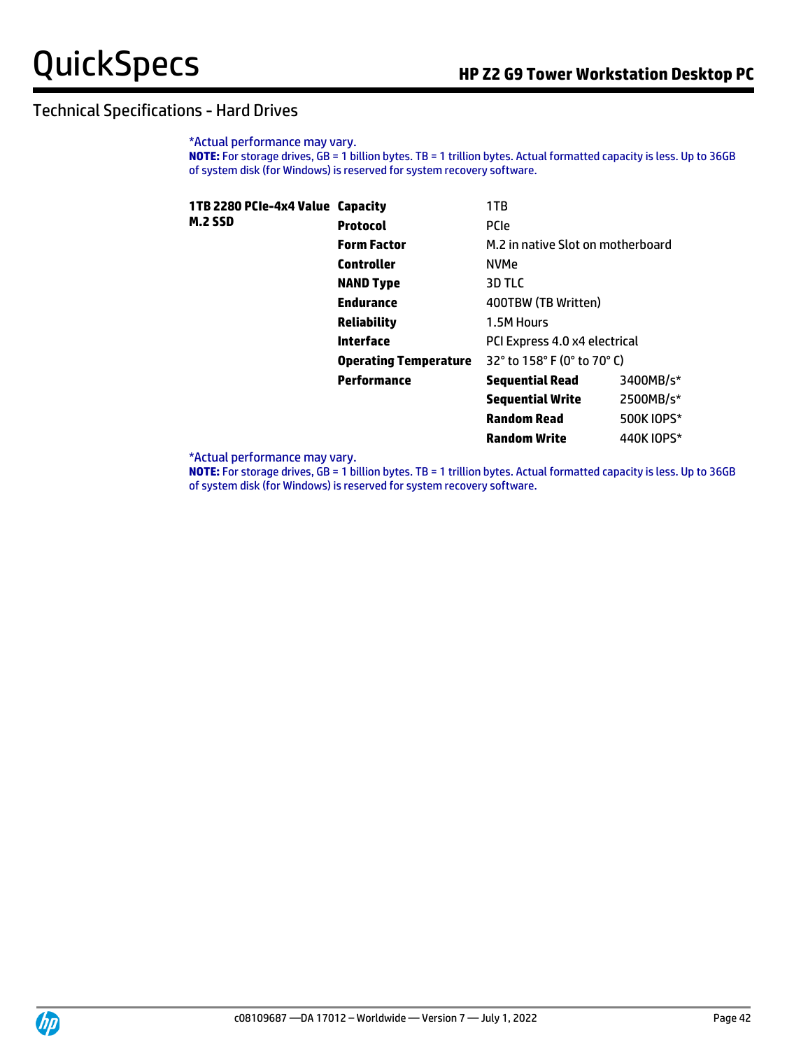## Technical Specifications - Hard Drives

*Actual performance may vary.

**NOTE:** For storage drives, GB = 1 billion bytes. TB = 1 trillion bytes. Actual formatted capacity is less. Up to 36GB of system disk (for Windows) is reserved for system recovery software.

| | | | |
|---|---|---|---|
| **1TB 2280 PCIe-4x4 Value M.2 SSD** | **Capacity** | 1TB | |
| | **Protocol** | PCIe | |
| | **Form Factor** | M.2 in native Slot on motherboard | |
| | **Controller** | NVMe | |
| | **NAND Type** | 3D TLC | |
| | **Endurance** | 400TBW (TB Written) | |
| | **Reliability** | 1.5M Hours | |
| | **Interface** | PCI Express 4.0 x4 electrical | |
| | **Operating Temperature** | 32° to 158° F (0° to 70° C) | |
| | **Performance** | **Sequential Read** | 3400MB/s* |
| | | **Sequential Write** | 2500MB/s* |
| | | **Random Read** | 500K IOPS* |
| | | **Random Write** | 440K IOPS* |

*Actual performance may vary.

**NOTE:** For storage drives, GB = 1 billion bytes. TB = 1 trillion bytes. Actual formatted capacity is less. Up to 36GB of system disk (for Windows) is reserved for system recovery software.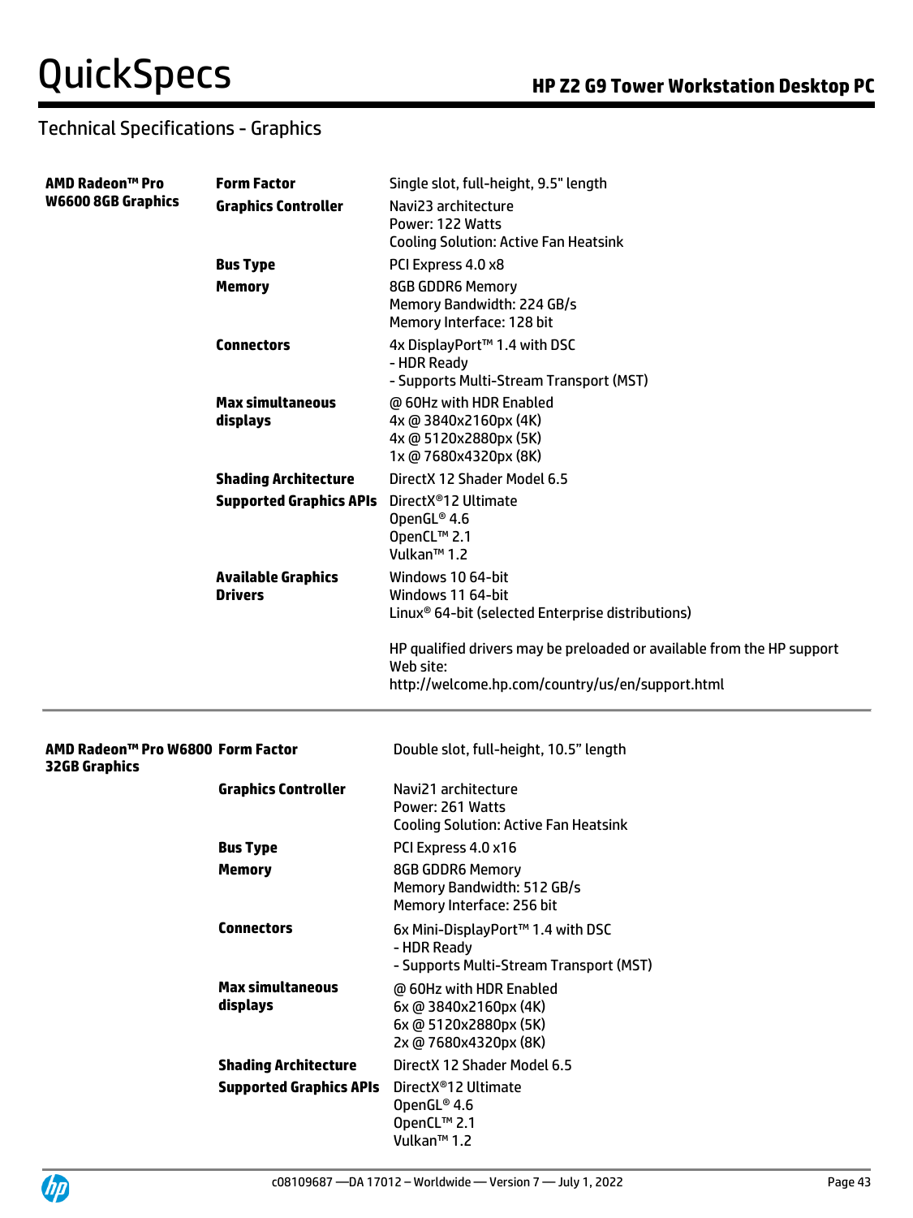## Technical Specifications - Graphics

| | | |
|---|---|---|
| **AMD Radeon™ Pro W6600 8GB Graphics** | **Form Factor** | Single slot, full-height, 9.5" length |
| | **Graphics Controller** | Navi23 architecture<br>Power: 122 Watts<br>Cooling Solution: Active Fan Heatsink |
| | **Bus Type** | PCI Express 4.0 x8 |
| | **Memory** | 8GB GDDR6 Memory<br>Memory Bandwidth: 224 GB/s<br>Memory Interface: 128 bit |
| | **Connectors** | 4x DisplayPort™ 1.4 with DSC<br>- HDR Ready<br>- Supports Multi-Stream Transport (MST) |
| | **Max simultaneous displays** | @ 60Hz with HDR Enabled<br>4x @ 3840x2160px (4K)<br>4x @ 5120x2880px (5K)<br>1x @ 7680x4320px (8K) |
| | **Shading Architecture** | DirectX 12 Shader Model 6.5 |
| | **Supported Graphics APIs** | DirectX®12 Ultimate<br>OpenGL® 4.6<br>OpenCL™ 2.1<br>Vulkan™ 1.2 |
| | **Available Graphics Drivers** | Windows 10 64-bit<br>Windows 11 64-bit<br>Linux® 64-bit (selected Enterprise distributions)<br><br>HP qualified drivers may be preloaded or available from the HP support Web site:<br>http://welcome.hp.com/country/us/en/support.html |

| | | |
|---|---|---|
| **AMD Radeon™ Pro W6800 32GB Graphics** | **Form Factor** | Double slot, full-height, 10.5" length |
| | **Graphics Controller** | Navi21 architecture<br>Power: 261 Watts<br>Cooling Solution: Active Fan Heatsink |
| | **Bus Type** | PCI Express 4.0 x16 |
| | **Memory** | 8GB GDDR6 Memory<br>Memory Bandwidth: 512 GB/s<br>Memory Interface: 256 bit |
| | **Connectors** | 6x Mini-DisplayPort™ 1.4 with DSC<br>- HDR Ready<br>- Supports Multi-Stream Transport (MST) |
| | **Max simultaneous displays** | @ 60Hz with HDR Enabled<br>6x @ 3840x2160px (4K)<br>6x @ 5120x2880px (5K)<br>2x @ 7680x4320px (8K) |
| | **Shading Architecture** | DirectX 12 Shader Model 6.5 |
| | **Supported Graphics APIs** | DirectX®12 Ultimate<br>OpenGL® 4.6<br>OpenCL™ 2.1<br>Vulkan™ 1.2 |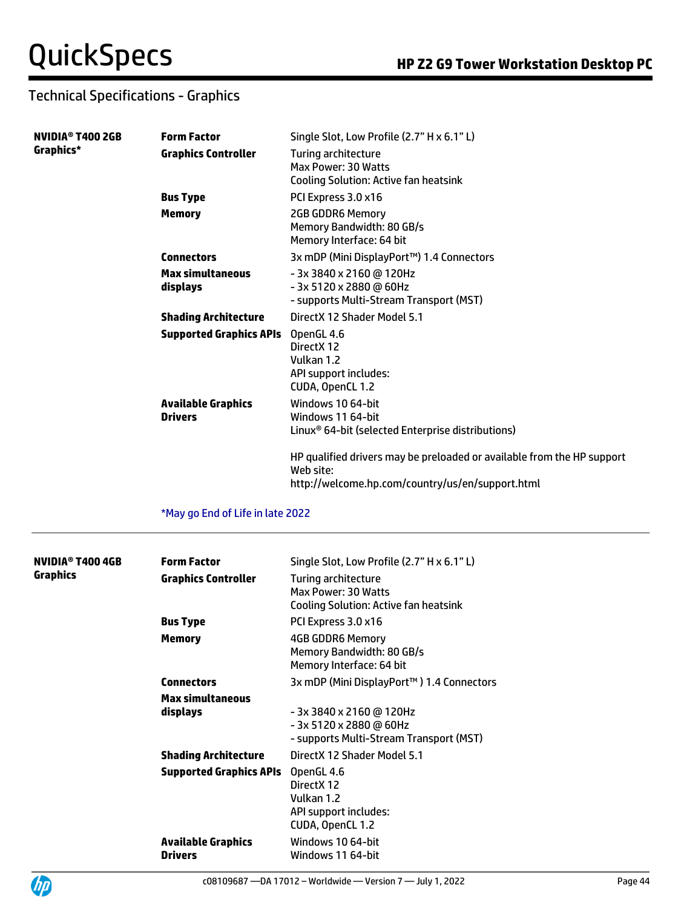## Technical Specifications - Graphics

| | | |
|---|---|---|
| **NVIDIA® T400 2GB Graphics*** | **Form Factor** | Single Slot, Low Profile (2.7" H x 6.1" L) |
| | **Graphics Controller** | Turing architecture<br>Max Power: 30 Watts<br>Cooling Solution: Active fan heatsink |
| | **Bus Type** | PCI Express 3.0 x16 |
| | **Memory** | 2GB GDDR6 Memory<br>Memory Bandwidth: 80 GB/s<br>Memory Interface: 64 bit |
| | **Connectors** | 3x mDP (Mini DisplayPort™) 1.4 Connectors |
| | **Max simultaneous displays** | - 3x 3840 x 2160 @ 120Hz<br>- 3x 5120 x 2880 @ 60Hz<br>- supports Multi-Stream Transport (MST) |
| | **Shading Architecture** | DirectX 12 Shader Model 5.1 |
| | **Supported Graphics APIs** | OpenGL 4.6<br>DirectX 12<br>Vulkan 1.2<br>API support includes:<br>CUDA, OpenCL 1.2 |
| | **Available Graphics Drivers** | Windows 10 64-bit<br>Windows 11 64-bit<br>Linux® 64-bit (selected Enterprise distributions)<br><br>HP qualified drivers may be preloaded or available from the HP support Web site:<br>http://welcome.hp.com/country/us/en/support.html |

*May go End of Life in late 2022

| | | |
|---|---|---|
| **NVIDIA® T400 4GB Graphics** | **Form Factor** | Single Slot, Low Profile (2.7" H x 6.1" L) |
| | **Graphics Controller** | Turing architecture<br>Max Power: 30 Watts<br>Cooling Solution: Active fan heatsink |
| | **Bus Type** | PCI Express 3.0 x16 |
| | **Memory** | 4GB GDDR6 Memory<br>Memory Bandwidth: 80 GB/s<br>Memory Interface: 64 bit |
| | **Connectors** | 3x mDP (Mini DisplayPort™ ) 1.4 Connectors |
| | **Max simultaneous displays** | - 3x 3840 x 2160 @ 120Hz<br>- 3x 5120 x 2880 @ 60Hz<br>- supports Multi-Stream Transport (MST) |
| | **Shading Architecture** | DirectX 12 Shader Model 5.1 |
| | **Supported Graphics APIs** | OpenGL 4.6<br>DirectX 12<br>Vulkan 1.2<br>API support includes:<br>CUDA, OpenCL 1.2 |
| | **Available Graphics Drivers** | Windows 10 64-bit<br>Windows 11 64-bit |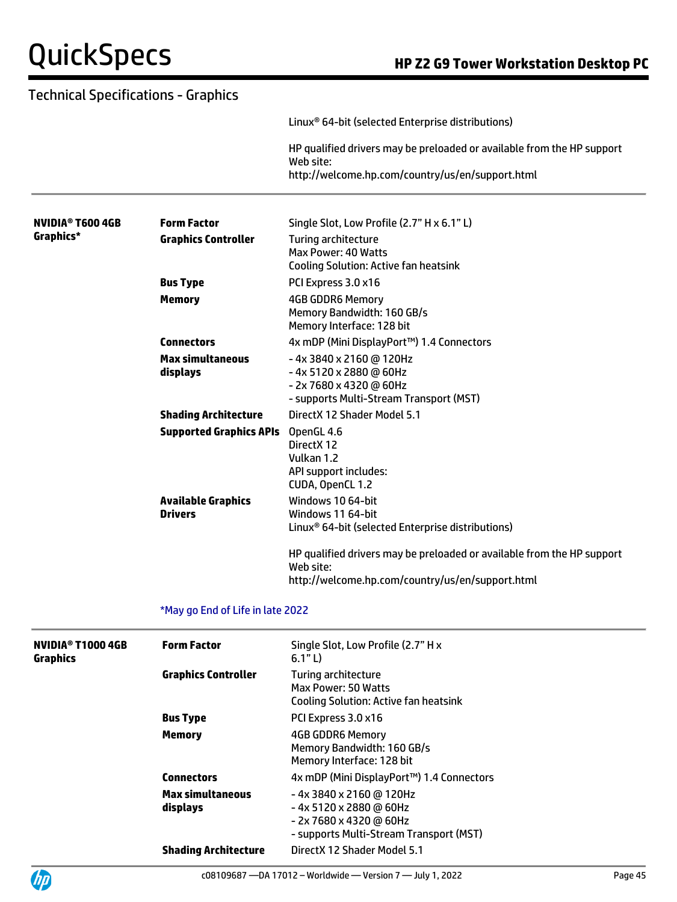## Technical Specifications - Graphics

| | | |
|---|---|---|
| | | Linux® 64-bit (selected Enterprise distributions)<br><br>HP qualified drivers may be preloaded or available from the HP support Web site:<br>http://welcome.hp.com/country/us/en/support.html |

| | | |
|---|---|---|
| **NVIDIA® T600 4GB Graphics*** | **Form Factor** | Single Slot, Low Profile (2.7" H x 6.1" L) |
| | **Graphics Controller** | Turing architecture<br>Max Power: 40 Watts<br>Cooling Solution: Active fan heatsink |
| | **Bus Type** | PCI Express 3.0 x16 |
| | **Memory** | 4GB GDDR6 Memory<br>Memory Bandwidth: 160 GB/s<br>Memory Interface: 128 bit |
| | **Connectors** | 4x mDP (Mini DisplayPort™) 1.4 Connectors |
| | **Max simultaneous displays** | - 4x 3840 x 2160 @ 120Hz<br>- 4x 5120 x 2880 @ 60Hz<br>- 2x 7680 x 4320 @ 60Hz<br>- supports Multi-Stream Transport (MST) |
| | **Shading Architecture** | DirectX 12 Shader Model 5.1 |
| | **Supported Graphics APIs** | OpenGL 4.6<br>DirectX 12<br>Vulkan 1.2<br>API support includes:<br>CUDA, OpenCL 1.2 |
| | **Available Graphics Drivers** | Windows 10 64-bit<br>Windows 11 64-bit<br>Linux® 64-bit (selected Enterprise distributions)<br><br>HP qualified drivers may be preloaded or available from the HP support Web site:<br>http://welcome.hp.com/country/us/en/support.html |

*May go End of Life in late 2022

| | | |
|---|---|---|
| **NVIDIA® T1000 4GB Graphics** | **Form Factor** | Single Slot, Low Profile (2.7" H x 6.1" L) |
| | **Graphics Controller** | Turing architecture<br>Max Power: 50 Watts<br>Cooling Solution: Active fan heatsink |
| | **Bus Type** | PCI Express 3.0 x16 |
| | **Memory** | 4GB GDDR6 Memory<br>Memory Bandwidth: 160 GB/s<br>Memory Interface: 128 bit |
| | **Connectors** | 4x mDP (Mini DisplayPort™) 1.4 Connectors |
| | **Max simultaneous displays** | - 4x 3840 x 2160 @ 120Hz<br>- 4x 5120 x 2880 @ 60Hz<br>- 2x 7680 x 4320 @ 60Hz<br>- supports Multi-Stream Transport (MST) |
| | **Shading Architecture** | DirectX 12 Shader Model 5.1 |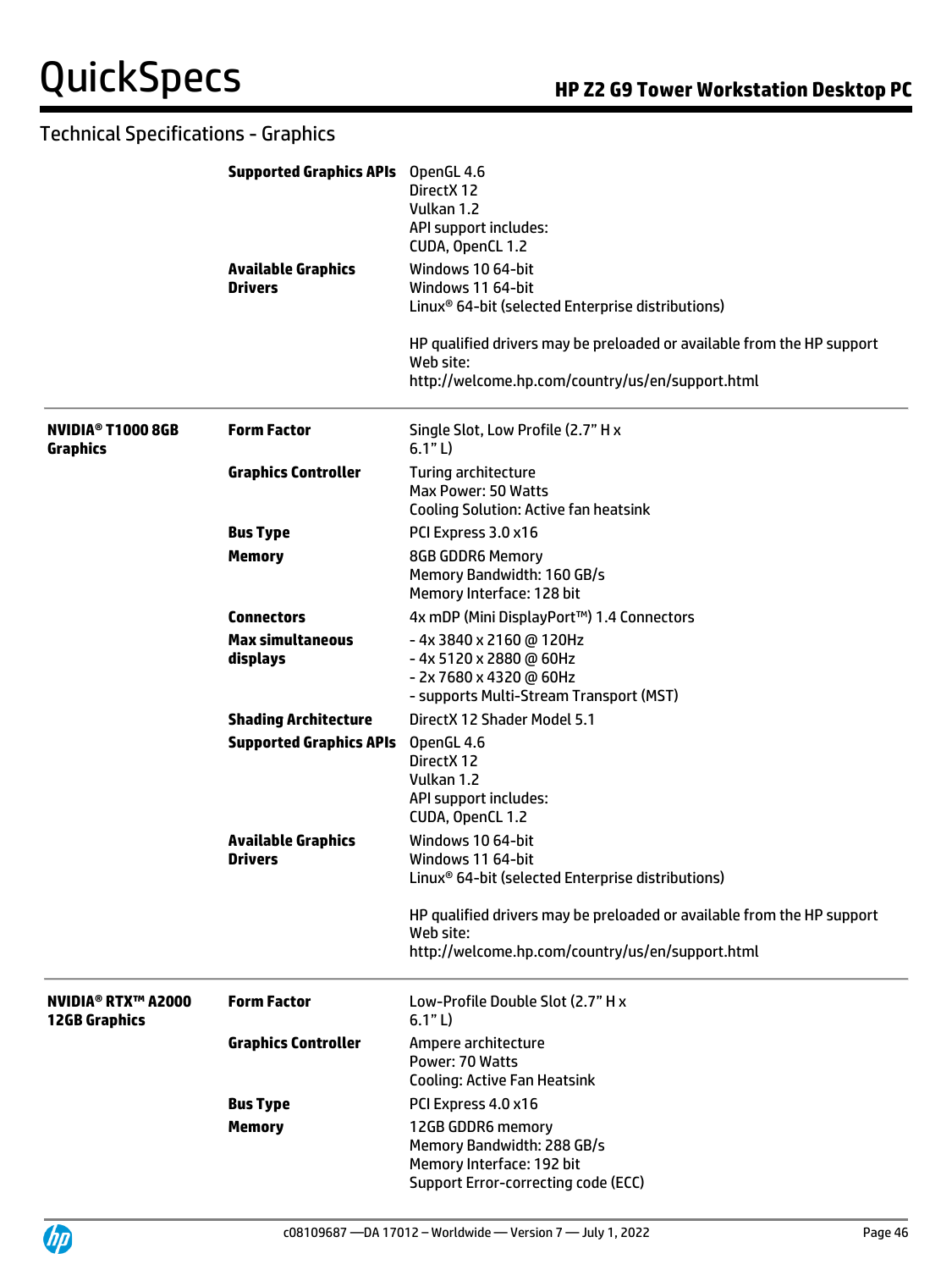## Technical Specifications - Graphics

| | | |
|---|---|---|
| | **Supported Graphics APIs** | OpenGL 4.6<br>DirectX 12<br>Vulkan 1.2<br>API support includes:<br>CUDA, OpenCL 1.2 |
| | **Available Graphics Drivers** | Windows 10 64-bit<br>Windows 11 64-bit<br>Linux® 64-bit (selected Enterprise distributions)<br><br>HP qualified drivers may be preloaded or available from the HP support Web site:<br>http://welcome.hp.com/country/us/en/support.html |
| **NVIDIA® T1000 8GB Graphics** | **Form Factor** | Single Slot, Low Profile (2.7" H x 6.1" L) |
| | **Graphics Controller** | Turing architecture<br>Max Power: 50 Watts<br>Cooling Solution: Active fan heatsink |
| | **Bus Type** | PCI Express 3.0 x16 |
| | **Memory** | 8GB GDDR6 Memory<br>Memory Bandwidth: 160 GB/s<br>Memory Interface: 128 bit |
| | **Connectors** | 4x mDP (Mini DisplayPort™) 1.4 Connectors |
| | **Max simultaneous displays** | - 4x 3840 x 2160 @ 120Hz<br>- 4x 5120 x 2880 @ 60Hz<br>- 2x 7680 x 4320 @ 60Hz<br>- supports Multi-Stream Transport (MST) |
| | **Shading Architecture** | DirectX 12 Shader Model 5.1 |
| | **Supported Graphics APIs** | OpenGL 4.6<br>DirectX 12<br>Vulkan 1.2<br>API support includes:<br>CUDA, OpenCL 1.2 |
| | **Available Graphics Drivers** | Windows 10 64-bit<br>Windows 11 64-bit<br>Linux® 64-bit (selected Enterprise distributions)<br><br>HP qualified drivers may be preloaded or available from the HP support Web site:<br>http://welcome.hp.com/country/us/en/support.html |
| **NVIDIA® RTX™ A2000 12GB Graphics** | **Form Factor** | Low-Profile Double Slot (2.7" H x 6.1" L) |
| | **Graphics Controller** | Ampere architecture<br>Power: 70 Watts<br>Cooling: Active Fan Heatsink |
| | **Bus Type** | PCI Express 4.0 x16 |
| | **Memory** | 12GB GDDR6 memory<br>Memory Bandwidth: 288 GB/s<br>Memory Interface: 192 bit<br>Support Error-correcting code (ECC) |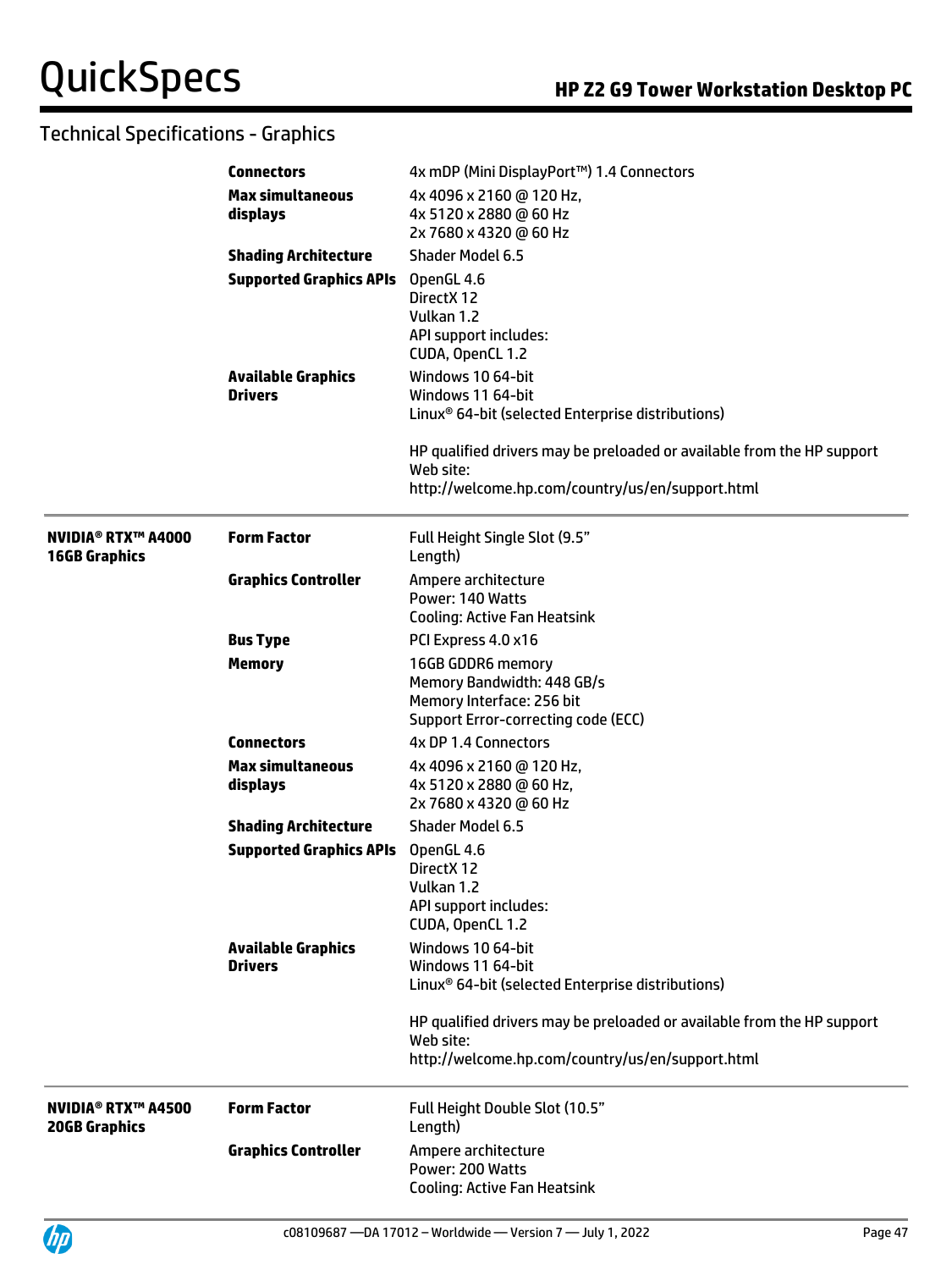## Technical Specifications - Graphics

| | | |
|---|---|---|
| | **Connectors** | 4x mDP (Mini DisplayPort™) 1.4 Connectors |
| | **Max simultaneous displays** | 4x 4096 x 2160 @ 120 Hz,<br>4x 5120 x 2880 @ 60 Hz<br>2x 7680 x 4320 @ 60 Hz |
| | **Shading Architecture** | Shader Model 6.5 |
| | **Supported Graphics APIs** | OpenGL 4.6<br>DirectX 12<br>Vulkan 1.2<br>API support includes:<br>CUDA, OpenCL 1.2 |
| | **Available Graphics Drivers** | Windows 10 64-bit<br>Windows 11 64-bit<br>Linux® 64-bit (selected Enterprise distributions)<br><br>HP qualified drivers may be preloaded or available from the HP support Web site:<br>http://welcome.hp.com/country/us/en/support.html |
| **NVIDIA® RTX™ A4000 16GB Graphics** | **Form Factor** | Full Height Single Slot (9.5" Length) |
| | **Graphics Controller** | Ampere architecture<br>Power: 140 Watts<br>Cooling: Active Fan Heatsink |
| | **Bus Type** | PCI Express 4.0 x16 |
| | **Memory** | 16GB GDDR6 memory<br>Memory Bandwidth: 448 GB/s<br>Memory Interface: 256 bit<br>Support Error-correcting code (ECC) |
| | **Connectors** | 4x DP 1.4 Connectors |
| | **Max simultaneous displays** | 4x 4096 x 2160 @ 120 Hz,<br>4x 5120 x 2880 @ 60 Hz,<br>2x 7680 x 4320 @ 60 Hz |
| | **Shading Architecture** | Shader Model 6.5 |
| | **Supported Graphics APIs** | OpenGL 4.6<br>DirectX 12<br>Vulkan 1.2<br>API support includes:<br>CUDA, OpenCL 1.2 |
| | **Available Graphics Drivers** | Windows 10 64-bit<br>Windows 11 64-bit<br>Linux® 64-bit (selected Enterprise distributions)<br><br>HP qualified drivers may be preloaded or available from the HP support Web site:<br>http://welcome.hp.com/country/us/en/support.html |
| **NVIDIA® RTX™ A4500 20GB Graphics** | **Form Factor** | Full Height Double Slot (10.5" Length) |
| | **Graphics Controller** | Ampere architecture<br>Power: 200 Watts<br>Cooling: Active Fan Heatsink |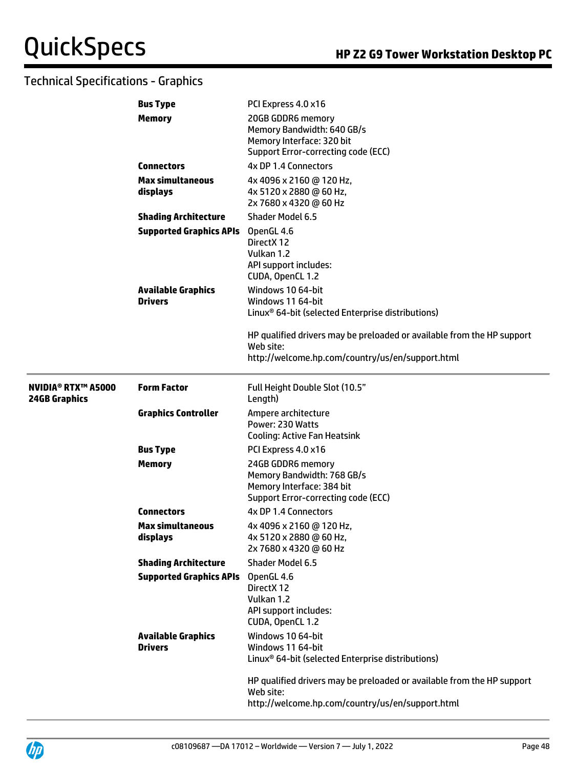## Technical Specifications - Graphics

| | | |
|---|---|---|
| | **Bus Type** | PCI Express 4.0 x16 |
| | **Memory** | 20GB GDDR6 memory<br>Memory Bandwidth: 640 GB/s<br>Memory Interface: 320 bit<br>Support Error-correcting code (ECC) |
| | **Connectors** | 4x DP 1.4 Connectors |
| | **Max simultaneous displays** | 4x 4096 x 2160 @ 120 Hz,<br>4x 5120 x 2880 @ 60 Hz,<br>2x 7680 x 4320 @ 60 Hz |
| | **Shading Architecture** | Shader Model 6.5 |
| | **Supported Graphics APIs** | OpenGL 4.6<br>DirectX 12<br>Vulkan 1.2<br>API support includes:<br>CUDA, OpenCL 1.2 |
| | **Available Graphics Drivers** | Windows 10 64-bit<br>Windows 11 64-bit<br>Linux® 64-bit (selected Enterprise distributions)<br><br>HP qualified drivers may be preloaded or available from the HP support Web site:<br>http://welcome.hp.com/country/us/en/support.html |
| **NVIDIA® RTX™ A5000 24GB Graphics** | **Form Factor** | Full Height Double Slot (10.5" Length) |
| | **Graphics Controller** | Ampere architecture<br>Power: 230 Watts<br>Cooling: Active Fan Heatsink |
| | **Bus Type** | PCI Express 4.0 x16 |
| | **Memory** | 24GB GDDR6 memory<br>Memory Bandwidth: 768 GB/s<br>Memory Interface: 384 bit<br>Support Error-correcting code (ECC) |
| | **Connectors** | 4x DP 1.4 Connectors |
| | **Max simultaneous displays** | 4x 4096 x 2160 @ 120 Hz,<br>4x 5120 x 2880 @ 60 Hz,<br>2x 7680 x 4320 @ 60 Hz |
| | **Shading Architecture** | Shader Model 6.5 |
| | **Supported Graphics APIs** | OpenGL 4.6<br>DirectX 12<br>Vulkan 1.2<br>API support includes:<br>CUDA, OpenCL 1.2 |
| | **Available Graphics Drivers** | Windows 10 64-bit<br>Windows 11 64-bit<br>Linux® 64-bit (selected Enterprise distributions)<br><br>HP qualified drivers may be preloaded or available from the HP support Web site:<br>http://welcome.hp.com/country/us/en/support.html |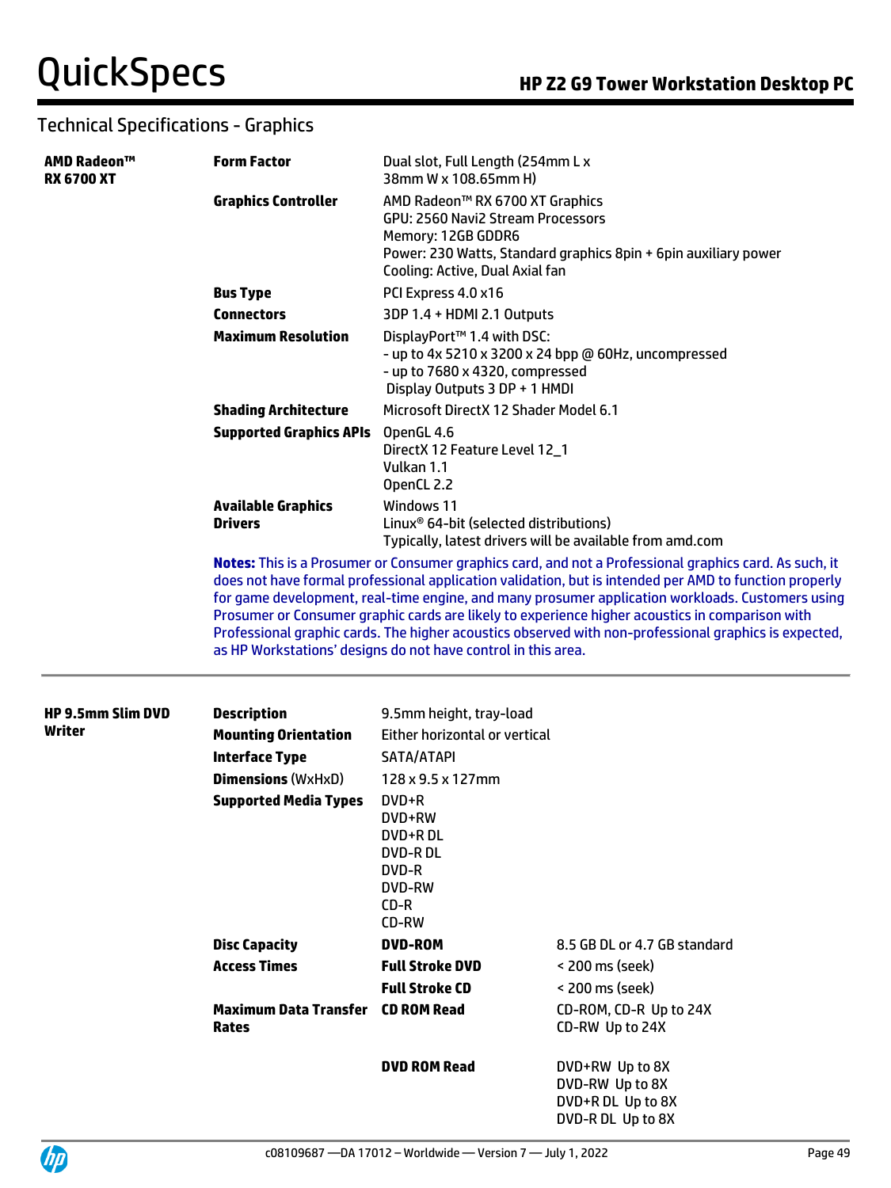## Technical Specifications - Graphics

| | | |
|---|---|---|
| **AMD Radeon™ RX 6700 XT** | **Form Factor** | Dual slot, Full Length (254mm L x 38mm W x 108.65mm H) |
| | **Graphics Controller** | AMD Radeon™ RX 6700 XT Graphics<br>GPU: 2560 Navi2 Stream Processors<br>Memory: 12GB GDDR6<br>Power: 230 Watts, Standard graphics 8pin + 6pin auxiliary power<br>Cooling: Active, Dual Axial fan |
| | **Bus Type** | PCI Express 4.0 x16 |
| | **Connectors** | 3DP 1.4 + HDMI 2.1 Outputs |
| | **Maximum Resolution** | DisplayPort™ 1.4 with DSC:<br>- up to 4x 5210 x 3200 x 24 bpp @ 60Hz, uncompressed<br>- up to 7680 x 4320, compressed<br>Display Outputs 3 DP + 1 HMDI |
| | **Shading Architecture** | Microsoft DirectX 12 Shader Model 6.1 |
| | **Supported Graphics APIs** | OpenGL 4.6<br>DirectX 12 Feature Level 12_1<br>Vulkan 1.1<br>OpenCL 2.2 |
| | **Available Graphics Drivers** | Windows 11<br>Linux® 64-bit (selected distributions)<br>Typically, latest drivers will be available from amd.com |

**Notes:** This is a Prosumer or Consumer graphics card, and not a Professional graphics card. As such, it does not have formal professional application validation, but is intended per AMD to function properly for game development, real-time engine, and many prosumer application workloads. Customers using Prosumer or Consumer graphic cards are likely to experience higher acoustics in comparison with Professional graphic cards. The higher acoustics observed with non-professional graphics is expected, as HP Workstations' designs do not have control in this area.

| | | | |
|---|---|---|---|
| **HP 9.5mm Slim DVD Writer** | **Description** | 9.5mm height, tray-load | |
| | **Mounting Orientation** | Either horizontal or vertical | |
| | **Interface Type** | SATA/ATAPI | |
| | **Dimensions** (WxHxD) | 128 x 9.5 x 127mm | |
| | **Supported Media Types** | DVD+R<br>DVD+RW<br>DVD+R DL<br>DVD-R DL<br>DVD-R<br>DVD-RW<br>CD-R<br>CD-RW | |
| | **Disc Capacity** | **DVD-ROM** | 8.5 GB DL or 4.7 GB standard |
| | **Access Times** | **Full Stroke DVD** | < 200 ms (seek) |
| | | **Full Stroke CD** | < 200 ms (seek) |
| | **Maximum Data Transfer Rates** | **CD ROM Read** | CD-ROM, CD-R Up to 24X<br>CD-RW Up to 24X |
| | | **DVD ROM Read** | DVD+RW Up to 8X<br>DVD-RW Up to 8X<br>DVD+R DL Up to 8X<br>DVD-R DL Up to 8X |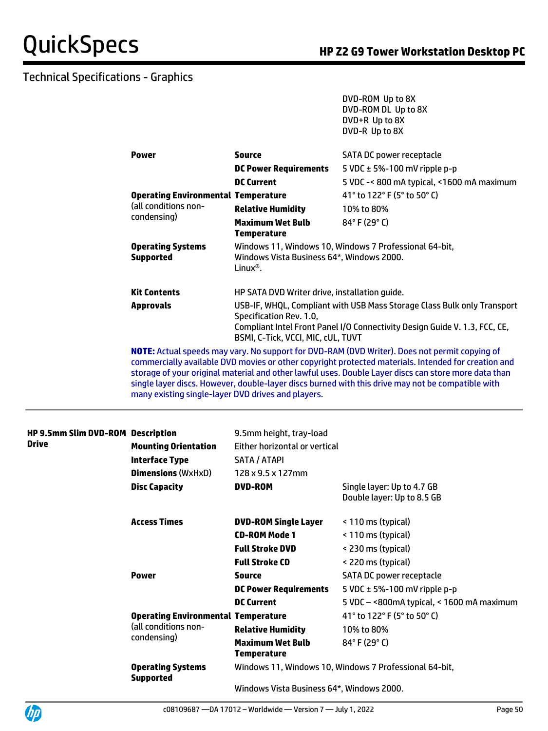## Technical Specifications - Graphics

| | | | |
|---|---|---|---|
| | | | DVD-ROM Up to 8X<br>DVD-ROM DL Up to 8X<br>DVD+R Up to 8X<br>DVD-R Up to 8X |
| | **Power** | **Source** | SATA DC power receptacle |
| | | **DC Power Requirements** | 5 VDC ± 5%-100 mV ripple p-p |
| | | **DC Current** | 5 VDC -< 800 mA typical, <1600 mA maximum |
| | **Operating Environmental** (all conditions non-condensing) | **Temperature** | 41° to 122° F (5° to 50° C) |
| | | **Relative Humidity** | 10% to 80% |
| | | **Maximum Wet Bulb Temperature** | 84° F (29° C) |
| | **Operating Systems Supported** | Windows 11, Windows 10, Windows 7 Professional 64-bit, Windows Vista Business 64*, Windows 2000. Linux®. | |
| | **Kit Contents** | HP SATA DVD Writer drive, installation guide. | |
| | **Approvals** | USB-IF, WHQL, Compliant with USB Mass Storage Class Bulk only Transport Specification Rev. 1.0, Compliant Intel Front Panel I/O Connectivity Design Guide V. 1.3, FCC, CE, BSMI, C-Tick, VCCI, MIC, cUL, TUVT | |

**NOTE:** Actual speeds may vary. No support for DVD-RAM (DVD Writer). Does not permit copying of commercially available DVD movies or other copyright protected materials. Intended for creation and storage of your original material and other lawful uses. Double Layer discs can store more data than single layer discs. However, double-layer discs burned with this drive may not be compatible with many existing single-layer DVD drives and players.

| | | | |
|---|---|---|---|
| **HP 9.5mm Slim DVD-ROM Drive** | **Description** | 9.5mm height, tray-load | |
| | **Mounting Orientation** | Either horizontal or vertical | |
| | **Interface Type** | SATA / ATAPI | |
| | **Dimensions** (WxHxD) | 128 x 9.5 x 127mm | |
| | **Disc Capacity** | **DVD-ROM** | Single layer: Up to 4.7 GB<br>Double layer: Up to 8.5 GB |
| | **Access Times** | **DVD-ROM Single Layer** | < 110 ms (typical) |
| | | **CD-ROM Mode 1** | < 110 ms (typical) |
| | | **Full Stroke DVD** | < 230 ms (typical) |
| | | **Full Stroke CD** | < 220 ms (typical) |
| | **Power** | **Source** | SATA DC power receptacle |
| | | **DC Power Requirements** | 5 VDC ± 5%-100 mV ripple p-p |
| | | **DC Current** | 5 VDC – <800mA typical, < 1600 mA maximum |
| | **Operating Environmental** (all conditions non-condensing) | **Temperature** | 41° to 122° F (5° to 50° C) |
| | | **Relative Humidity** | 10% to 80% |
| | | **Maximum Wet Bulb Temperature** | 84° F (29° C) |
| | **Operating Systems Supported** | Windows 11, Windows 10, Windows 7 Professional 64-bit,<br>Windows Vista Business 64*, Windows 2000. | |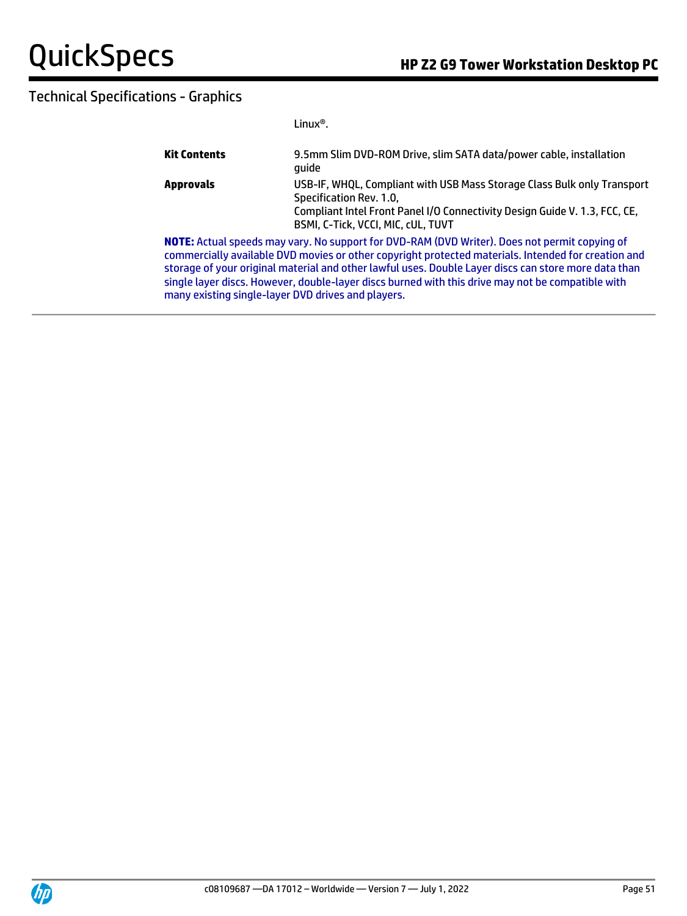## Technical Specifications - Graphics

| | |
|---|---|
| | Linux®. |
| **Kit Contents** | 9.5mm Slim DVD-ROM Drive, slim SATA data/power cable, installation guide |
| **Approvals** | USB-IF, WHQL, Compliant with USB Mass Storage Class Bulk only Transport Specification Rev. 1.0,<br>Compliant Intel Front Panel I/O Connectivity Design Guide V. 1.3, FCC, CE, BSMI, C-Tick, VCCI, MIC, cUL, TUVT |

**NOTE:** Actual speeds may vary. No support for DVD-RAM (DVD Writer). Does not permit copying of commercially available DVD movies or other copyright protected materials. Intended for creation and storage of your original material and other lawful uses. Double Layer discs can store more data than single layer discs. However, double-layer discs burned with this drive may not be compatible with many existing single-layer DVD drives and players.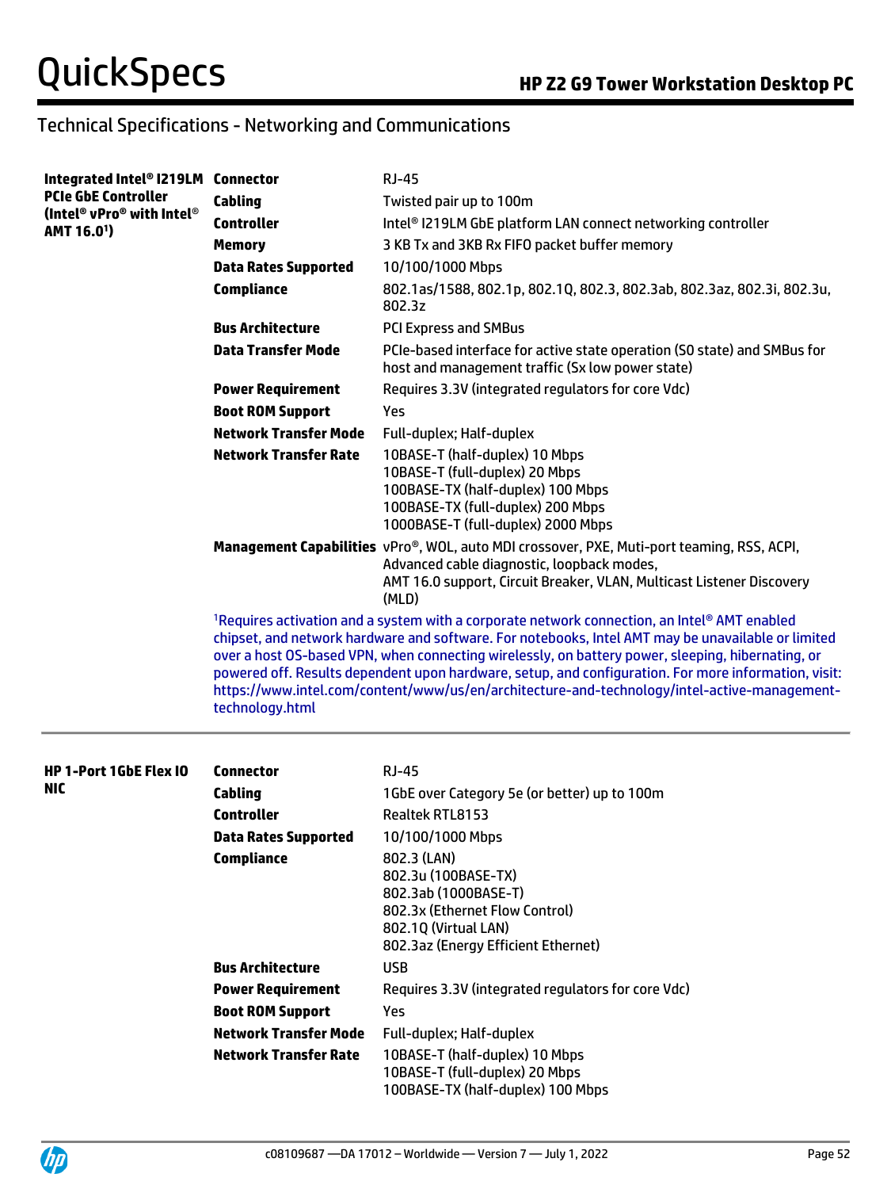## Technical Specifications - Networking and Communications

| **Integrated Intel® I219LM PCIe GbE Controller (Intel® vPro® with Intel® AMT 16.0[1])** | | |
|---|---|---|
| | **Connector** | RJ-45 |
| | **Cabling** | Twisted pair up to 100m |
| | **Controller** | Intel® I219LM GbE platform LAN connect networking controller |
| | **Memory** | 3 KB Tx and 3KB Rx FIFO packet buffer memory |
| | **Data Rates Supported** | 10/100/1000 Mbps |
| | **Compliance** | 802.1as/1588, 802.1p, 802.1Q, 802.3, 802.3ab, 802.3az, 802.3i, 802.3u, 802.3z |
| | **Bus Architecture** | PCI Express and SMBus |
| | **Data Transfer Mode** | PCIe-based interface for active state operation (S0 state) and SMBus for host and management traffic (Sx low power state) |
| | **Power Requirement** | Requires 3.3V (integrated regulators for core Vdc) |
| | **Boot ROM Support** | Yes |
| | **Network Transfer Mode** | Full-duplex; Half-duplex |
| | **Network Transfer Rate** | 10BASE-T (half-duplex) 10 Mbps<br>10BASE-T (full-duplex) 20 Mbps<br>100BASE-TX (half-duplex) 100 Mbps<br>100BASE-TX (full-duplex) 200 Mbps<br>1000BASE-T (full-duplex) 2000 Mbps |
| | **Management Capabilities** | vPro®, WOL, auto MDI crossover, PXE, Muti-port teaming, RSS, ACPI, Advanced cable diagnostic, loopback modes,<br>AMT 16.0 support, Circuit Breaker, VLAN, Multicast Listener Discovery (MLD) |

[1]Requires activation and a system with a corporate network connection, an Intel® AMT enabled chipset, and network hardware and software. For notebooks, Intel AMT may be unavailable or limited over a host OS-based VPN, when connecting wirelessly, on battery power, sleeping, hibernating, or powered off. Results dependent upon hardware, setup, and configuration. For more information, visit: https://www.intel.com/content/www/us/en/architecture-and-technology/intel-active-management-technology.html

| **HP 1-Port 1GbE Flex IO NIC** | | |
|---|---|---|
| | **Connector** | RJ-45 |
| | **Cabling** | 1GbE over Category 5e (or better) up to 100m |
| | **Controller** | Realtek RTL8153 |
| | **Data Rates Supported** | 10/100/1000 Mbps |
| | **Compliance** | 802.3 (LAN)<br>802.3u (100BASE-TX)<br>802.3ab (1000BASE-T)<br>802.3x (Ethernet Flow Control)<br>802.1Q (Virtual LAN)<br>802.3az (Energy Efficient Ethernet) |
| | **Bus Architecture** | USB |
| | **Power Requirement** | Requires 3.3V (integrated regulators for core Vdc) |
| | **Boot ROM Support** | Yes |
| | **Network Transfer Mode** | Full-duplex; Half-duplex |
| | **Network Transfer Rate** | 10BASE-T (half-duplex) 10 Mbps<br>10BASE-T (full-duplex) 20 Mbps<br>100BASE-TX (half-duplex) 100 Mbps |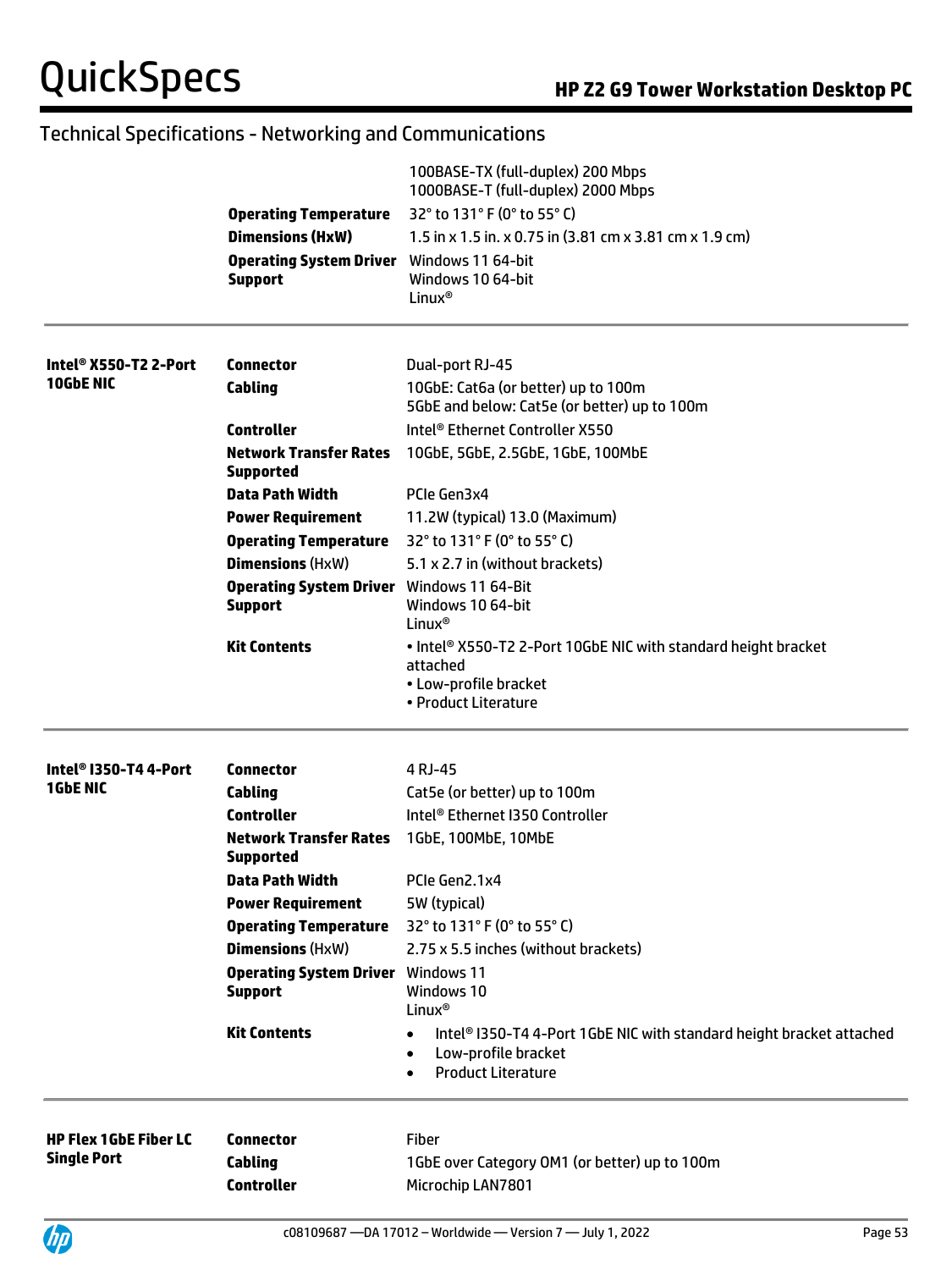## Technical Specifications - Networking and Communications

| | | |
|---|---|---|
| | | 100BASE-TX (full-duplex) 200 Mbps<br>1000BASE-T (full-duplex) 2000 Mbps |
| | **Operating Temperature** | 32° to 131° F (0° to 55° C) |
| | **Dimensions (HxW)** | 1.5 in x 1.5 in. x 0.75 in (3.81 cm x 3.81 cm x 1.9 cm) |
| | **Operating System Driver Support** | Windows 11 64-bit<br>Windows 10 64-bit<br>Linux® |
| **Intel® X550-T2 2-Port 10GbE NIC** | **Connector** | Dual-port RJ-45 |
| | **Cabling** | 10GbE: Cat6a (or better) up to 100m<br>5GbE and below: Cat5e (or better) up to 100m |
| | **Controller** | Intel® Ethernet Controller X550 |
| | **Network Transfer Rates Supported** | 10GbE, 5GbE, 2.5GbE, 1GbE, 100MbE |
| | **Data Path Width** | PCIe Gen3x4 |
| | **Power Requirement** | 11.2W (typical) 13.0 (Maximum) |
| | **Operating Temperature** | 32° to 131° F (0° to 55° C) |
| | **Dimensions** (HxW) | 5.1 x 2.7 in (without brackets) |
| | **Operating System Driver Support** | Windows 11 64-Bit<br>Windows 10 64-bit<br>Linux® |
| | **Kit Contents** | • Intel® X550-T2 2-Port 10GbE NIC with standard height bracket attached<br>• Low-profile bracket<br>• Product Literature |
| **Intel® I350-T4 4-Port 1GbE NIC** | **Connector** | 4 RJ-45 |
| | **Cabling** | Cat5e (or better) up to 100m |
| | **Controller** | Intel® Ethernet I350 Controller |
| | **Network Transfer Rates Supported** | 1GbE, 100MbE, 10MbE |
| | **Data Path Width** | PCIe Gen2.1x4 |
| | **Power Requirement** | 5W (typical) |
| | **Operating Temperature** | 32° to 131° F (0° to 55° C) |
| | **Dimensions** (HxW) | 2.75 x 5.5 inches (without brackets) |
| | **Operating System Driver Support** | Windows 11<br>Windows 10<br>Linux® |
| | **Kit Contents** | • Intel® I350-T4 4-Port 1GbE NIC with standard height bracket attached<br>• Low-profile bracket<br>• Product Literature |
| **HP Flex 1GbE Fiber LC Single Port** | **Connector** | Fiber |
| | **Cabling** | 1GbE over Category OM1 (or better) up to 100m |
| | **Controller** | Microchip LAN7801 |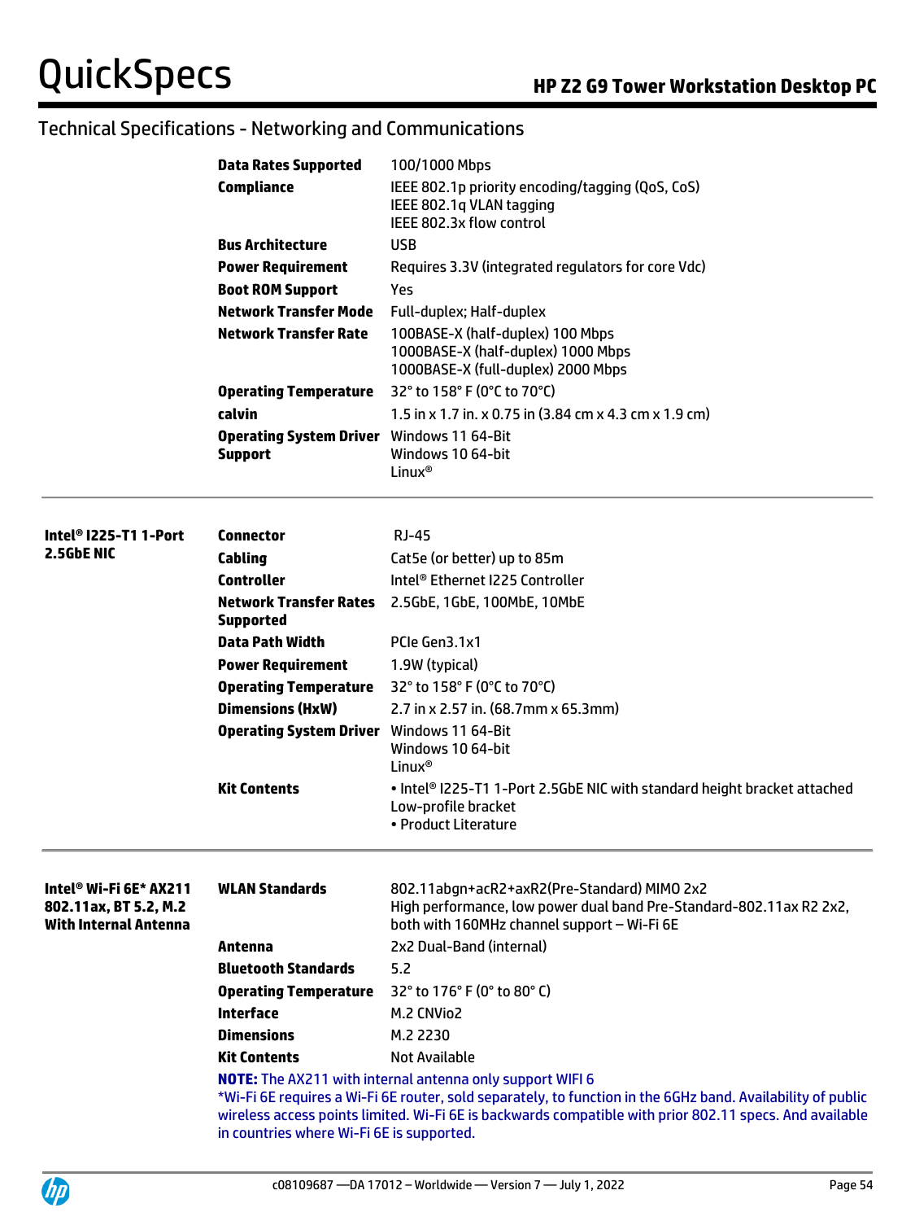## Technical Specifications - Networking and Communications

| | | |
|---|---|---|
| | **Data Rates Supported** | 100/1000 Mbps |
| | **Compliance** | IEEE 802.1p priority encoding/tagging (QoS, CoS)<br>IEEE 802.1q VLAN tagging<br>IEEE 802.3x flow control |
| | **Bus Architecture** | USB |
| | **Power Requirement** | Requires 3.3V (integrated regulators for core Vdc) |
| | **Boot ROM Support** | Yes |
| | **Network Transfer Mode** | Full-duplex; Half-duplex |
| | **Network Transfer Rate** | 100BASE-X (half-duplex) 100 Mbps<br>1000BASE-X (half-duplex) 1000 Mbps<br>1000BASE-X (full-duplex) 2000 Mbps |
| | **Operating Temperature** | 32° to 158° F (0°C to 70°C) |
| | **calvin** | 1.5 in x 1.7 in. x 0.75 in (3.84 cm x 4.3 cm x 1.9 cm) |
| | **Operating System Driver Support** | Windows 11 64-Bit<br>Windows 10 64-bit<br>Linux® |

| | | |
|---|---|---|
| **Intel® I225-T1 1-Port 2.5GbE NIC** | **Connector** | RJ-45 |
| | **Cabling** | Cat5e (or better) up to 85m |
| | **Controller** | Intel® Ethernet I225 Controller |
| | **Network Transfer Rates Supported** | 2.5GbE, 1GbE, 100MbE, 10MbE |
| | **Data Path Width** | PCIe Gen3.1x1 |
| | **Power Requirement** | 1.9W (typical) |
| | **Operating Temperature** | 32° to 158° F (0°C to 70°C) |
| | **Dimensions (HxW)** | 2.7 in x 2.57 in. (68.7mm x 65.3mm) |
| | **Operating System Driver** | Windows 11 64-Bit<br>Windows 10 64-bit<br>Linux® |
| | **Kit Contents** | • Intel® I225-T1 1-Port 2.5GbE NIC with standard height bracket attached Low-profile bracket<br>• Product Literature |

| | | |
|---|---|---|
| **Intel® Wi-Fi 6E* AX211 802.11ax, BT 5.2, M.2 With Internal Antenna** | **WLAN Standards** | 802.11abgn+acR2+axR2(Pre-Standard) MIMO 2x2<br>High performance, low power dual band Pre-Standard-802.11ax R2 2x2, both with 160MHz channel support – Wi-Fi 6E |
| | **Antenna** | 2x2 Dual-Band (internal) |
| | **Bluetooth Standards** | 5.2 |
| | **Operating Temperature** | 32° to 176° F (0° to 80° C) |
| | **Interface** | M.2 CNVio2 |
| | **Dimensions** | M.2 2230 |
| | **Kit Contents** | Not Available |

**NOTE:** The AX211 with internal antenna only support WIFI 6

*Wi-Fi 6E requires a Wi-Fi 6E router, sold separately, to function in the 6GHz band. Availability of public wireless access points limited. Wi-Fi 6E is backwards compatible with prior 802.11 specs. And available in countries where Wi-Fi 6E is supported.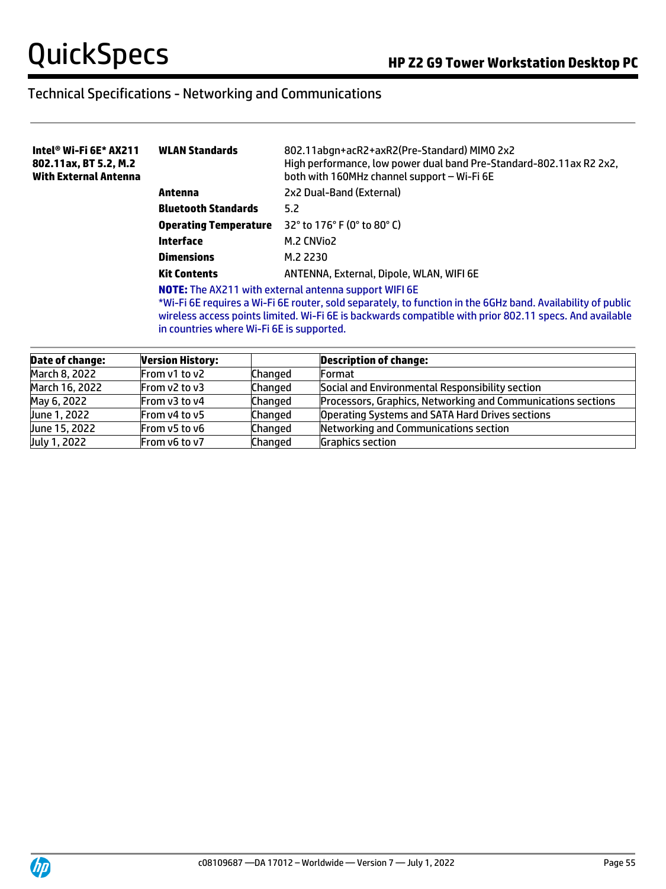## Technical Specifications - Networking and Communications

| | | |
|---|---|---|
| **Intel® Wi-Fi 6E* AX211 802.11ax, BT 5.2, M.2 With External Antenna** | **WLAN Standards** | 802.11abgn+acR2+axR2(Pre-Standard) MIMO 2x2<br>High performance, low power dual band Pre-Standard-802.11ax R2 2x2, both with 160MHz channel support – Wi-Fi 6E |
| | **Antenna** | 2x2 Dual-Band (External) |
| | **Bluetooth Standards** | 5.2 |
| | **Operating Temperature** | 32° to 176° F (0° to 80° C) |
| | **Interface** | M.2 CNVio2 |
| | **Dimensions** | M.2 2230 |
| | **Kit Contents** | ANTENNA, External, Dipole, WLAN, WIFI 6E |

**NOTE:** The AX211 with external antenna support WIFI 6E
*Wi-Fi 6E requires a Wi-Fi 6E router, sold separately, to function in the 6GHz band. Availability of public wireless access points limited. Wi-Fi 6E is backwards compatible with prior 802.11 specs. And available in countries where Wi-Fi 6E is supported.

| **Date of change:** | **Version History:** | | **Description of change:** |
|---|---|---|---|
| March 8, 2022 | From v1 to v2 | Changed | Format |
| March 16, 2022 | From v2 to v3 | Changed | Social and Environmental Responsibility section |
| May 6, 2022 | From v3 to v4 | Changed | Processors, Graphics, Networking and Communications sections |
| June 1, 2022 | From v4 to v5 | Changed | Operating Systems and SATA Hard Drives sections |
| June 15, 2022 | From v5 to v6 | Changed | Networking and Communications section |
| July 1, 2022 | From v6 to v7 | Changed | Graphics section |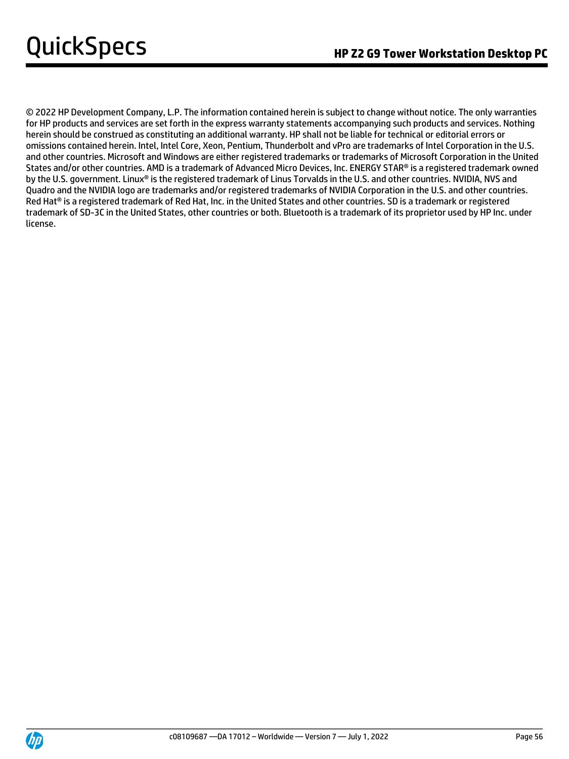© 2022 HP Development Company, L.P. The information contained herein is subject to change without notice. The only warranties for HP products and services are set forth in the express warranty statements accompanying such products and services. Nothing herein should be construed as constituting an additional warranty. HP shall not be liable for technical or editorial errors or omissions contained herein. Intel, Intel Core, Xeon, Pentium, Thunderbolt and vPro are trademarks of Intel Corporation in the U.S. and other countries. Microsoft and Windows are either registered trademarks or trademarks of Microsoft Corporation in the United States and/or other countries. AMD is a trademark of Advanced Micro Devices, Inc. ENERGY STAR® is a registered trademark owned by the U.S. government. Linux® is the registered trademark of Linus Torvalds in the U.S. and other countries. NVIDIA, NVS and Quadro and the NVIDIA logo are trademarks and/or registered trademarks of NVIDIA Corporation in the U.S. and other countries. Red Hat® is a registered trademark of Red Hat, Inc. in the United States and other countries. SD is a trademark or registered trademark of SD-3C in the United States, other countries or both. Bluetooth is a trademark of its proprietor used by HP Inc. under license.